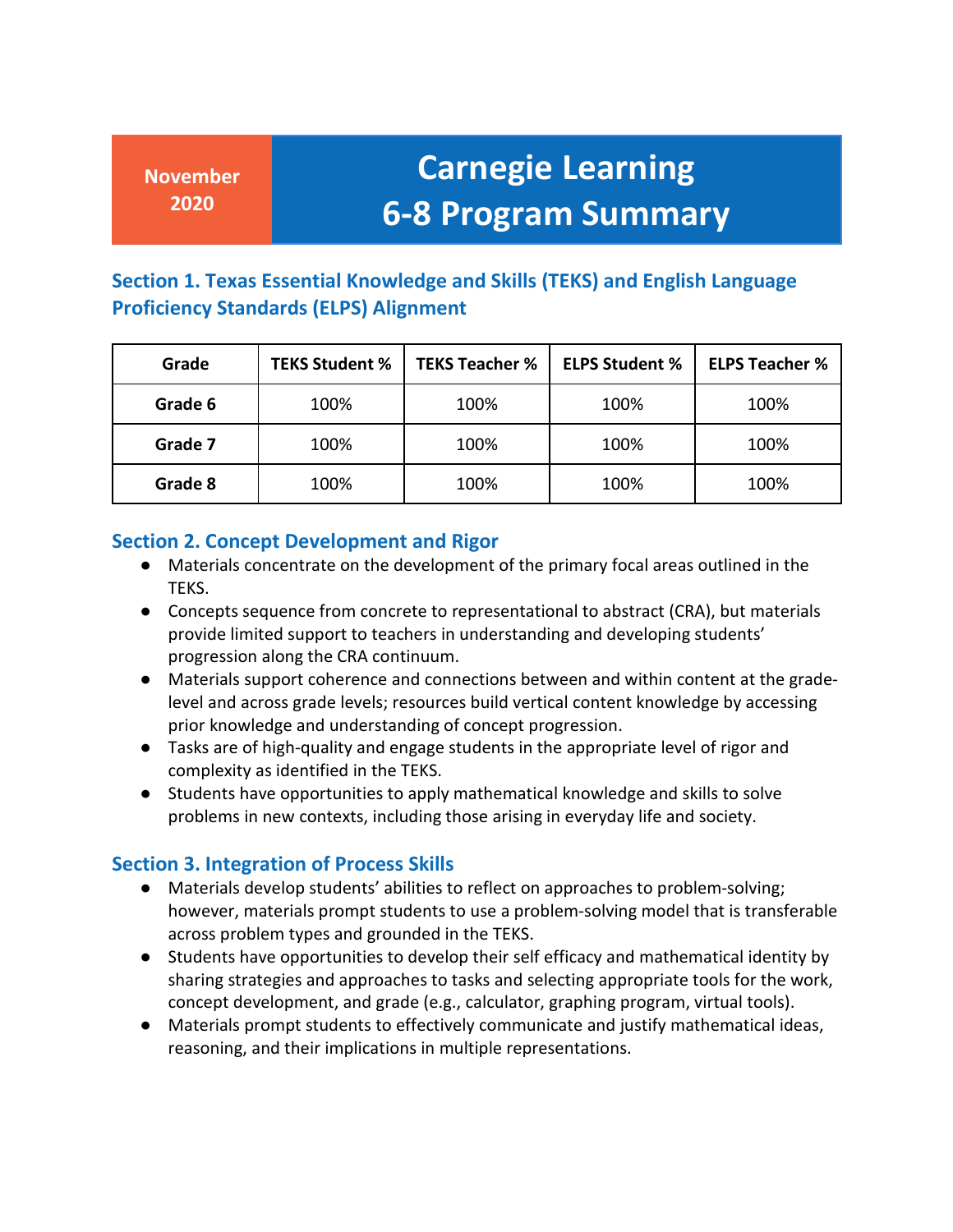**November 2020**

# Carnegie Learning 6-8 Program Summary

## Section 1. Texas Essential Knowledge and Skills (TEKS) and English Language Proficiency Standards (ELPS) Alignment

| Grade | TEKS Student % | TEKS Teacher % | ELPS Student % | ELPS Teacher % |
|---|---|---|---|---|
| Grade 6 | 100% | 100% | 100% | 100% |
| Grade 7 | 100% | 100% | 100% | 100% |
| Grade 8 | 100% | 100% | 100% | 100% |

## Section 2. Concept Development and Rigor

- Materials concentrate on the development of the primary focal areas outlined in the TEKS.
- Concepts sequence from concrete to representational to abstract (CRA), but materials provide limited support to teachers in understanding and developing students' progression along the CRA continuum.
- Materials support coherence and connections between and within content at the grade-level and across grade levels; resources build vertical content knowledge by accessing prior knowledge and understanding of concept progression.
- Tasks are of high-quality and engage students in the appropriate level of rigor and complexity as identified in the TEKS.
- Students have opportunities to apply mathematical knowledge and skills to solve problems in new contexts, including those arising in everyday life and society.

## Section 3. Integration of Process Skills

- Materials develop students' abilities to reflect on approaches to problem-solving; however, materials prompt students to use a problem-solving model that is transferable across problem types and grounded in the TEKS.
- Students have opportunities to develop their self efficacy and mathematical identity by sharing strategies and approaches to tasks and selecting appropriate tools for the work, concept development, and grade (e.g., calculator, graphing program, virtual tools).
- Materials prompt students to effectively communicate and justify mathematical ideas, reasoning, and their implications in multiple representations.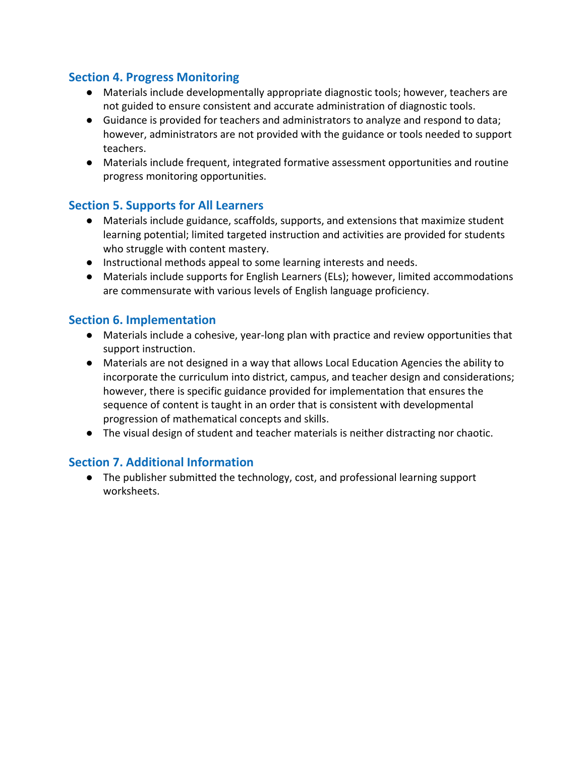## Section 4. Progress Monitoring

- Materials include developmentally appropriate diagnostic tools; however, teachers are not guided to ensure consistent and accurate administration of diagnostic tools.
- Guidance is provided for teachers and administrators to analyze and respond to data; however, administrators are not provided with the guidance or tools needed to support teachers.
- Materials include frequent, integrated formative assessment opportunities and routine progress monitoring opportunities.

## Section 5. Supports for All Learners

- Materials include guidance, scaffolds, supports, and extensions that maximize student learning potential; limited targeted instruction and activities are provided for students who struggle with content mastery.
- Instructional methods appeal to some learning interests and needs.
- Materials include supports for English Learners (ELs); however, limited accommodations are commensurate with various levels of English language proficiency.

## Section 6. Implementation

- Materials include a cohesive, year-long plan with practice and review opportunities that support instruction.
- Materials are not designed in a way that allows Local Education Agencies the ability to incorporate the curriculum into district, campus, and teacher design and considerations; however, there is specific guidance provided for implementation that ensures the sequence of content is taught in an order that is consistent with developmental progression of mathematical concepts and skills.
- The visual design of student and teacher materials is neither distracting nor chaotic.

## Section 7. Additional Information

- The publisher submitted the technology, cost, and professional learning support worksheets.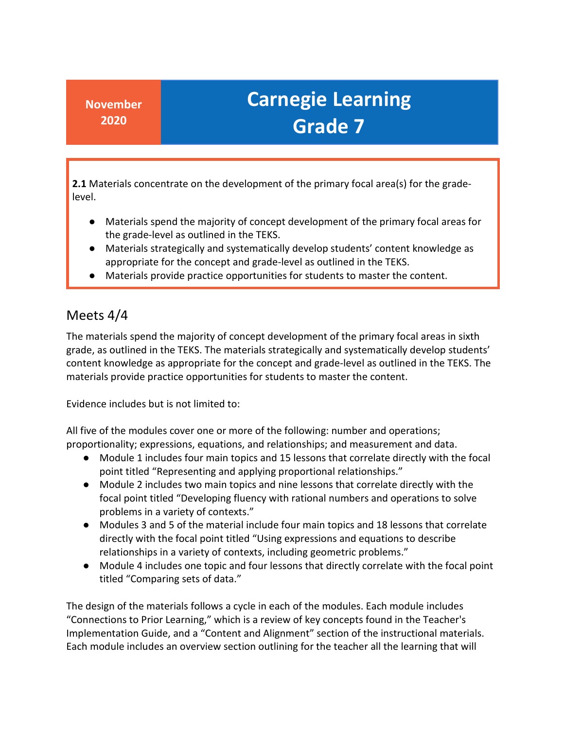**November 2020**

# Carnegie Learning Grade 7

**2.1** Materials concentrate on the development of the primary focal area(s) for the grade-level.

- Materials spend the majority of concept development of the primary focal areas for the grade-level as outlined in the TEKS.
- Materials strategically and systematically develop students' content knowledge as appropriate for the concept and grade-level as outlined in the TEKS.
- Materials provide practice opportunities for students to master the content.

## Meets 4/4

The materials spend the majority of concept development of the primary focal areas in sixth grade, as outlined in the TEKS. The materials strategically and systematically develop students' content knowledge as appropriate for the concept and grade-level as outlined in the TEKS. The materials provide practice opportunities for students to master the content.

Evidence includes but is not limited to:

All five of the modules cover one or more of the following: number and operations; proportionality; expressions, equations, and relationships; and measurement and data.

- Module 1 includes four main topics and 15 lessons that correlate directly with the focal point titled "Representing and applying proportional relationships."
- Module 2 includes two main topics and nine lessons that correlate directly with the focal point titled "Developing fluency with rational numbers and operations to solve problems in a variety of contexts."
- Modules 3 and 5 of the material include four main topics and 18 lessons that correlate directly with the focal point titled "Using expressions and equations to describe relationships in a variety of contexts, including geometric problems."
- Module 4 includes one topic and four lessons that directly correlate with the focal point titled "Comparing sets of data."

The design of the materials follows a cycle in each of the modules. Each module includes "Connections to Prior Learning," which is a review of key concepts found in the Teacher's Implementation Guide, and a "Content and Alignment" section of the instructional materials. Each module includes an overview section outlining for the teacher all the learning that will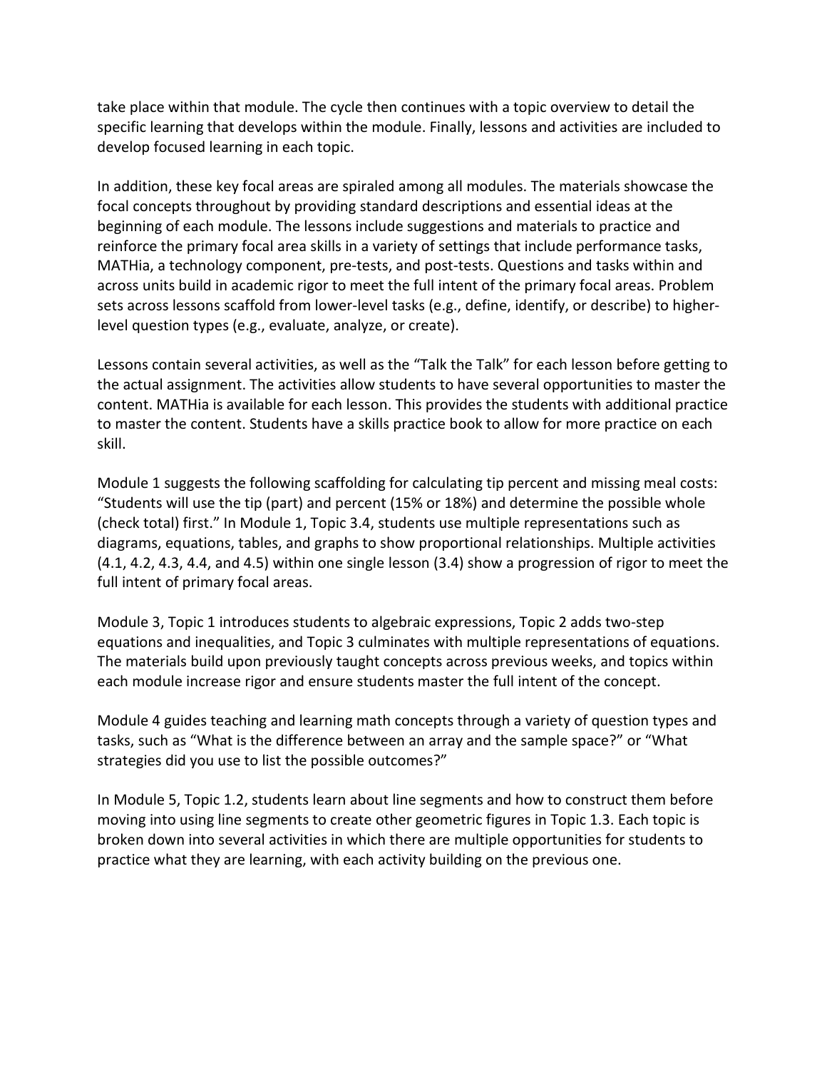take place within that module. The cycle then continues with a topic overview to detail the specific learning that develops within the module. Finally, lessons and activities are included to develop focused learning in each topic.

In addition, these key focal areas are spiraled among all modules. The materials showcase the focal concepts throughout by providing standard descriptions and essential ideas at the beginning of each module. The lessons include suggestions and materials to practice and reinforce the primary focal area skills in a variety of settings that include performance tasks, MATHia, a technology component, pre-tests, and post-tests. Questions and tasks within and across units build in academic rigor to meet the full intent of the primary focal areas. Problem sets across lessons scaffold from lower-level tasks (e.g., define, identify, or describe) to higher-level question types (e.g., evaluate, analyze, or create).

Lessons contain several activities, as well as the "Talk the Talk" for each lesson before getting to the actual assignment. The activities allow students to have several opportunities to master the content. MATHia is available for each lesson. This provides the students with additional practice to master the content. Students have a skills practice book to allow for more practice on each skill.

Module 1 suggests the following scaffolding for calculating tip percent and missing meal costs: "Students will use the tip (part) and percent (15% or 18%) and determine the possible whole (check total) first." In Module 1, Topic 3.4, students use multiple representations such as diagrams, equations, tables, and graphs to show proportional relationships. Multiple activities (4.1, 4.2, 4.3, 4.4, and 4.5) within one single lesson (3.4) show a progression of rigor to meet the full intent of primary focal areas.

Module 3, Topic 1 introduces students to algebraic expressions, Topic 2 adds two-step equations and inequalities, and Topic 3 culminates with multiple representations of equations. The materials build upon previously taught concepts across previous weeks, and topics within each module increase rigor and ensure students master the full intent of the concept.

Module 4 guides teaching and learning math concepts through a variety of question types and tasks, such as "What is the difference between an array and the sample space?" or "What strategies did you use to list the possible outcomes?"

In Module 5, Topic 1.2, students learn about line segments and how to construct them before moving into using line segments to create other geometric figures in Topic 1.3. Each topic is broken down into several activities in which there are multiple opportunities for students to practice what they are learning, with each activity building on the previous one.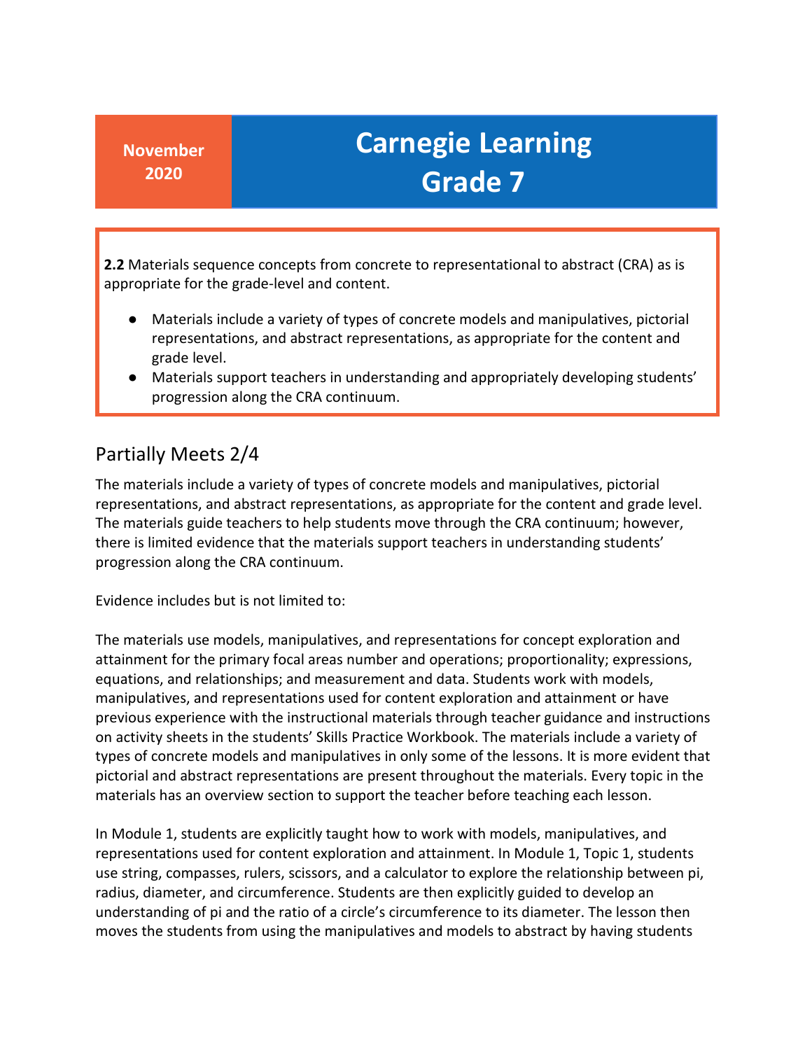**November 2020**

# Carnegie Learning Grade 7

**2.2** Materials sequence concepts from concrete to representational to abstract (CRA) as is appropriate for the grade-level and content.

- Materials include a variety of types of concrete models and manipulatives, pictorial representations, and abstract representations, as appropriate for the content and grade level.
- Materials support teachers in understanding and appropriately developing students' progression along the CRA continuum.

## Partially Meets 2/4

The materials include a variety of types of concrete models and manipulatives, pictorial representations, and abstract representations, as appropriate for the content and grade level. The materials guide teachers to help students move through the CRA continuum; however, there is limited evidence that the materials support teachers in understanding students' progression along the CRA continuum.

Evidence includes but is not limited to:

The materials use models, manipulatives, and representations for concept exploration and attainment for the primary focal areas number and operations; proportionality; expressions, equations, and relationships; and measurement and data. Students work with models, manipulatives, and representations used for content exploration and attainment or have previous experience with the instructional materials through teacher guidance and instructions on activity sheets in the students' Skills Practice Workbook. The materials include a variety of types of concrete models and manipulatives in only some of the lessons. It is more evident that pictorial and abstract representations are present throughout the materials. Every topic in the materials has an overview section to support the teacher before teaching each lesson.

In Module 1, students are explicitly taught how to work with models, manipulatives, and representations used for content exploration and attainment. In Module 1, Topic 1, students use string, compasses, rulers, scissors, and a calculator to explore the relationship between pi, radius, diameter, and circumference. Students are then explicitly guided to develop an understanding of pi and the ratio of a circle's circumference to its diameter. The lesson then moves the students from using the manipulatives and models to abstract by having students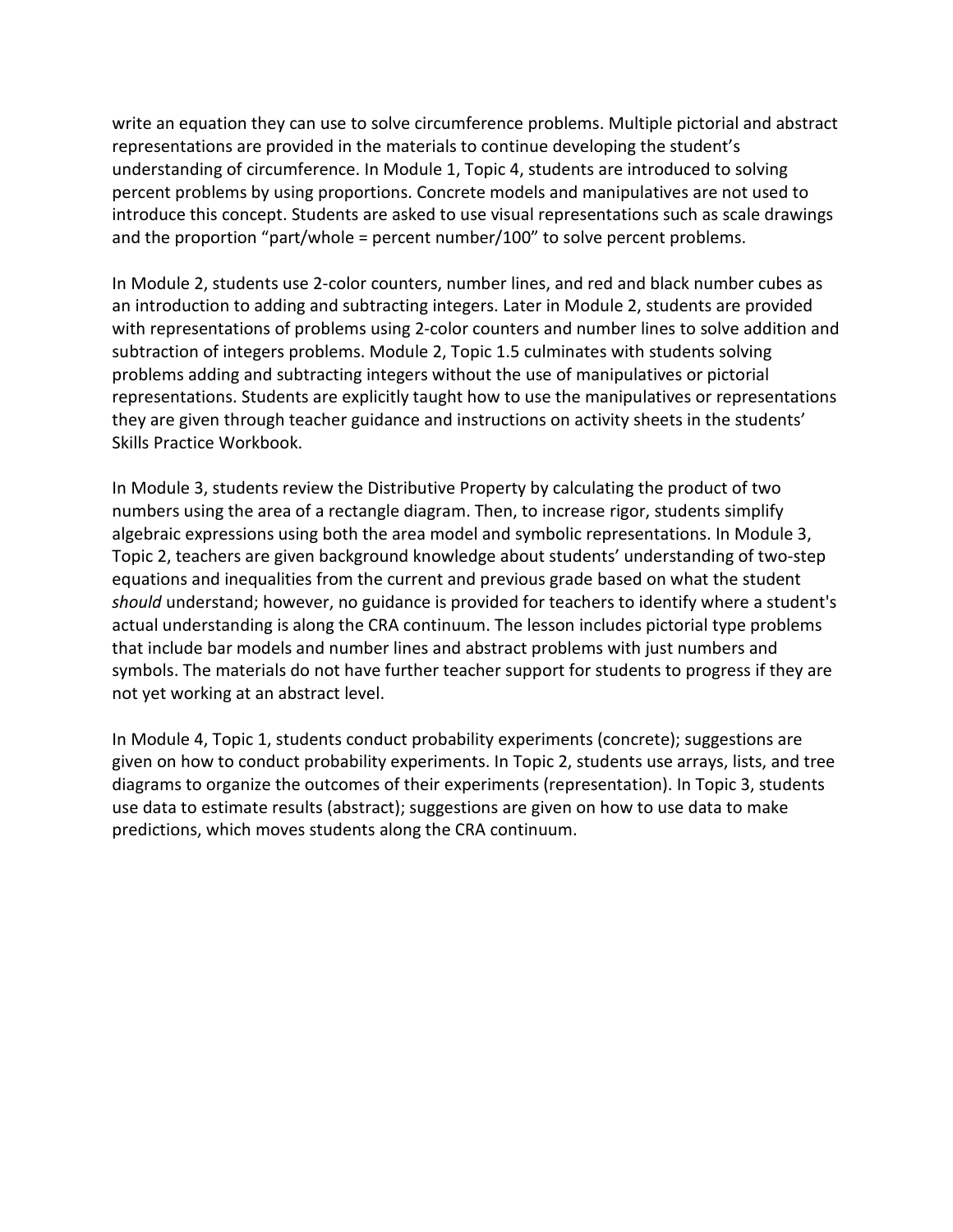write an equation they can use to solve circumference problems. Multiple pictorial and abstract representations are provided in the materials to continue developing the student's understanding of circumference. In Module 1, Topic 4, students are introduced to solving percent problems by using proportions. Concrete models and manipulatives are not used to introduce this concept. Students are asked to use visual representations such as scale drawings and the proportion "part/whole = percent number/100" to solve percent problems.

In Module 2, students use 2-color counters, number lines, and red and black number cubes as an introduction to adding and subtracting integers. Later in Module 2, students are provided with representations of problems using 2-color counters and number lines to solve addition and subtraction of integers problems. Module 2, Topic 1.5 culminates with students solving problems adding and subtracting integers without the use of manipulatives or pictorial representations. Students are explicitly taught how to use the manipulatives or representations they are given through teacher guidance and instructions on activity sheets in the students' Skills Practice Workbook.

In Module 3, students review the Distributive Property by calculating the product of two numbers using the area of a rectangle diagram. Then, to increase rigor, students simplify algebraic expressions using both the area model and symbolic representations. In Module 3, Topic 2, teachers are given background knowledge about students' understanding of two-step equations and inequalities from the current and previous grade based on what the student *should* understand; however, no guidance is provided for teachers to identify where a student's actual understanding is along the CRA continuum. The lesson includes pictorial type problems that include bar models and number lines and abstract problems with just numbers and symbols. The materials do not have further teacher support for students to progress if they are not yet working at an abstract level.

In Module 4, Topic 1, students conduct probability experiments (concrete); suggestions are given on how to conduct probability experiments. In Topic 2, students use arrays, lists, and tree diagrams to organize the outcomes of their experiments (representation). In Topic 3, students use data to estimate results (abstract); suggestions are given on how to use data to make predictions, which moves students along the CRA continuum.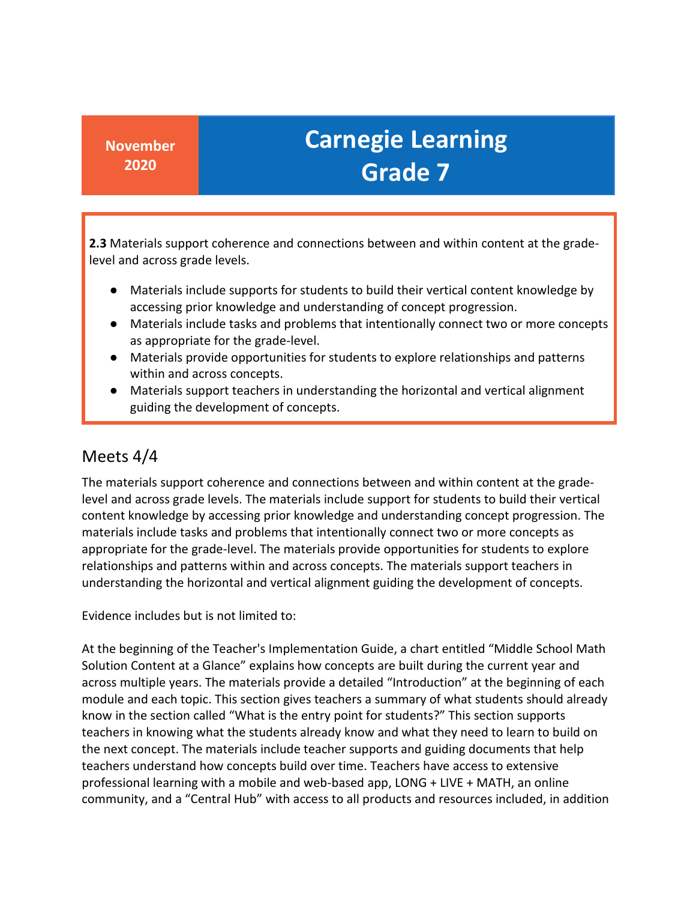**2.3** Materials support coherence and connections between and within content at the grade-level and across grade levels.

- Materials include supports for students to build their vertical content knowledge by accessing prior knowledge and understanding of concept progression.
- Materials include tasks and problems that intentionally connect two or more concepts as appropriate for the grade-level.
- Materials provide opportunities for students to explore relationships and patterns within and across concepts.
- Materials support teachers in understanding the horizontal and vertical alignment guiding the development of concepts.

## Meets 4/4

The materials support coherence and connections between and within content at the grade-level and across grade levels. The materials include support for students to build their vertical content knowledge by accessing prior knowledge and understanding concept progression. The materials include tasks and problems that intentionally connect two or more concepts as appropriate for the grade-level. The materials provide opportunities for students to explore relationships and patterns within and across concepts. The materials support teachers in understanding the horizontal and vertical alignment guiding the development of concepts.

Evidence includes but is not limited to:

At the beginning of the Teacher's Implementation Guide, a chart entitled "Middle School Math Solution Content at a Glance" explains how concepts are built during the current year and across multiple years. The materials provide a detailed "Introduction" at the beginning of each module and each topic. This section gives teachers a summary of what students should already know in the section called "What is the entry point for students?" This section supports teachers in knowing what the students already know and what they need to learn to build on the next concept. The materials include teacher supports and guiding documents that help teachers understand how concepts build over time. Teachers have access to extensive professional learning with a mobile and web-based app, LONG + LIVE + MATH, an online community, and a "Central Hub" with access to all products and resources included, in addition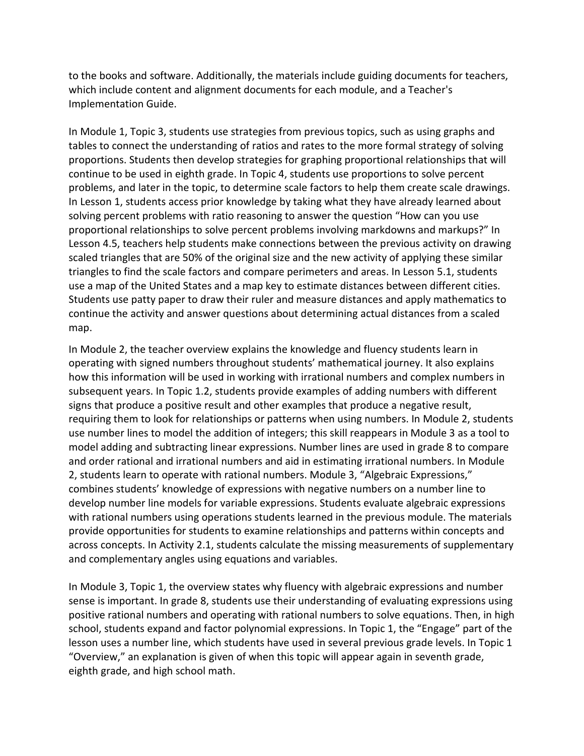to the books and software. Additionally, the materials include guiding documents for teachers, which include content and alignment documents for each module, and a Teacher's Implementation Guide.

In Module 1, Topic 3, students use strategies from previous topics, such as using graphs and tables to connect the understanding of ratios and rates to the more formal strategy of solving proportions. Students then develop strategies for graphing proportional relationships that will continue to be used in eighth grade. In Topic 4, students use proportions to solve percent problems, and later in the topic, to determine scale factors to help them create scale drawings. In Lesson 1, students access prior knowledge by taking what they have already learned about solving percent problems with ratio reasoning to answer the question "How can you use proportional relationships to solve percent problems involving markdowns and markups?" In Lesson 4.5, teachers help students make connections between the previous activity on drawing scaled triangles that are 50% of the original size and the new activity of applying these similar triangles to find the scale factors and compare perimeters and areas. In Lesson 5.1, students use a map of the United States and a map key to estimate distances between different cities. Students use patty paper to draw their ruler and measure distances and apply mathematics to continue the activity and answer questions about determining actual distances from a scaled map.

In Module 2, the teacher overview explains the knowledge and fluency students learn in operating with signed numbers throughout students' mathematical journey. It also explains how this information will be used in working with irrational numbers and complex numbers in subsequent years. In Topic 1.2, students provide examples of adding numbers with different signs that produce a positive result and other examples that produce a negative result, requiring them to look for relationships or patterns when using numbers. In Module 2, students use number lines to model the addition of integers; this skill reappears in Module 3 as a tool to model adding and subtracting linear expressions. Number lines are used in grade 8 to compare and order rational and irrational numbers and aid in estimating irrational numbers. In Module 2, students learn to operate with rational numbers. Module 3, "Algebraic Expressions," combines students' knowledge of expressions with negative numbers on a number line to develop number line models for variable expressions. Students evaluate algebraic expressions with rational numbers using operations students learned in the previous module. The materials provide opportunities for students to examine relationships and patterns within concepts and across concepts. In Activity 2.1, students calculate the missing measurements of supplementary and complementary angles using equations and variables.

In Module 3, Topic 1, the overview states why fluency with algebraic expressions and number sense is important. In grade 8, students use their understanding of evaluating expressions using positive rational numbers and operating with rational numbers to solve equations. Then, in high school, students expand and factor polynomial expressions. In Topic 1, the "Engage" part of the lesson uses a number line, which students have used in several previous grade levels. In Topic 1 "Overview," an explanation is given of when this topic will appear again in seventh grade, eighth grade, and high school math.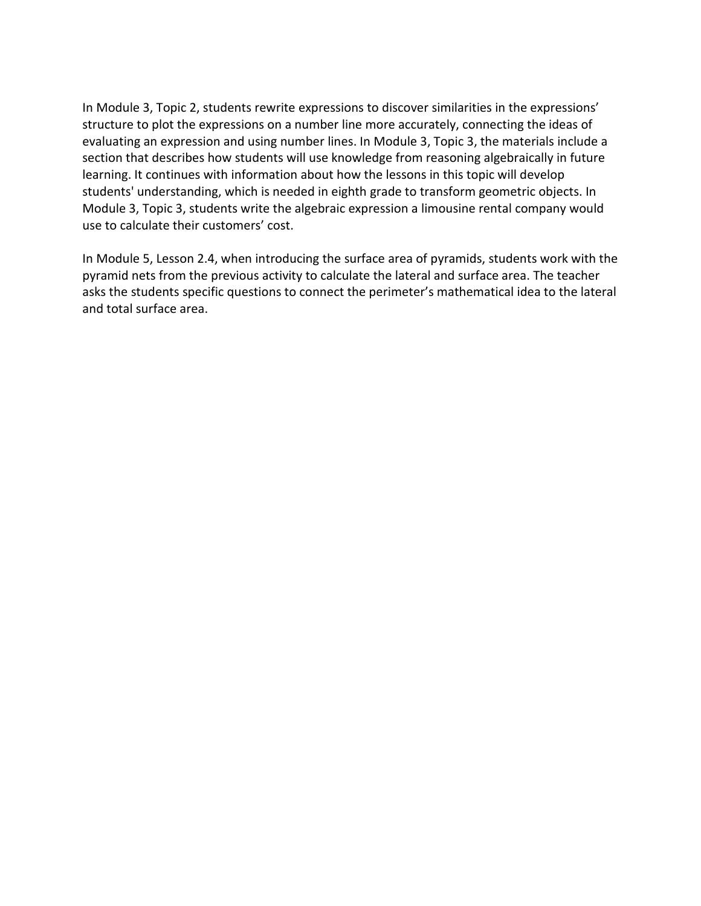In Module 3, Topic 2, students rewrite expressions to discover similarities in the expressions' structure to plot the expressions on a number line more accurately, connecting the ideas of evaluating an expression and using number lines. In Module 3, Topic 3, the materials include a section that describes how students will use knowledge from reasoning algebraically in future learning. It continues with information about how the lessons in this topic will develop students' understanding, which is needed in eighth grade to transform geometric objects. In Module 3, Topic 3, students write the algebraic expression a limousine rental company would use to calculate their customers' cost.

In Module 5, Lesson 2.4, when introducing the surface area of pyramids, students work with the pyramid nets from the previous activity to calculate the lateral and surface area. The teacher asks the students specific questions to connect the perimeter's mathematical idea to the lateral and total surface area.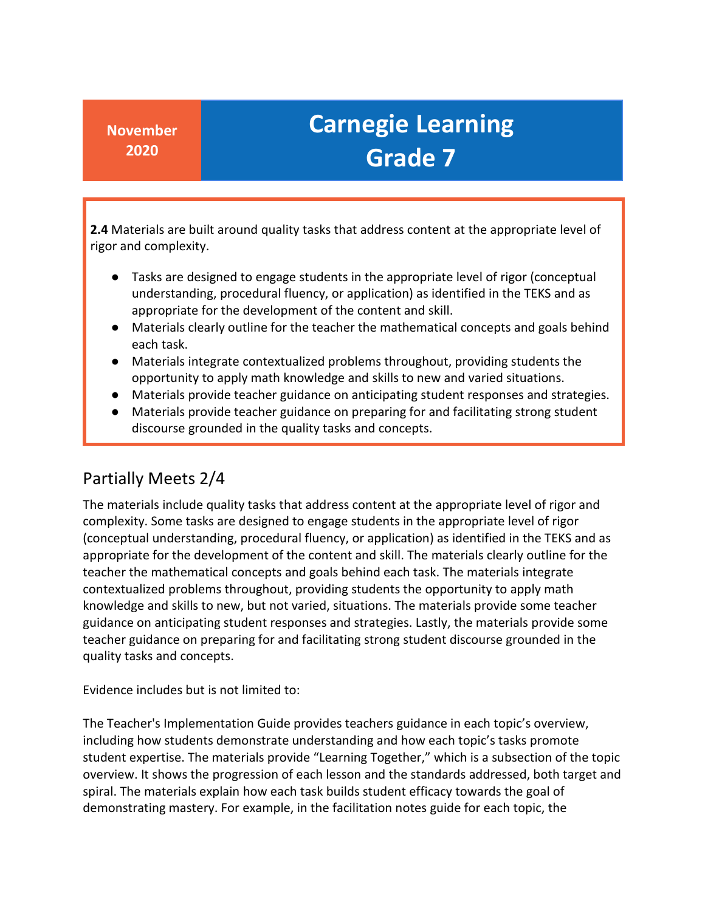**November 2020**

# Carnegie Learning Grade 7

**2.4** Materials are built around quality tasks that address content at the appropriate level of rigor and complexity.

- Tasks are designed to engage students in the appropriate level of rigor (conceptual understanding, procedural fluency, or application) as identified in the TEKS and as appropriate for the development of the content and skill.
- Materials clearly outline for the teacher the mathematical concepts and goals behind each task.
- Materials integrate contextualized problems throughout, providing students the opportunity to apply math knowledge and skills to new and varied situations.
- Materials provide teacher guidance on anticipating student responses and strategies.
- Materials provide teacher guidance on preparing for and facilitating strong student discourse grounded in the quality tasks and concepts.

## Partially Meets 2/4

The materials include quality tasks that address content at the appropriate level of rigor and complexity. Some tasks are designed to engage students in the appropriate level of rigor (conceptual understanding, procedural fluency, or application) as identified in the TEKS and as appropriate for the development of the content and skill. The materials clearly outline for the teacher the mathematical concepts and goals behind each task. The materials integrate contextualized problems throughout, providing students the opportunity to apply math knowledge and skills to new, but not varied, situations. The materials provide some teacher guidance on anticipating student responses and strategies. Lastly, the materials provide some teacher guidance on preparing for and facilitating strong student discourse grounded in the quality tasks and concepts.

Evidence includes but is not limited to:

The Teacher's Implementation Guide provides teachers guidance in each topic's overview, including how students demonstrate understanding and how each topic's tasks promote student expertise. The materials provide "Learning Together," which is a subsection of the topic overview. It shows the progression of each lesson and the standards addressed, both target and spiral. The materials explain how each task builds student efficacy towards the goal of demonstrating mastery. For example, in the facilitation notes guide for each topic, the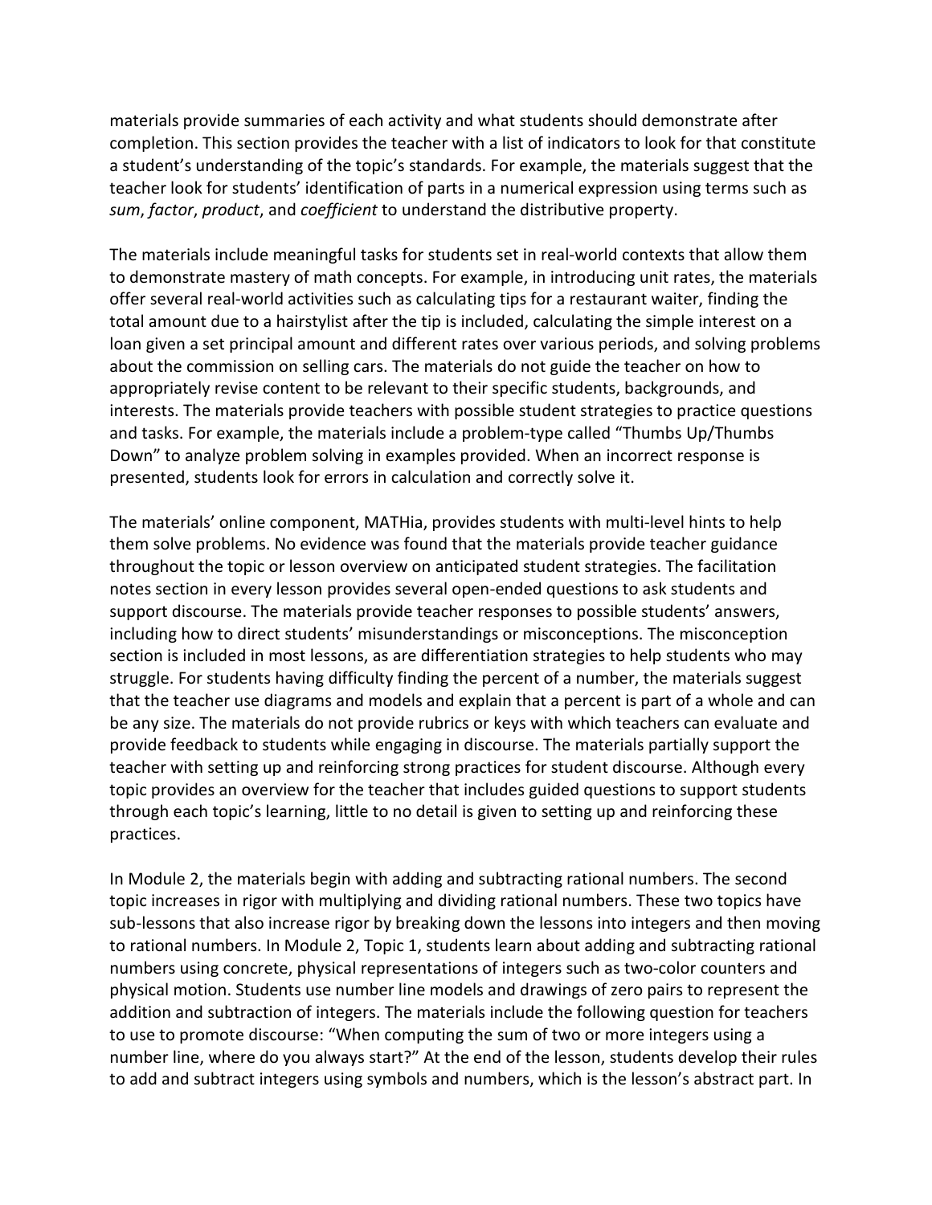materials provide summaries of each activity and what students should demonstrate after completion. This section provides the teacher with a list of indicators to look for that constitute a student's understanding of the topic's standards. For example, the materials suggest that the teacher look for students' identification of parts in a numerical expression using terms such as *sum*, *factor*, *product*, and *coefficient* to understand the distributive property.

The materials include meaningful tasks for students set in real-world contexts that allow them to demonstrate mastery of math concepts. For example, in introducing unit rates, the materials offer several real-world activities such as calculating tips for a restaurant waiter, finding the total amount due to a hairstylist after the tip is included, calculating the simple interest on a loan given a set principal amount and different rates over various periods, and solving problems about the commission on selling cars. The materials do not guide the teacher on how to appropriately revise content to be relevant to their specific students, backgrounds, and interests. The materials provide teachers with possible student strategies to practice questions and tasks. For example, the materials include a problem-type called "Thumbs Up/Thumbs Down" to analyze problem solving in examples provided. When an incorrect response is presented, students look for errors in calculation and correctly solve it.

The materials' online component, MATHia, provides students with multi-level hints to help them solve problems. No evidence was found that the materials provide teacher guidance throughout the topic or lesson overview on anticipated student strategies. The facilitation notes section in every lesson provides several open-ended questions to ask students and support discourse. The materials provide teacher responses to possible students' answers, including how to direct students' misunderstandings or misconceptions. The misconception section is included in most lessons, as are differentiation strategies to help students who may struggle. For students having difficulty finding the percent of a number, the materials suggest that the teacher use diagrams and models and explain that a percent is part of a whole and can be any size. The materials do not provide rubrics or keys with which teachers can evaluate and provide feedback to students while engaging in discourse. The materials partially support the teacher with setting up and reinforcing strong practices for student discourse. Although every topic provides an overview for the teacher that includes guided questions to support students through each topic's learning, little to no detail is given to setting up and reinforcing these practices.

In Module 2, the materials begin with adding and subtracting rational numbers. The second topic increases in rigor with multiplying and dividing rational numbers. These two topics have sub-lessons that also increase rigor by breaking down the lessons into integers and then moving to rational numbers. In Module 2, Topic 1, students learn about adding and subtracting rational numbers using concrete, physical representations of integers such as two-color counters and physical motion. Students use number line models and drawings of zero pairs to represent the addition and subtraction of integers. The materials include the following question for teachers to use to promote discourse: "When computing the sum of two or more integers using a number line, where do you always start?" At the end of the lesson, students develop their rules to add and subtract integers using symbols and numbers, which is the lesson's abstract part. In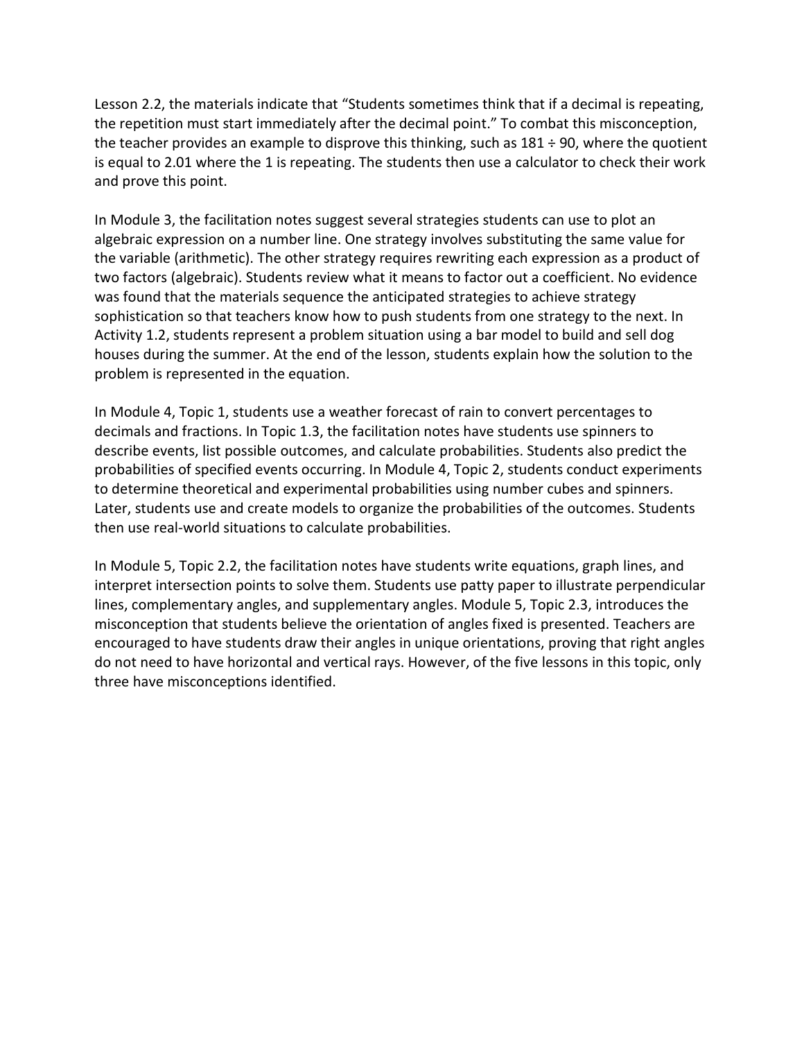Lesson 2.2, the materials indicate that "Students sometimes think that if a decimal is repeating, the repetition must start immediately after the decimal point." To combat this misconception, the teacher provides an example to disprove this thinking, such as $181 \div 90$, where the quotient is equal to 2.01 where the 1 is repeating. The students then use a calculator to check their work and prove this point.

In Module 3, the facilitation notes suggest several strategies students can use to plot an algebraic expression on a number line. One strategy involves substituting the same value for the variable (arithmetic). The other strategy requires rewriting each expression as a product of two factors (algebraic). Students review what it means to factor out a coefficient. No evidence was found that the materials sequence the anticipated strategies to achieve strategy sophistication so that teachers know how to push students from one strategy to the next. In Activity 1.2, students represent a problem situation using a bar model to build and sell dog houses during the summer. At the end of the lesson, students explain how the solution to the problem is represented in the equation.

In Module 4, Topic 1, students use a weather forecast of rain to convert percentages to decimals and fractions. In Topic 1.3, the facilitation notes have students use spinners to describe events, list possible outcomes, and calculate probabilities. Students also predict the probabilities of specified events occurring. In Module 4, Topic 2, students conduct experiments to determine theoretical and experimental probabilities using number cubes and spinners. Later, students use and create models to organize the probabilities of the outcomes. Students then use real-world situations to calculate probabilities.

In Module 5, Topic 2.2, the facilitation notes have students write equations, graph lines, and interpret intersection points to solve them. Students use patty paper to illustrate perpendicular lines, complementary angles, and supplementary angles. Module 5, Topic 2.3, introduces the misconception that students believe the orientation of angles fixed is presented. Teachers are encouraged to have students draw their angles in unique orientations, proving that right angles do not need to have horizontal and vertical rays. However, of the five lessons in this topic, only three have misconceptions identified.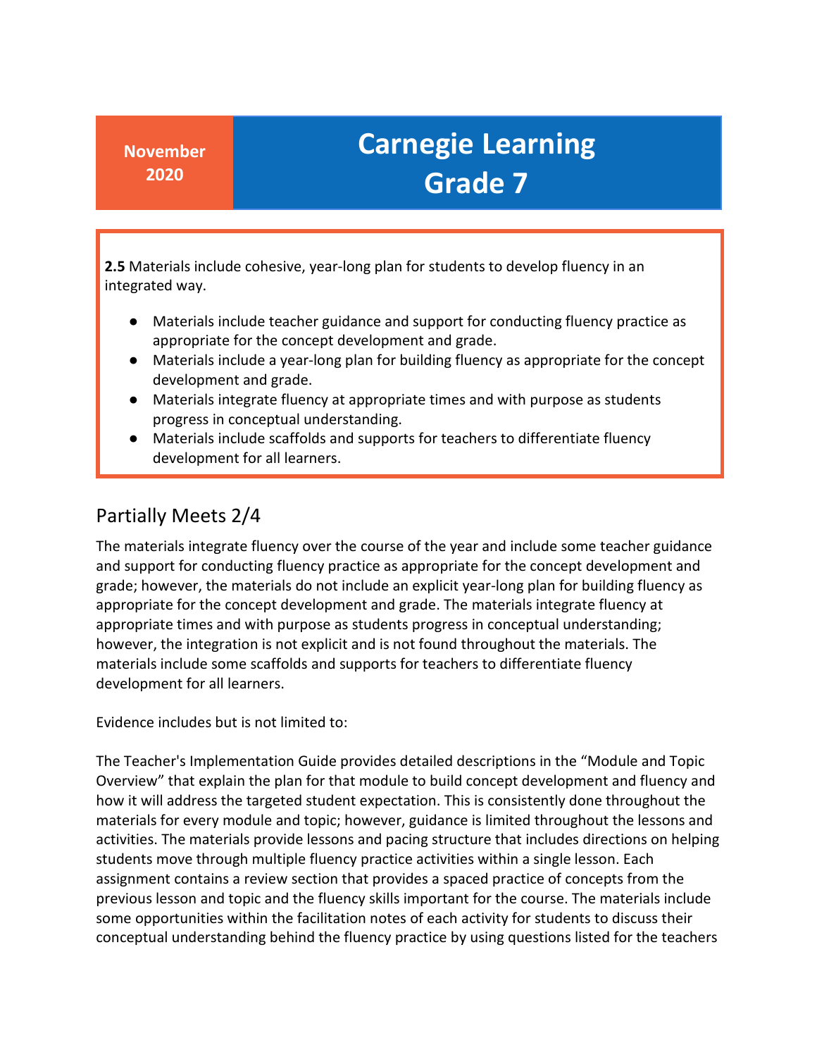**November 2020**

# Carnegie Learning Grade 7

**2.5** Materials include cohesive, year-long plan for students to develop fluency in an integrated way.

- Materials include teacher guidance and support for conducting fluency practice as appropriate for the concept development and grade.
- Materials include a year-long plan for building fluency as appropriate for the concept development and grade.
- Materials integrate fluency at appropriate times and with purpose as students progress in conceptual understanding.
- Materials include scaffolds and supports for teachers to differentiate fluency development for all learners.

## Partially Meets 2/4

The materials integrate fluency over the course of the year and include some teacher guidance and support for conducting fluency practice as appropriate for the concept development and grade; however, the materials do not include an explicit year-long plan for building fluency as appropriate for the concept development and grade. The materials integrate fluency at appropriate times and with purpose as students progress in conceptual understanding; however, the integration is not explicit and is not found throughout the materials. The materials include some scaffolds and supports for teachers to differentiate fluency development for all learners.

Evidence includes but is not limited to:

The Teacher's Implementation Guide provides detailed descriptions in the "Module and Topic Overview" that explain the plan for that module to build concept development and fluency and how it will address the targeted student expectation. This is consistently done throughout the materials for every module and topic; however, guidance is limited throughout the lessons and activities. The materials provide lessons and pacing structure that includes directions on helping students move through multiple fluency practice activities within a single lesson. Each assignment contains a review section that provides a spaced practice of concepts from the previous lesson and topic and the fluency skills important for the course. The materials include some opportunities within the facilitation notes of each activity for students to discuss their conceptual understanding behind the fluency practice by using questions listed for the teachers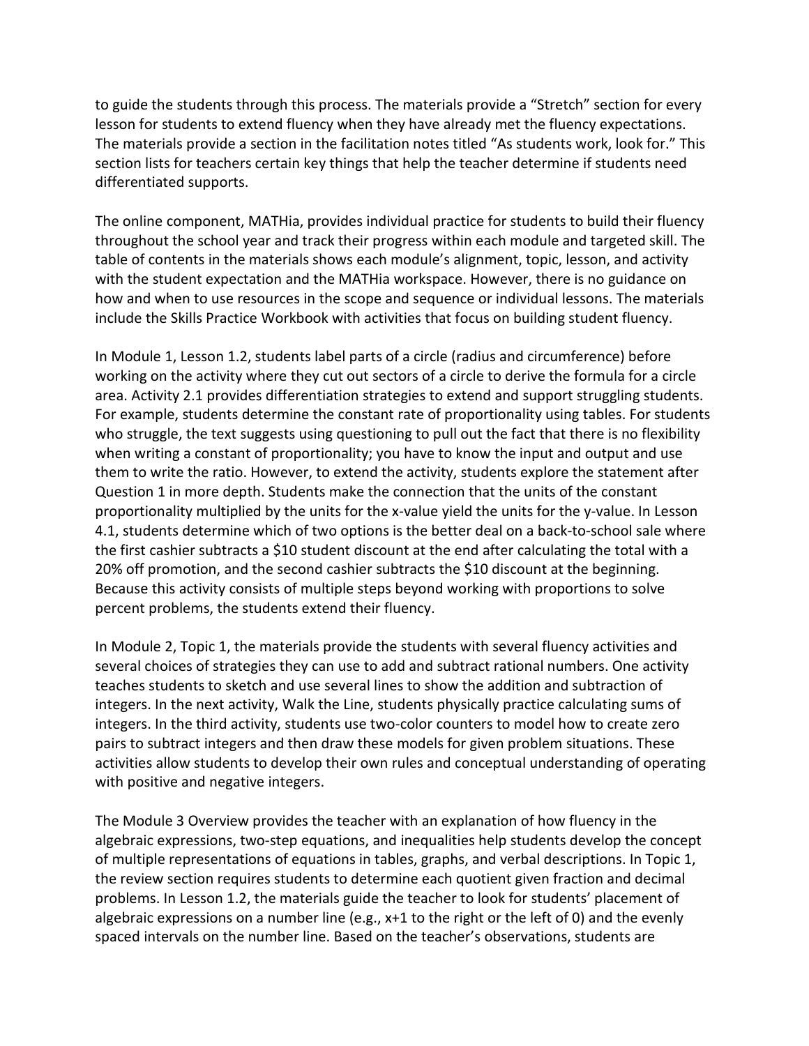to guide the students through this process. The materials provide a "Stretch" section for every lesson for students to extend fluency when they have already met the fluency expectations. The materials provide a section in the facilitation notes titled "As students work, look for." This section lists for teachers certain key things that help the teacher determine if students need differentiated supports.

The online component, MATHia, provides individual practice for students to build their fluency throughout the school year and track their progress within each module and targeted skill. The table of contents in the materials shows each module's alignment, topic, lesson, and activity with the student expectation and the MATHia workspace. However, there is no guidance on how and when to use resources in the scope and sequence or individual lessons. The materials include the Skills Practice Workbook with activities that focus on building student fluency.

In Module 1, Lesson 1.2, students label parts of a circle (radius and circumference) before working on the activity where they cut out sectors of a circle to derive the formula for a circle area. Activity 2.1 provides differentiation strategies to extend and support struggling students. For example, students determine the constant rate of proportionality using tables. For students who struggle, the text suggests using questioning to pull out the fact that there is no flexibility when writing a constant of proportionality; you have to know the input and output and use them to write the ratio. However, to extend the activity, students explore the statement after Question 1 in more depth. Students make the connection that the units of the constant proportionality multiplied by the units for the x-value yield the units for the y-value. In Lesson 4.1, students determine which of two options is the better deal on a back-to-school sale where the first cashier subtracts a $10 student discount at the end after calculating the total with a 20% off promotion, and the second cashier subtracts the $10 discount at the beginning. Because this activity consists of multiple steps beyond working with proportions to solve percent problems, the students extend their fluency.

In Module 2, Topic 1, the materials provide the students with several fluency activities and several choices of strategies they can use to add and subtract rational numbers. One activity teaches students to sketch and use several lines to show the addition and subtraction of integers. In the next activity, Walk the Line, students physically practice calculating sums of integers. In the third activity, students use two-color counters to model how to create zero pairs to subtract integers and then draw these models for given problem situations. These activities allow students to develop their own rules and conceptual understanding of operating with positive and negative integers.

The Module 3 Overview provides the teacher with an explanation of how fluency in the algebraic expressions, two-step equations, and inequalities help students develop the concept of multiple representations of equations in tables, graphs, and verbal descriptions. In Topic 1, the review section requires students to determine each quotient given fraction and decimal problems. In Lesson 1.2, the materials guide the teacher to look for students' placement of algebraic expressions on a number line (e.g., $x+1$ to the right or the left of 0) and the evenly spaced intervals on the number line. Based on the teacher's observations, students are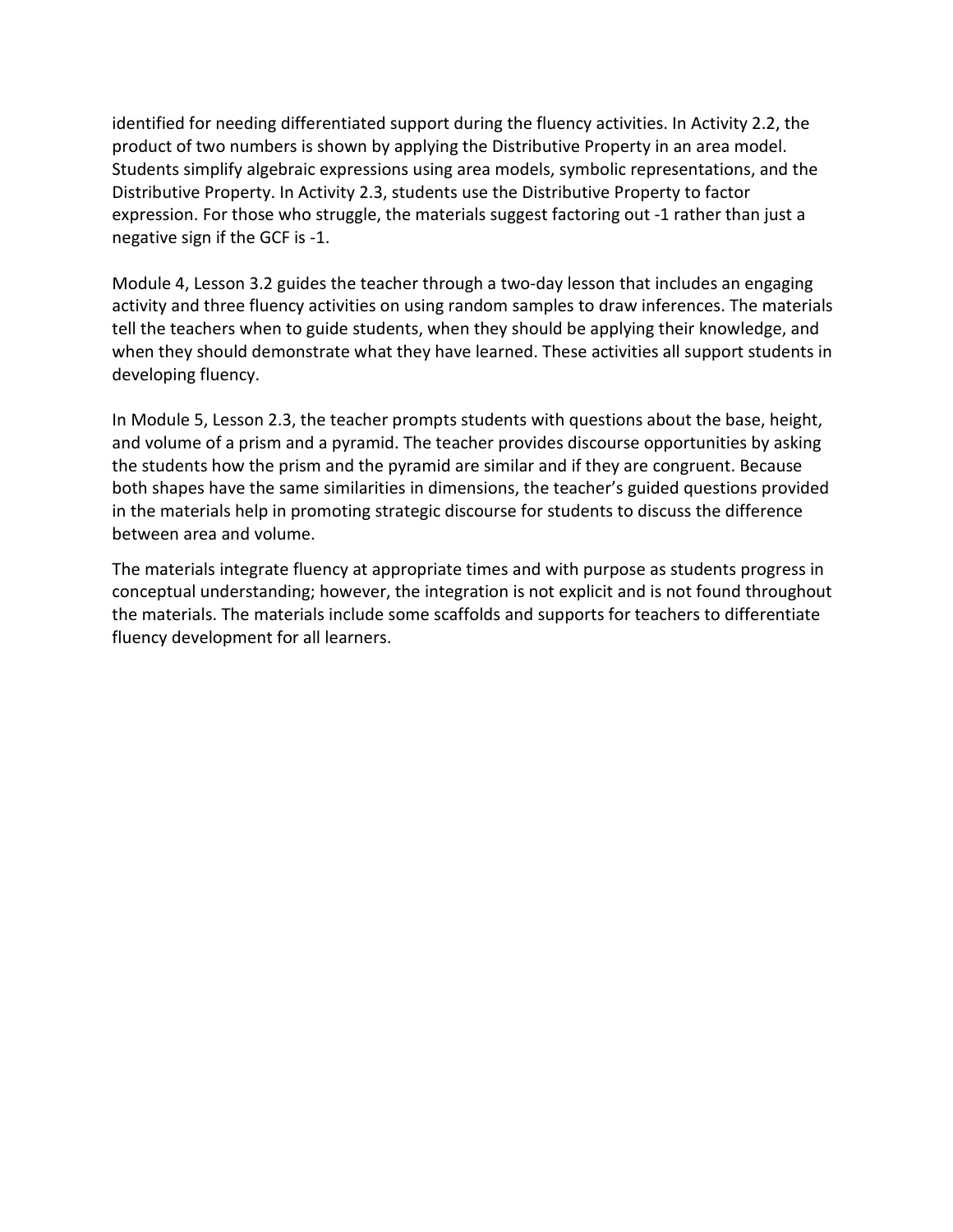identified for needing differentiated support during the fluency activities. In Activity 2.2, the product of two numbers is shown by applying the Distributive Property in an area model. Students simplify algebraic expressions using area models, symbolic representations, and the Distributive Property. In Activity 2.3, students use the Distributive Property to factor expression. For those who struggle, the materials suggest factoring out -1 rather than just a negative sign if the GCF is -1.

Module 4, Lesson 3.2 guides the teacher through a two-day lesson that includes an engaging activity and three fluency activities on using random samples to draw inferences. The materials tell the teachers when to guide students, when they should be applying their knowledge, and when they should demonstrate what they have learned. These activities all support students in developing fluency.

In Module 5, Lesson 2.3, the teacher prompts students with questions about the base, height, and volume of a prism and a pyramid. The teacher provides discourse opportunities by asking the students how the prism and the pyramid are similar and if they are congruent. Because both shapes have the same similarities in dimensions, the teacher's guided questions provided in the materials help in promoting strategic discourse for students to discuss the difference between area and volume.

The materials integrate fluency at appropriate times and with purpose as students progress in conceptual understanding; however, the integration is not explicit and is not found throughout the materials. The materials include some scaffolds and supports for teachers to differentiate fluency development for all learners.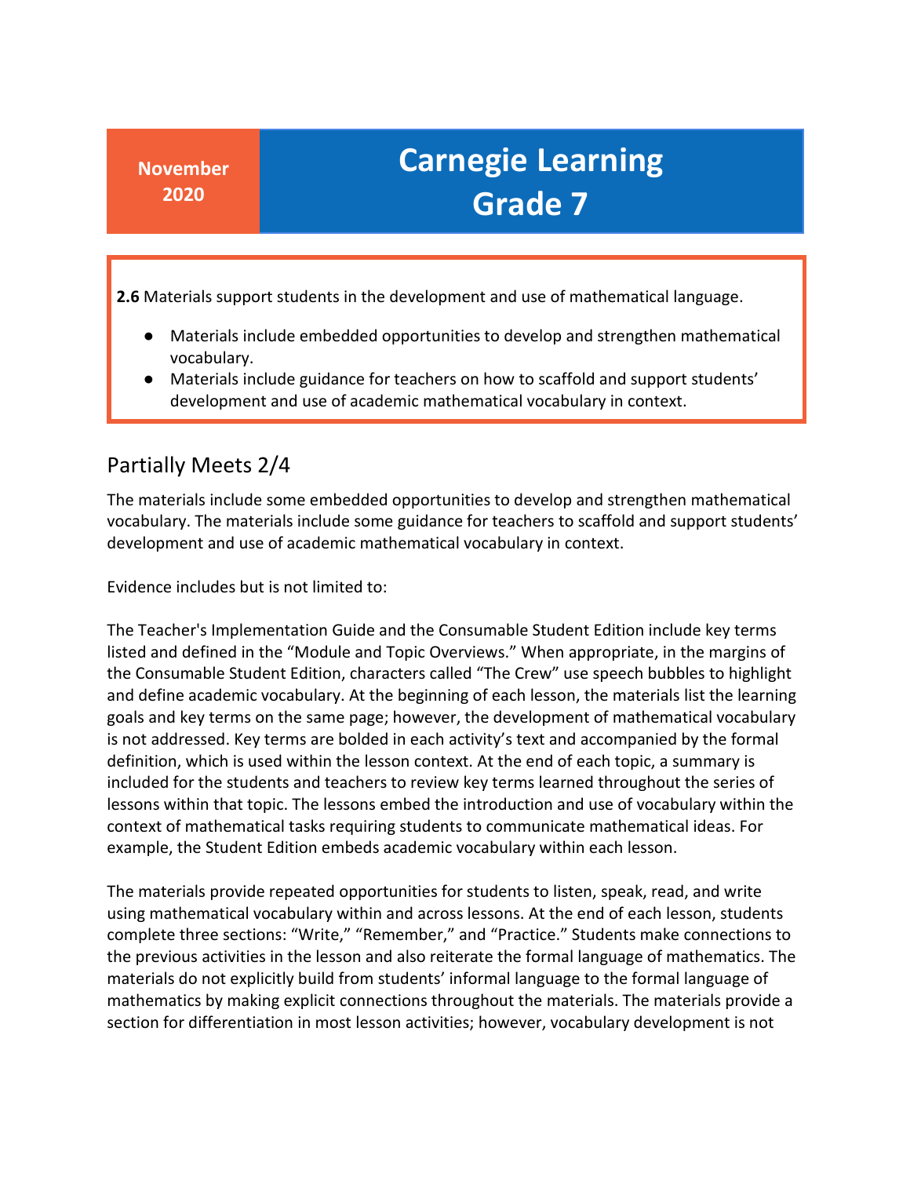**November 2020**

# Carnegie Learning Grade 7

**2.6** Materials support students in the development and use of mathematical language.

- Materials include embedded opportunities to develop and strengthen mathematical vocabulary.
- Materials include guidance for teachers on how to scaffold and support students' development and use of academic mathematical vocabulary in context.

## Partially Meets 2/4

The materials include some embedded opportunities to develop and strengthen mathematical vocabulary. The materials include some guidance for teachers to scaffold and support students' development and use of academic mathematical vocabulary in context.

Evidence includes but is not limited to:

The Teacher's Implementation Guide and the Consumable Student Edition include key terms listed and defined in the "Module and Topic Overviews." When appropriate, in the margins of the Consumable Student Edition, characters called "The Crew" use speech bubbles to highlight and define academic vocabulary. At the beginning of each lesson, the materials list the learning goals and key terms on the same page; however, the development of mathematical vocabulary is not addressed. Key terms are bolded in each activity's text and accompanied by the formal definition, which is used within the lesson context. At the end of each topic, a summary is included for the students and teachers to review key terms learned throughout the series of lessons within that topic. The lessons embed the introduction and use of vocabulary within the context of mathematical tasks requiring students to communicate mathematical ideas. For example, the Student Edition embeds academic vocabulary within each lesson.

The materials provide repeated opportunities for students to listen, speak, read, and write using mathematical vocabulary within and across lessons. At the end of each lesson, students complete three sections: "Write," "Remember," and "Practice." Students make connections to the previous activities in the lesson and also reiterate the formal language of mathematics. The materials do not explicitly build from students' informal language to the formal language of mathematics by making explicit connections throughout the materials. The materials provide a section for differentiation in most lesson activities; however, vocabulary development is not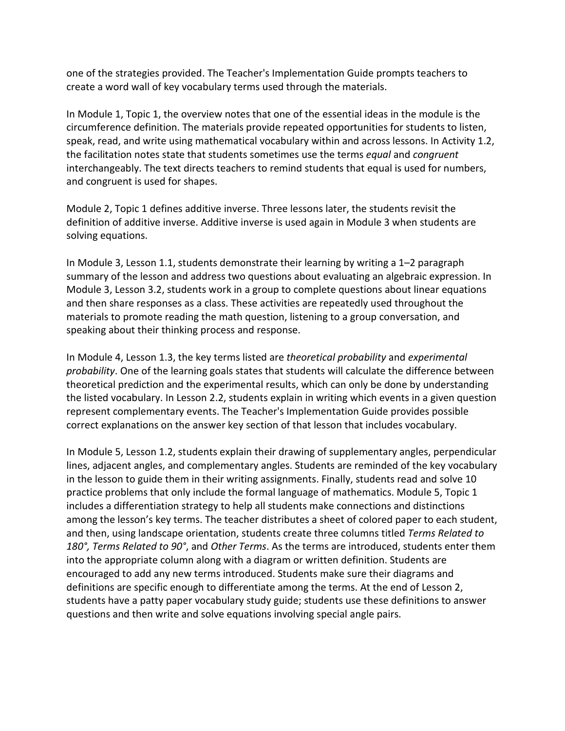one of the strategies provided. The Teacher's Implementation Guide prompts teachers to create a word wall of key vocabulary terms used through the materials.

In Module 1, Topic 1, the overview notes that one of the essential ideas in the module is the circumference definition. The materials provide repeated opportunities for students to listen, speak, read, and write using mathematical vocabulary within and across lessons. In Activity 1.2, the facilitation notes state that students sometimes use the terms *equal* and *congruent* interchangeably. The text directs teachers to remind students that equal is used for numbers, and congruent is used for shapes.

Module 2, Topic 1 defines additive inverse. Three lessons later, the students revisit the definition of additive inverse. Additive inverse is used again in Module 3 when students are solving equations.

In Module 3, Lesson 1.1, students demonstrate their learning by writing a 1–2 paragraph summary of the lesson and address two questions about evaluating an algebraic expression. In Module 3, Lesson 3.2, students work in a group to complete questions about linear equations and then share responses as a class. These activities are repeatedly used throughout the materials to promote reading the math question, listening to a group conversation, and speaking about their thinking process and response.

In Module 4, Lesson 1.3, the key terms listed are *theoretical probability* and *experimental probability*. One of the learning goals states that students will calculate the difference between theoretical prediction and the experimental results, which can only be done by understanding the listed vocabulary. In Lesson 2.2, students explain in writing which events in a given question represent complementary events. The Teacher's Implementation Guide provides possible correct explanations on the answer key section of that lesson that includes vocabulary.

In Module 5, Lesson 1.2, students explain their drawing of supplementary angles, perpendicular lines, adjacent angles, and complementary angles. Students are reminded of the key vocabulary in the lesson to guide them in their writing assignments. Finally, students read and solve 10 practice problems that only include the formal language of mathematics. Module 5, Topic 1 includes a differentiation strategy to help all students make connections and distinctions among the lesson's key terms. The teacher distributes a sheet of colored paper to each student, and then, using landscape orientation, students create three columns titled *Terms Related to 180°, Terms Related to 90°*, and *Other Terms*. As the terms are introduced, students enter them into the appropriate column along with a diagram or written definition. Students are encouraged to add any new terms introduced. Students make sure their diagrams and definitions are specific enough to differentiate among the terms. At the end of Lesson 2, students have a patty paper vocabulary study guide; students use these definitions to answer questions and then write and solve equations involving special angle pairs.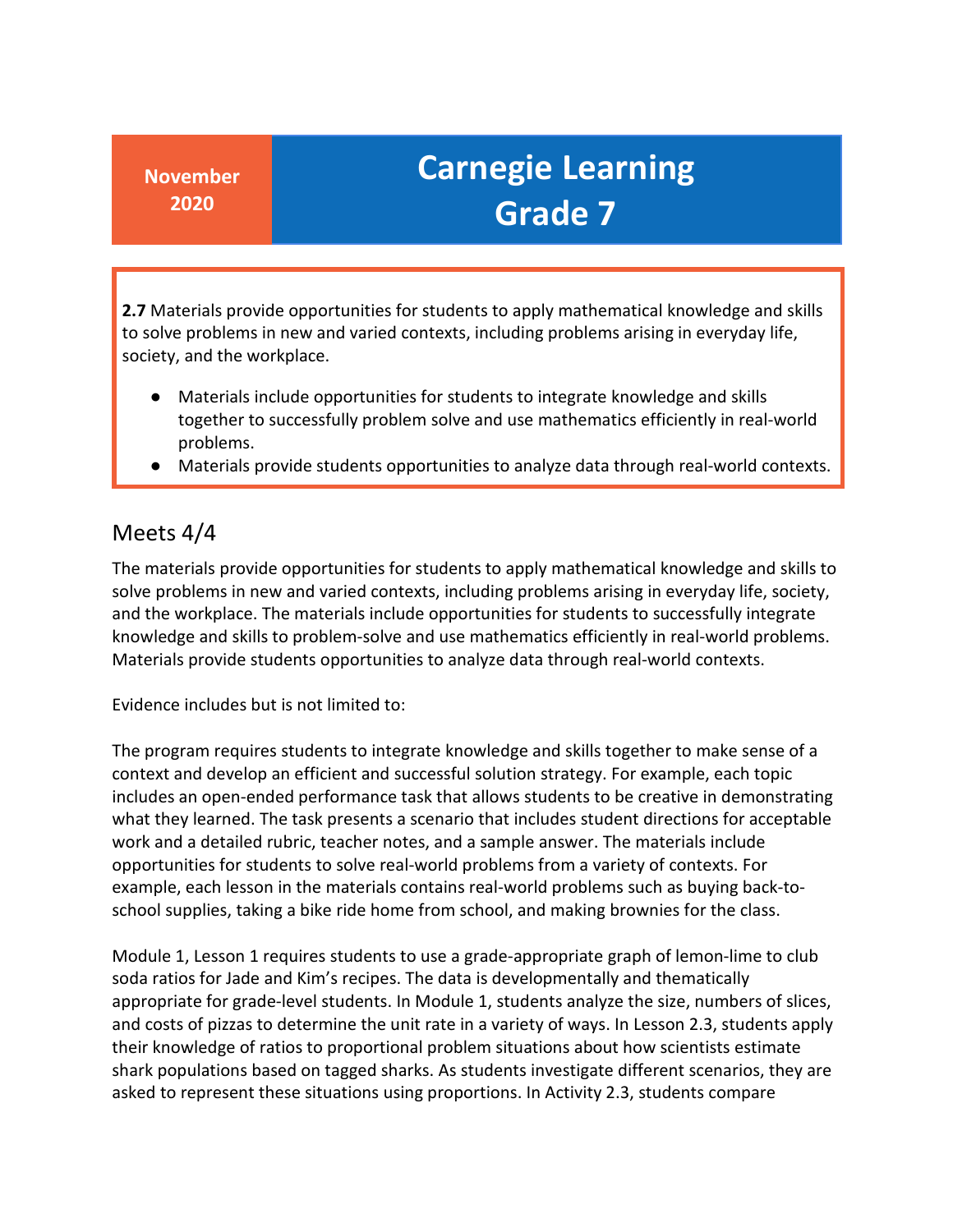**November 2020**

# Carnegie Learning Grade 7

**2.7** Materials provide opportunities for students to apply mathematical knowledge and skills to solve problems in new and varied contexts, including problems arising in everyday life, society, and the workplace.

- Materials include opportunities for students to integrate knowledge and skills together to successfully problem solve and use mathematics efficiently in real-world problems.
- Materials provide students opportunities to analyze data through real-world contexts.

## Meets 4/4

The materials provide opportunities for students to apply mathematical knowledge and skills to solve problems in new and varied contexts, including problems arising in everyday life, society, and the workplace. The materials include opportunities for students to successfully integrate knowledge and skills to problem-solve and use mathematics efficiently in real-world problems. Materials provide students opportunities to analyze data through real-world contexts.

Evidence includes but is not limited to:

The program requires students to integrate knowledge and skills together to make sense of a context and develop an efficient and successful solution strategy. For example, each topic includes an open-ended performance task that allows students to be creative in demonstrating what they learned. The task presents a scenario that includes student directions for acceptable work and a detailed rubric, teacher notes, and a sample answer. The materials include opportunities for students to solve real-world problems from a variety of contexts. For example, each lesson in the materials contains real-world problems such as buying back-to-school supplies, taking a bike ride home from school, and making brownies for the class.

Module 1, Lesson 1 requires students to use a grade-appropriate graph of lemon-lime to club soda ratios for Jade and Kim's recipes. The data is developmentally and thematically appropriate for grade-level students. In Module 1, students analyze the size, numbers of slices, and costs of pizzas to determine the unit rate in a variety of ways. In Lesson 2.3, students apply their knowledge of ratios to proportional problem situations about how scientists estimate shark populations based on tagged sharks. As students investigate different scenarios, they are asked to represent these situations using proportions. In Activity 2.3, students compare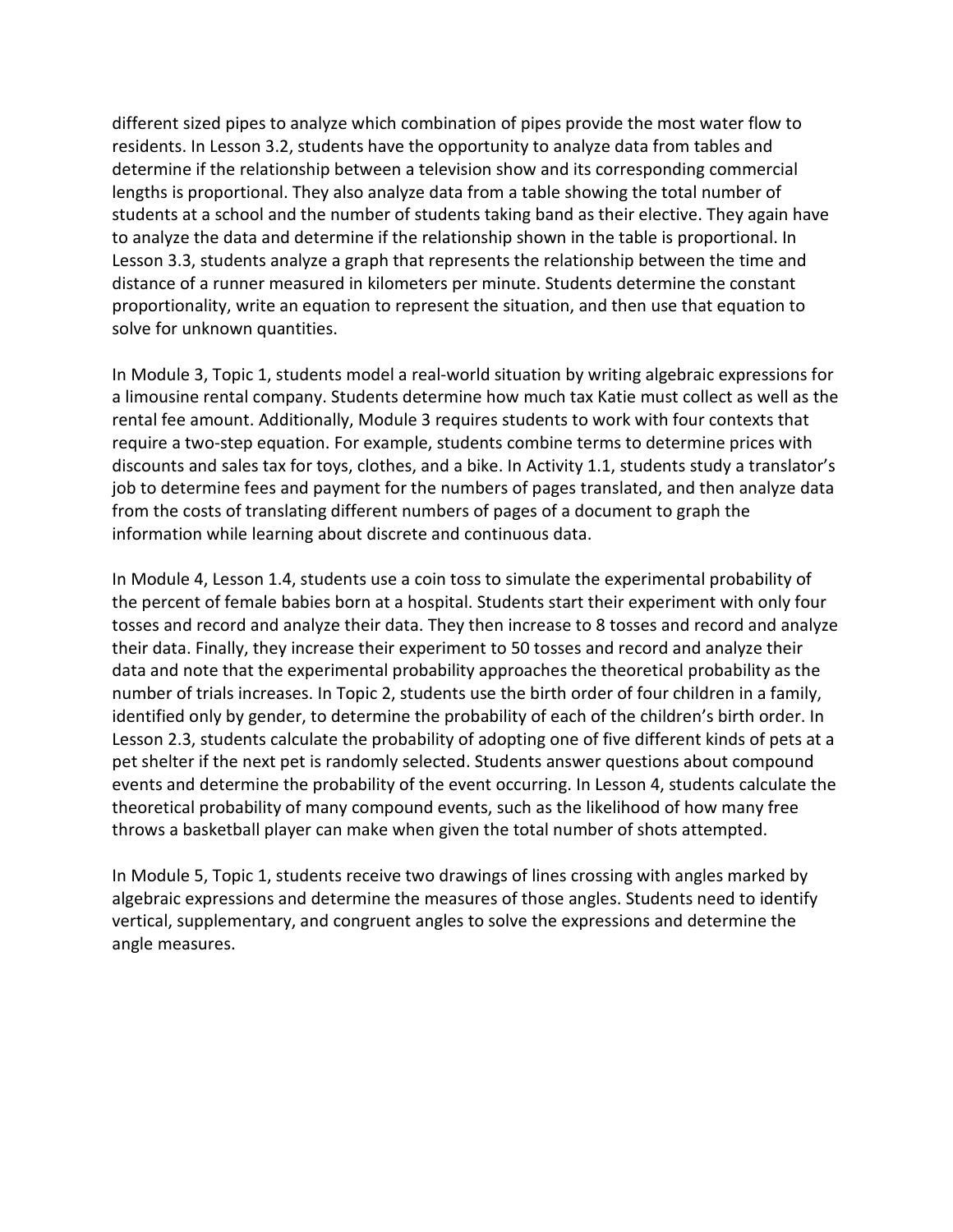different sized pipes to analyze which combination of pipes provide the most water flow to residents. In Lesson 3.2, students have the opportunity to analyze data from tables and determine if the relationship between a television show and its corresponding commercial lengths is proportional. They also analyze data from a table showing the total number of students at a school and the number of students taking band as their elective. They again have to analyze the data and determine if the relationship shown in the table is proportional. In Lesson 3.3, students analyze a graph that represents the relationship between the time and distance of a runner measured in kilometers per minute. Students determine the constant proportionality, write an equation to represent the situation, and then use that equation to solve for unknown quantities.

In Module 3, Topic 1, students model a real-world situation by writing algebraic expressions for a limousine rental company. Students determine how much tax Katie must collect as well as the rental fee amount. Additionally, Module 3 requires students to work with four contexts that require a two-step equation. For example, students combine terms to determine prices with discounts and sales tax for toys, clothes, and a bike. In Activity 1.1, students study a translator's job to determine fees and payment for the numbers of pages translated, and then analyze data from the costs of translating different numbers of pages of a document to graph the information while learning about discrete and continuous data.

In Module 4, Lesson 1.4, students use a coin toss to simulate the experimental probability of the percent of female babies born at a hospital. Students start their experiment with only four tosses and record and analyze their data. They then increase to 8 tosses and record and analyze their data. Finally, they increase their experiment to 50 tosses and record and analyze their data and note that the experimental probability approaches the theoretical probability as the number of trials increases. In Topic 2, students use the birth order of four children in a family, identified only by gender, to determine the probability of each of the children's birth order. In Lesson 2.3, students calculate the probability of adopting one of five different kinds of pets at a pet shelter if the next pet is randomly selected. Students answer questions about compound events and determine the probability of the event occurring. In Lesson 4, students calculate the theoretical probability of many compound events, such as the likelihood of how many free throws a basketball player can make when given the total number of shots attempted.

In Module 5, Topic 1, students receive two drawings of lines crossing with angles marked by algebraic expressions and determine the measures of those angles. Students need to identify vertical, supplementary, and congruent angles to solve the expressions and determine the angle measures.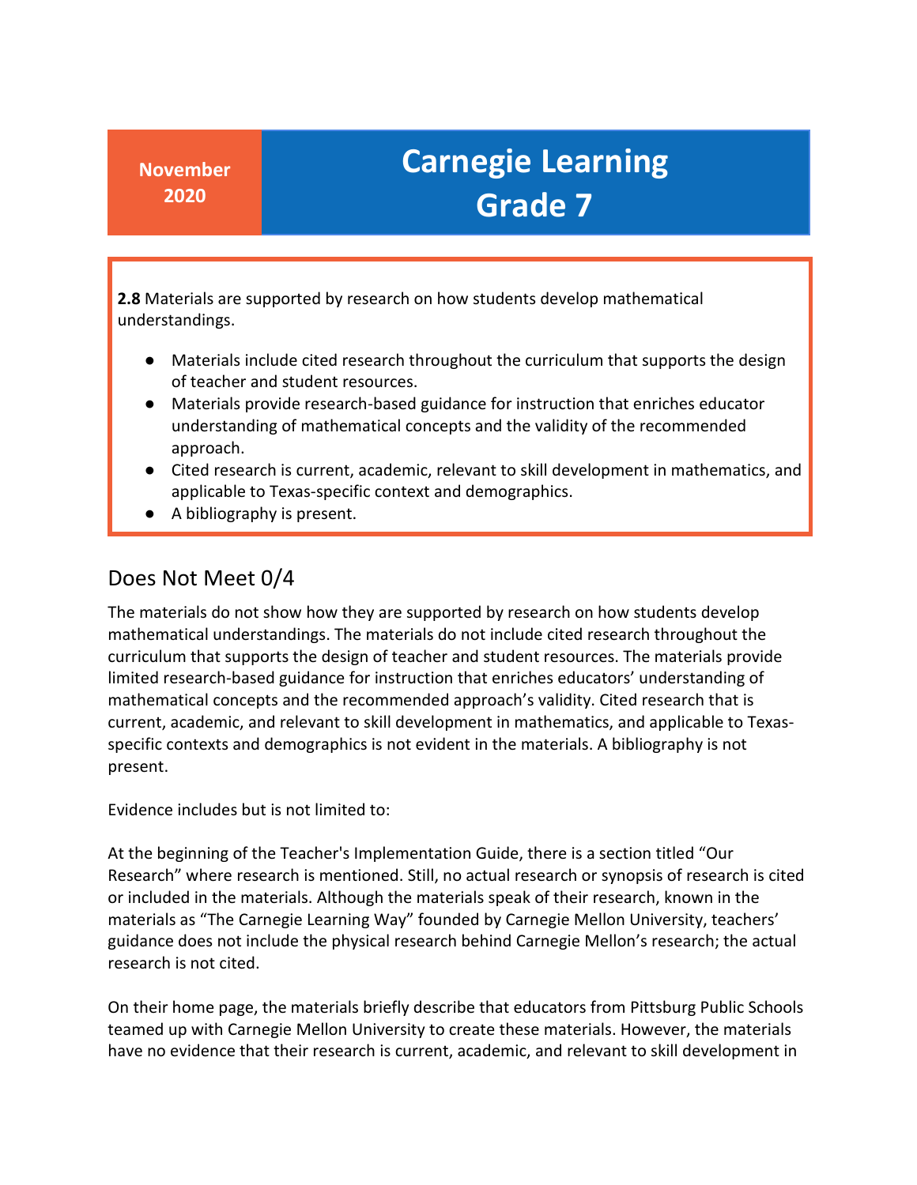**November 2020**

# Carnegie Learning Grade 7

**2.8** Materials are supported by research on how students develop mathematical understandings.

- Materials include cited research throughout the curriculum that supports the design of teacher and student resources.
- Materials provide research-based guidance for instruction that enriches educator understanding of mathematical concepts and the validity of the recommended approach.
- Cited research is current, academic, relevant to skill development in mathematics, and applicable to Texas-specific context and demographics.
- A bibliography is present.

## Does Not Meet 0/4

The materials do not show how they are supported by research on how students develop mathematical understandings. The materials do not include cited research throughout the curriculum that supports the design of teacher and student resources. The materials provide limited research-based guidance for instruction that enriches educators' understanding of mathematical concepts and the recommended approach's validity. Cited research that is current, academic, and relevant to skill development in mathematics, and applicable to Texas-specific contexts and demographics is not evident in the materials. A bibliography is not present.

Evidence includes but is not limited to:

At the beginning of the Teacher's Implementation Guide, there is a section titled "Our Research" where research is mentioned. Still, no actual research or synopsis of research is cited or included in the materials. Although the materials speak of their research, known in the materials as "The Carnegie Learning Way" founded by Carnegie Mellon University, teachers' guidance does not include the physical research behind Carnegie Mellon's research; the actual research is not cited.

On their home page, the materials briefly describe that educators from Pittsburg Public Schools teamed up with Carnegie Mellon University to create these materials. However, the materials have no evidence that their research is current, academic, and relevant to skill development in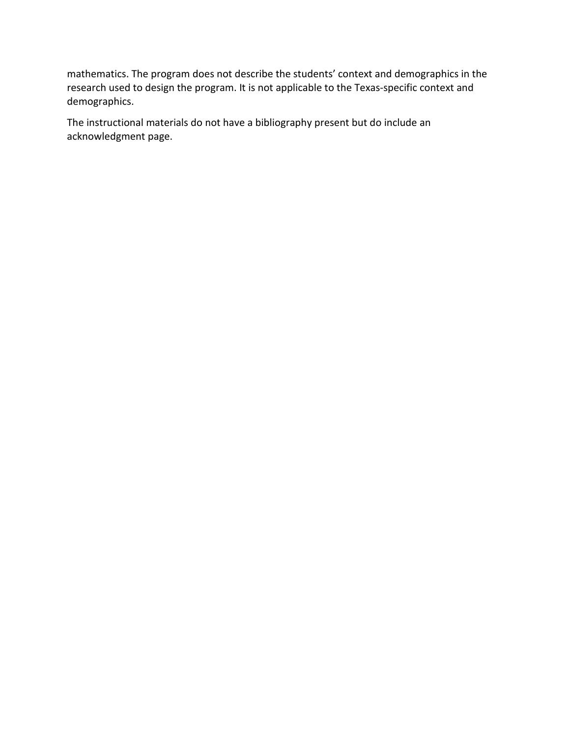mathematics. The program does not describe the students' context and demographics in the research used to design the program. It is not applicable to the Texas-specific context and demographics.

The instructional materials do not have a bibliography present but do include an acknowledgment page.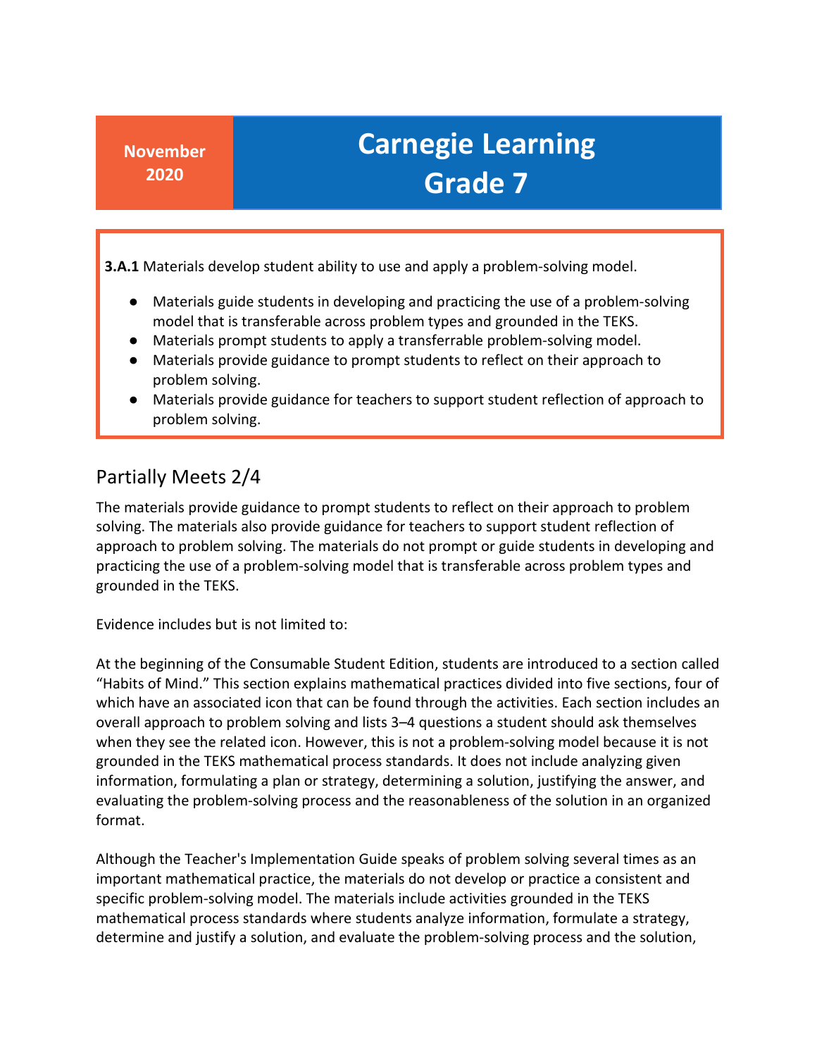| November 2020 | Carnegie Learning Grade 7 |
|---|---|

**3.A.1** Materials develop student ability to use and apply a problem-solving model.

- Materials guide students in developing and practicing the use of a problem-solving model that is transferable across problem types and grounded in the TEKS.
- Materials prompt students to apply a transferrable problem-solving model.
- Materials provide guidance to prompt students to reflect on their approach to problem solving.
- Materials provide guidance for teachers to support student reflection of approach to problem solving.

## Partially Meets 2/4

The materials provide guidance to prompt students to reflect on their approach to problem solving. The materials also provide guidance for teachers to support student reflection of approach to problem solving. The materials do not prompt or guide students in developing and practicing the use of a problem-solving model that is transferable across problem types and grounded in the TEKS.

Evidence includes but is not limited to:

At the beginning of the Consumable Student Edition, students are introduced to a section called "Habits of Mind." This section explains mathematical practices divided into five sections, four of which have an associated icon that can be found through the activities. Each section includes an overall approach to problem solving and lists 3–4 questions a student should ask themselves when they see the related icon. However, this is not a problem-solving model because it is not grounded in the TEKS mathematical process standards. It does not include analyzing given information, formulating a plan or strategy, determining a solution, justifying the answer, and evaluating the problem-solving process and the reasonableness of the solution in an organized format.

Although the Teacher's Implementation Guide speaks of problem solving several times as an important mathematical practice, the materials do not develop or practice a consistent and specific problem-solving model. The materials include activities grounded in the TEKS mathematical process standards where students analyze information, formulate a strategy, determine and justify a solution, and evaluate the problem-solving process and the solution,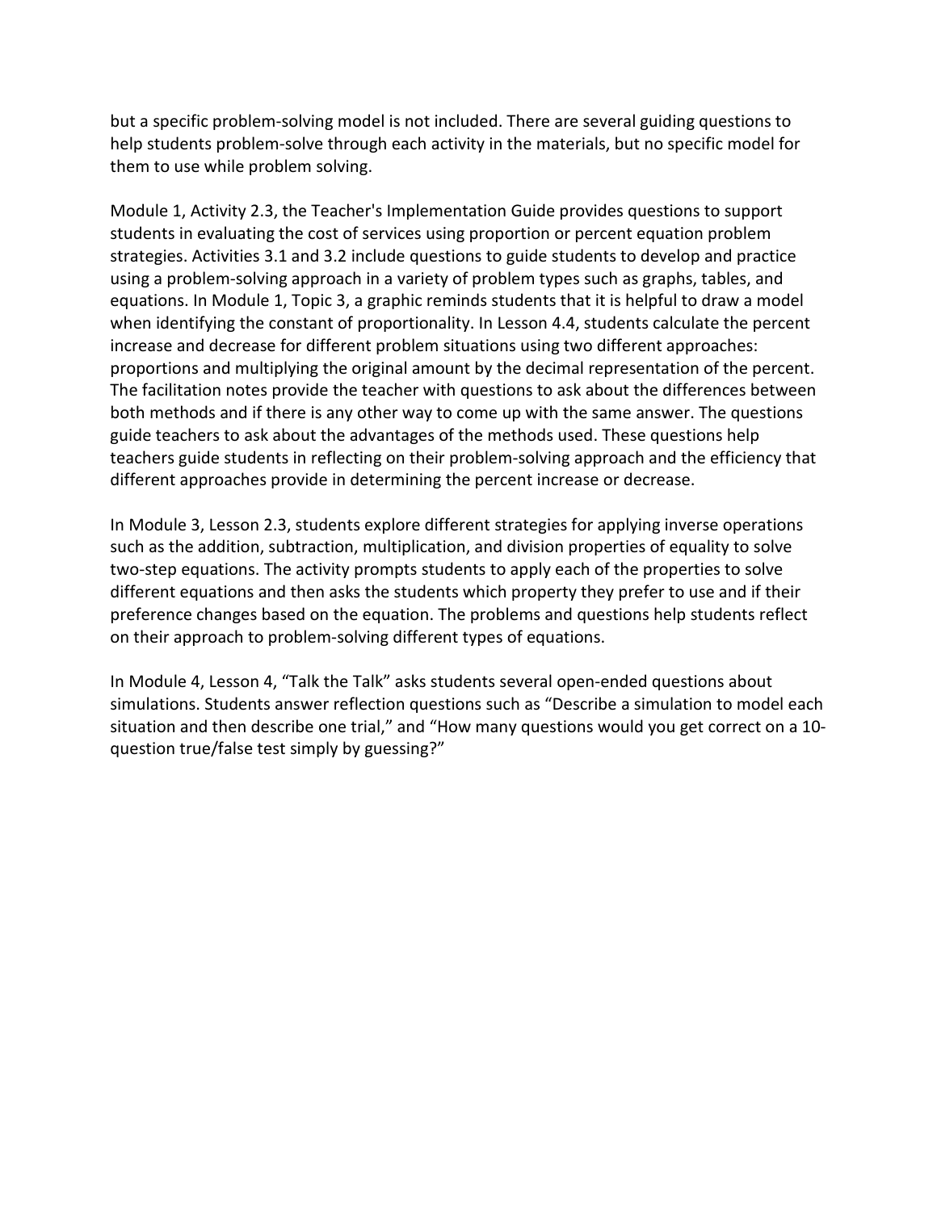but a specific problem-solving model is not included. There are several guiding questions to help students problem-solve through each activity in the materials, but no specific model for them to use while problem solving.

Module 1, Activity 2.3, the Teacher's Implementation Guide provides questions to support students in evaluating the cost of services using proportion or percent equation problem strategies. Activities 3.1 and 3.2 include questions to guide students to develop and practice using a problem-solving approach in a variety of problem types such as graphs, tables, and equations. In Module 1, Topic 3, a graphic reminds students that it is helpful to draw a model when identifying the constant of proportionality. In Lesson 4.4, students calculate the percent increase and decrease for different problem situations using two different approaches: proportions and multiplying the original amount by the decimal representation of the percent. The facilitation notes provide the teacher with questions to ask about the differences between both methods and if there is any other way to come up with the same answer. The questions guide teachers to ask about the advantages of the methods used. These questions help teachers guide students in reflecting on their problem-solving approach and the efficiency that different approaches provide in determining the percent increase or decrease.

In Module 3, Lesson 2.3, students explore different strategies for applying inverse operations such as the addition, subtraction, multiplication, and division properties of equality to solve two-step equations. The activity prompts students to apply each of the properties to solve different equations and then asks the students which property they prefer to use and if their preference changes based on the equation. The problems and questions help students reflect on their approach to problem-solving different types of equations.

In Module 4, Lesson 4, "Talk the Talk" asks students several open-ended questions about simulations. Students answer reflection questions such as "Describe a simulation to model each situation and then describe one trial," and "How many questions would you get correct on a 10-question true/false test simply by guessing?"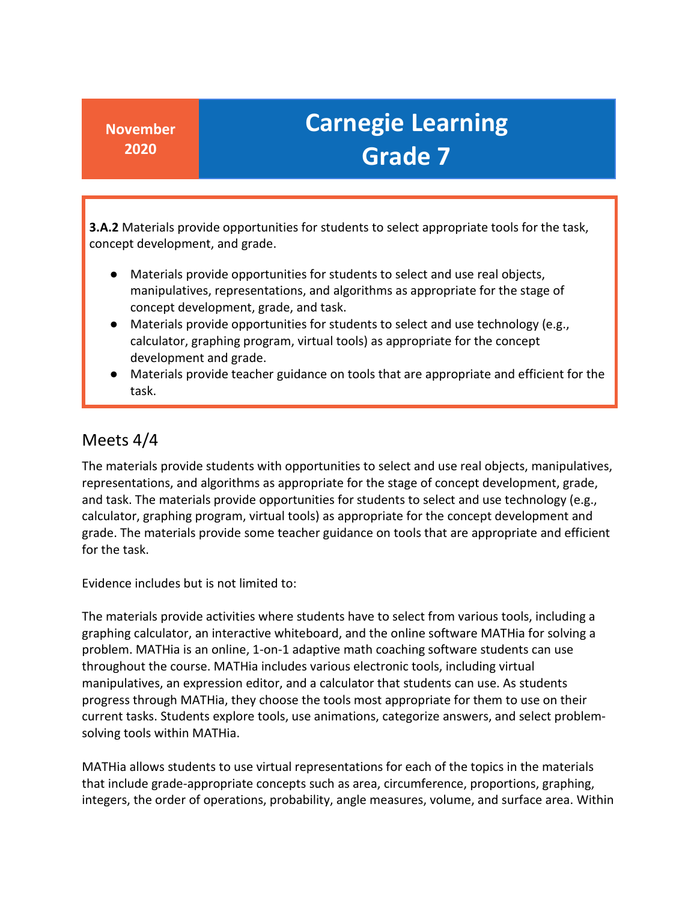**November 2020**

# Carnegie Learning Grade 7

**3.A.2** Materials provide opportunities for students to select appropriate tools for the task, concept development, and grade.

- Materials provide opportunities for students to select and use real objects, manipulatives, representations, and algorithms as appropriate for the stage of concept development, grade, and task.
- Materials provide opportunities for students to select and use technology (e.g., calculator, graphing program, virtual tools) as appropriate for the concept development and grade.
- Materials provide teacher guidance on tools that are appropriate and efficient for the task.

## Meets 4/4

The materials provide students with opportunities to select and use real objects, manipulatives, representations, and algorithms as appropriate for the stage of concept development, grade, and task. The materials provide opportunities for students to select and use technology (e.g., calculator, graphing program, virtual tools) as appropriate for the concept development and grade. The materials provide some teacher guidance on tools that are appropriate and efficient for the task.

Evidence includes but is not limited to:

The materials provide activities where students have to select from various tools, including a graphing calculator, an interactive whiteboard, and the online software MATHia for solving a problem. MATHia is an online, 1-on-1 adaptive math coaching software students can use throughout the course. MATHia includes various electronic tools, including virtual manipulatives, an expression editor, and a calculator that students can use. As students progress through MATHia, they choose the tools most appropriate for them to use on their current tasks. Students explore tools, use animations, categorize answers, and select problem-solving tools within MATHia.

MATHia allows students to use virtual representations for each of the topics in the materials that include grade-appropriate concepts such as area, circumference, proportions, graphing, integers, the order of operations, probability, angle measures, volume, and surface area. Within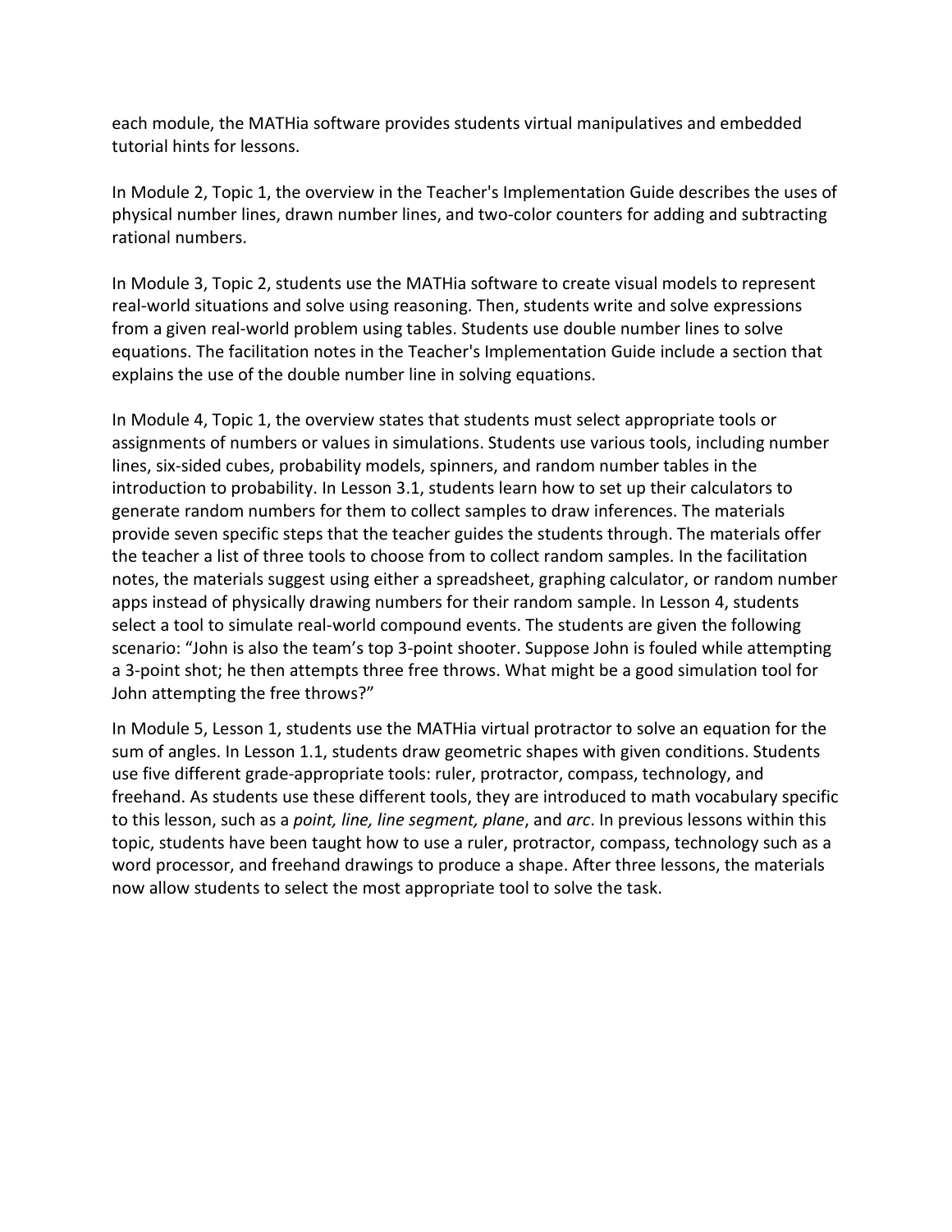each module, the MATHia software provides students virtual manipulatives and embedded tutorial hints for lessons.

In Module 2, Topic 1, the overview in the Teacher's Implementation Guide describes the uses of physical number lines, drawn number lines, and two-color counters for adding and subtracting rational numbers.

In Module 3, Topic 2, students use the MATHia software to create visual models to represent real-world situations and solve using reasoning. Then, students write and solve expressions from a given real-world problem using tables. Students use double number lines to solve equations. The facilitation notes in the Teacher's Implementation Guide include a section that explains the use of the double number line in solving equations.

In Module 4, Topic 1, the overview states that students must select appropriate tools or assignments of numbers or values in simulations. Students use various tools, including number lines, six-sided cubes, probability models, spinners, and random number tables in the introduction to probability. In Lesson 3.1, students learn how to set up their calculators to generate random numbers for them to collect samples to draw inferences. The materials provide seven specific steps that the teacher guides the students through. The materials offer the teacher a list of three tools to choose from to collect random samples. In the facilitation notes, the materials suggest using either a spreadsheet, graphing calculator, or random number apps instead of physically drawing numbers for their random sample. In Lesson 4, students select a tool to simulate real-world compound events. The students are given the following scenario: “John is also the team’s top 3-point shooter. Suppose John is fouled while attempting a 3-point shot; he then attempts three free throws. What might be a good simulation tool for John attempting the free throws?”

In Module 5, Lesson 1, students use the MATHia virtual protractor to solve an equation for the sum of angles. In Lesson 1.1, students draw geometric shapes with given conditions. Students use five different grade-appropriate tools: ruler, protractor, compass, technology, and freehand. As students use these different tools, they are introduced to math vocabulary specific to this lesson, such as a *point, line, line segment, plane*, and *arc*. In previous lessons within this topic, students have been taught how to use a ruler, protractor, compass, technology such as a word processor, and freehand drawings to produce a shape. After three lessons, the materials now allow students to select the most appropriate tool to solve the task.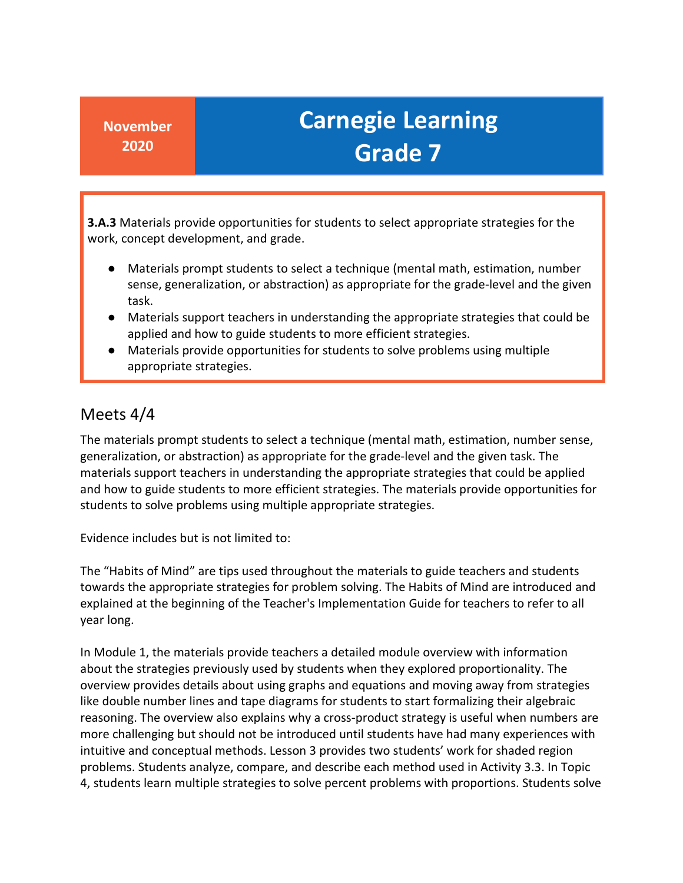**November 2020**

# Carnegie Learning Grade 7

**3.A.3** Materials provide opportunities for students to select appropriate strategies for the work, concept development, and grade.

- Materials prompt students to select a technique (mental math, estimation, number sense, generalization, or abstraction) as appropriate for the grade-level and the given task.
- Materials support teachers in understanding the appropriate strategies that could be applied and how to guide students to more efficient strategies.
- Materials provide opportunities for students to solve problems using multiple appropriate strategies.

## Meets 4/4

The materials prompt students to select a technique (mental math, estimation, number sense, generalization, or abstraction) as appropriate for the grade-level and the given task. The materials support teachers in understanding the appropriate strategies that could be applied and how to guide students to more efficient strategies. The materials provide opportunities for students to solve problems using multiple appropriate strategies.

Evidence includes but is not limited to:

The "Habits of Mind" are tips used throughout the materials to guide teachers and students towards the appropriate strategies for problem solving. The Habits of Mind are introduced and explained at the beginning of the Teacher's Implementation Guide for teachers to refer to all year long.

In Module 1, the materials provide teachers a detailed module overview with information about the strategies previously used by students when they explored proportionality. The overview provides details about using graphs and equations and moving away from strategies like double number lines and tape diagrams for students to start formalizing their algebraic reasoning. The overview also explains why a cross-product strategy is useful when numbers are more challenging but should not be introduced until students have had many experiences with intuitive and conceptual methods. Lesson 3 provides two students' work for shaded region problems. Students analyze, compare, and describe each method used in Activity 3.3. In Topic 4, students learn multiple strategies to solve percent problems with proportions. Students solve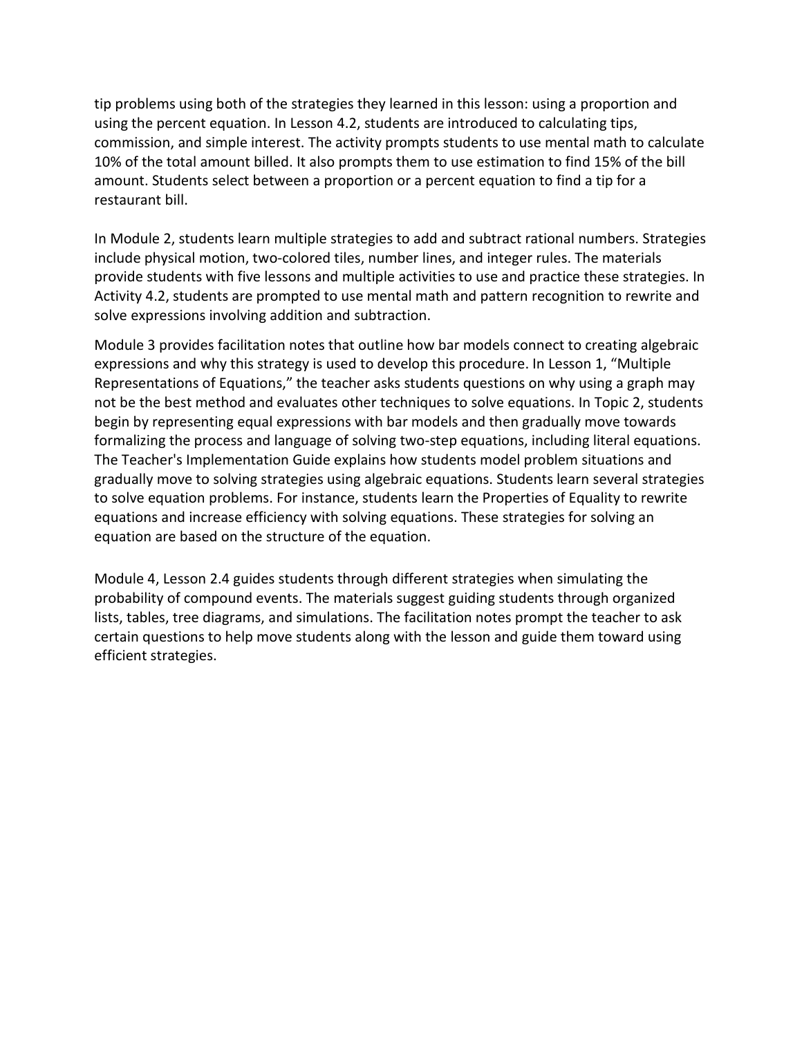tip problems using both of the strategies they learned in this lesson: using a proportion and using the percent equation. In Lesson 4.2, students are introduced to calculating tips, commission, and simple interest. The activity prompts students to use mental math to calculate 10% of the total amount billed. It also prompts them to use estimation to find 15% of the bill amount. Students select between a proportion or a percent equation to find a tip for a restaurant bill.

In Module 2, students learn multiple strategies to add and subtract rational numbers. Strategies include physical motion, two-colored tiles, number lines, and integer rules. The materials provide students with five lessons and multiple activities to use and practice these strategies. In Activity 4.2, students are prompted to use mental math and pattern recognition to rewrite and solve expressions involving addition and subtraction.

Module 3 provides facilitation notes that outline how bar models connect to creating algebraic expressions and why this strategy is used to develop this procedure. In Lesson 1, "Multiple Representations of Equations," the teacher asks students questions on why using a graph may not be the best method and evaluates other techniques to solve equations. In Topic 2, students begin by representing equal expressions with bar models and then gradually move towards formalizing the process and language of solving two-step equations, including literal equations. The Teacher's Implementation Guide explains how students model problem situations and gradually move to solving strategies using algebraic equations. Students learn several strategies to solve equation problems. For instance, students learn the Properties of Equality to rewrite equations and increase efficiency with solving equations. These strategies for solving an equation are based on the structure of the equation.

Module 4, Lesson 2.4 guides students through different strategies when simulating the probability of compound events. The materials suggest guiding students through organized lists, tables, tree diagrams, and simulations. The facilitation notes prompt the teacher to ask certain questions to help move students along with the lesson and guide them toward using efficient strategies.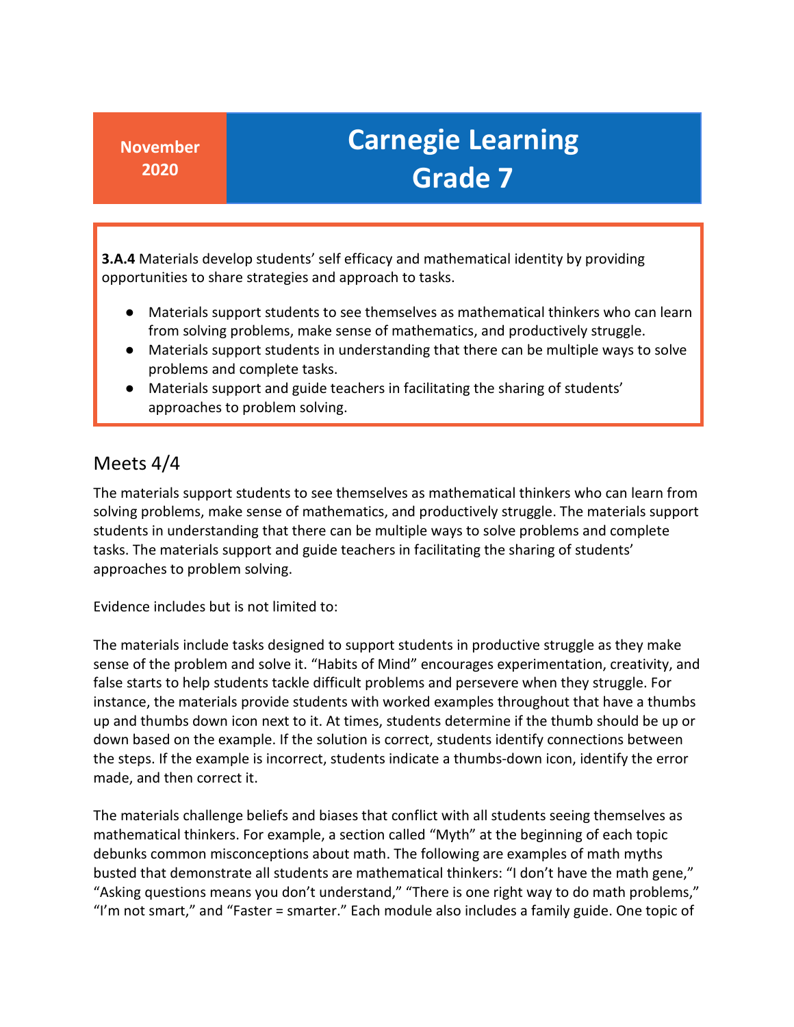**November 2020**

# Carnegie Learning Grade 7

**3.A.4** Materials develop students' self efficacy and mathematical identity by providing opportunities to share strategies and approach to tasks.

- Materials support students to see themselves as mathematical thinkers who can learn from solving problems, make sense of mathematics, and productively struggle.
- Materials support students in understanding that there can be multiple ways to solve problems and complete tasks.
- Materials support and guide teachers in facilitating the sharing of students' approaches to problem solving.

## Meets 4/4

The materials support students to see themselves as mathematical thinkers who can learn from solving problems, make sense of mathematics, and productively struggle. The materials support students in understanding that there can be multiple ways to solve problems and complete tasks. The materials support and guide teachers in facilitating the sharing of students' approaches to problem solving.

Evidence includes but is not limited to:

The materials include tasks designed to support students in productive struggle as they make sense of the problem and solve it. "Habits of Mind" encourages experimentation, creativity, and false starts to help students tackle difficult problems and persevere when they struggle. For instance, the materials provide students with worked examples throughout that have a thumbs up and thumbs down icon next to it. At times, students determine if the thumb should be up or down based on the example. If the solution is correct, students identify connections between the steps. If the example is incorrect, students indicate a thumbs-down icon, identify the error made, and then correct it.

The materials challenge beliefs and biases that conflict with all students seeing themselves as mathematical thinkers. For example, a section called "Myth" at the beginning of each topic debunks common misconceptions about math. The following are examples of math myths busted that demonstrate all students are mathematical thinkers: "I don't have the math gene," "Asking questions means you don't understand," "There is one right way to do math problems," "I'm not smart," and "Faster = smarter." Each module also includes a family guide. One topic of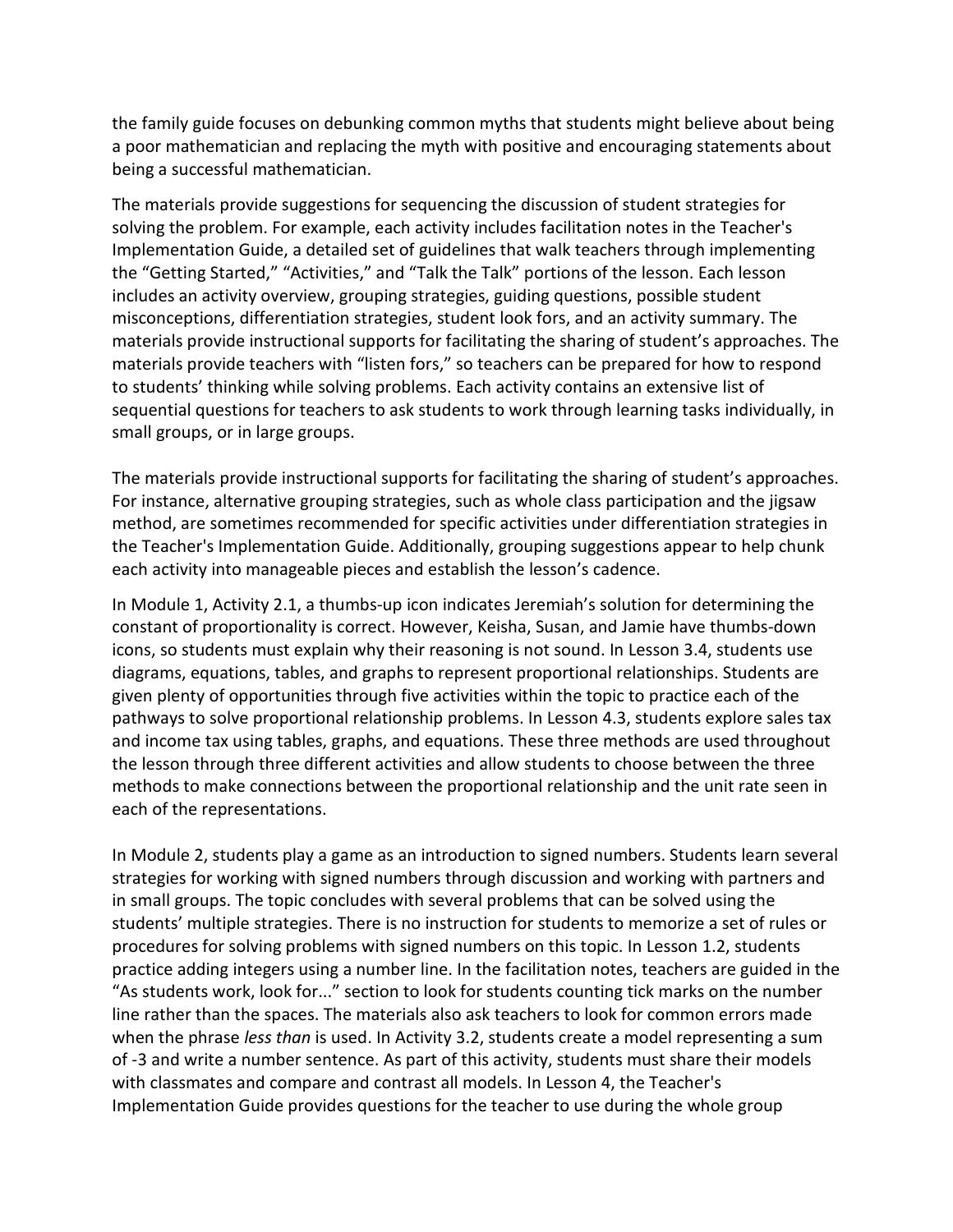the family guide focuses on debunking common myths that students might believe about being a poor mathematician and replacing the myth with positive and encouraging statements about being a successful mathematician.

The materials provide suggestions for sequencing the discussion of student strategies for solving the problem. For example, each activity includes facilitation notes in the Teacher's Implementation Guide, a detailed set of guidelines that walk teachers through implementing the "Getting Started," "Activities," and "Talk the Talk" portions of the lesson. Each lesson includes an activity overview, grouping strategies, guiding questions, possible student misconceptions, differentiation strategies, student look fors, and an activity summary. The materials provide instructional supports for facilitating the sharing of student's approaches. The materials provide teachers with "listen fors," so teachers can be prepared for how to respond to students' thinking while solving problems. Each activity contains an extensive list of sequential questions for teachers to ask students to work through learning tasks individually, in small groups, or in large groups.

The materials provide instructional supports for facilitating the sharing of student's approaches. For instance, alternative grouping strategies, such as whole class participation and the jigsaw method, are sometimes recommended for specific activities under differentiation strategies in the Teacher's Implementation Guide. Additionally, grouping suggestions appear to help chunk each activity into manageable pieces and establish the lesson's cadence.

In Module 1, Activity 2.1, a thumbs-up icon indicates Jeremiah's solution for determining the constant of proportionality is correct. However, Keisha, Susan, and Jamie have thumbs-down icons, so students must explain why their reasoning is not sound. In Lesson 3.4, students use diagrams, equations, tables, and graphs to represent proportional relationships. Students are given plenty of opportunities through five activities within the topic to practice each of the pathways to solve proportional relationship problems. In Lesson 4.3, students explore sales tax and income tax using tables, graphs, and equations. These three methods are used throughout the lesson through three different activities and allow students to choose between the three methods to make connections between the proportional relationship and the unit rate seen in each of the representations.

In Module 2, students play a game as an introduction to signed numbers. Students learn several strategies for working with signed numbers through discussion and working with partners and in small groups. The topic concludes with several problems that can be solved using the students' multiple strategies. There is no instruction for students to memorize a set of rules or procedures for solving problems with signed numbers on this topic. In Lesson 1.2, students practice adding integers using a number line. In the facilitation notes, teachers are guided in the "As students work, look for..." section to look for students counting tick marks on the number line rather than the spaces. The materials also ask teachers to look for common errors made when the phrase *less than* is used. In Activity 3.2, students create a model representing a sum of -3 and write a number sentence. As part of this activity, students must share their models with classmates and compare and contrast all models. In Lesson 4, the Teacher's Implementation Guide provides questions for the teacher to use during the whole group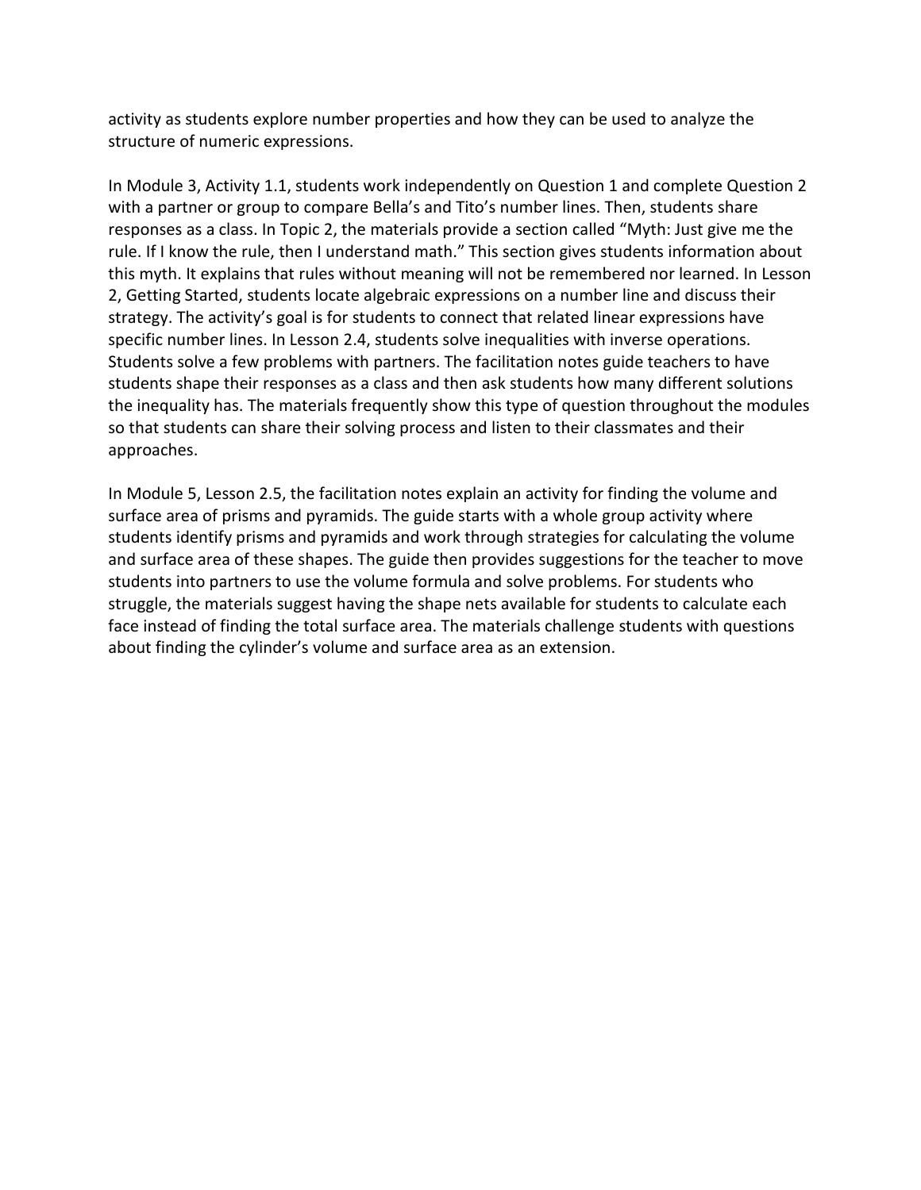activity as students explore number properties and how they can be used to analyze the structure of numeric expressions.

In Module 3, Activity 1.1, students work independently on Question 1 and complete Question 2 with a partner or group to compare Bella's and Tito's number lines. Then, students share responses as a class. In Topic 2, the materials provide a section called "Myth: Just give me the rule. If I know the rule, then I understand math." This section gives students information about this myth. It explains that rules without meaning will not be remembered nor learned. In Lesson 2, Getting Started, students locate algebraic expressions on a number line and discuss their strategy. The activity's goal is for students to connect that related linear expressions have specific number lines. In Lesson 2.4, students solve inequalities with inverse operations. Students solve a few problems with partners. The facilitation notes guide teachers to have students shape their responses as a class and then ask students how many different solutions the inequality has. The materials frequently show this type of question throughout the modules so that students can share their solving process and listen to their classmates and their approaches.

In Module 5, Lesson 2.5, the facilitation notes explain an activity for finding the volume and surface area of prisms and pyramids. The guide starts with a whole group activity where students identify prisms and pyramids and work through strategies for calculating the volume and surface area of these shapes. The guide then provides suggestions for the teacher to move students into partners to use the volume formula and solve problems. For students who struggle, the materials suggest having the shape nets available for students to calculate each face instead of finding the total surface area. The materials challenge students with questions about finding the cylinder's volume and surface area as an extension.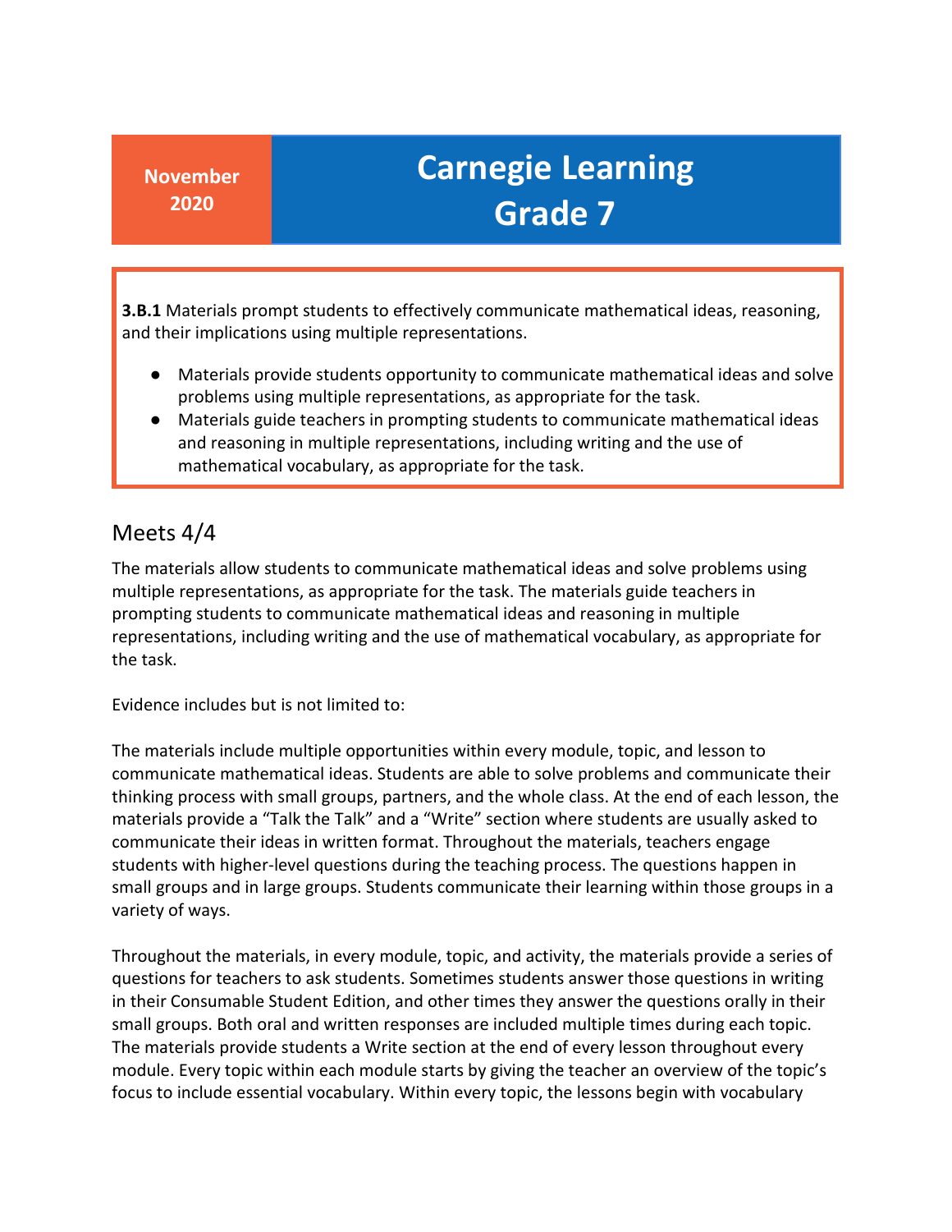**November 2020**

# Carnegie Learning Grade 7

**3.B.1** Materials prompt students to effectively communicate mathematical ideas, reasoning, and their implications using multiple representations.

- Materials provide students opportunity to communicate mathematical ideas and solve problems using multiple representations, as appropriate for the task.
- Materials guide teachers in prompting students to communicate mathematical ideas and reasoning in multiple representations, including writing and the use of mathematical vocabulary, as appropriate for the task.

## Meets 4/4

The materials allow students to communicate mathematical ideas and solve problems using multiple representations, as appropriate for the task. The materials guide teachers in prompting students to communicate mathematical ideas and reasoning in multiple representations, including writing and the use of mathematical vocabulary, as appropriate for the task.

Evidence includes but is not limited to:

The materials include multiple opportunities within every module, topic, and lesson to communicate mathematical ideas. Students are able to solve problems and communicate their thinking process with small groups, partners, and the whole class. At the end of each lesson, the materials provide a "Talk the Talk" and a "Write" section where students are usually asked to communicate their ideas in written format. Throughout the materials, teachers engage students with higher-level questions during the teaching process. The questions happen in small groups and in large groups. Students communicate their learning within those groups in a variety of ways.

Throughout the materials, in every module, topic, and activity, the materials provide a series of questions for teachers to ask students. Sometimes students answer those questions in writing in their Consumable Student Edition, and other times they answer the questions orally in their small groups. Both oral and written responses are included multiple times during each topic. The materials provide students a Write section at the end of every lesson throughout every module. Every topic within each module starts by giving the teacher an overview of the topic's focus to include essential vocabulary. Within every topic, the lessons begin with vocabulary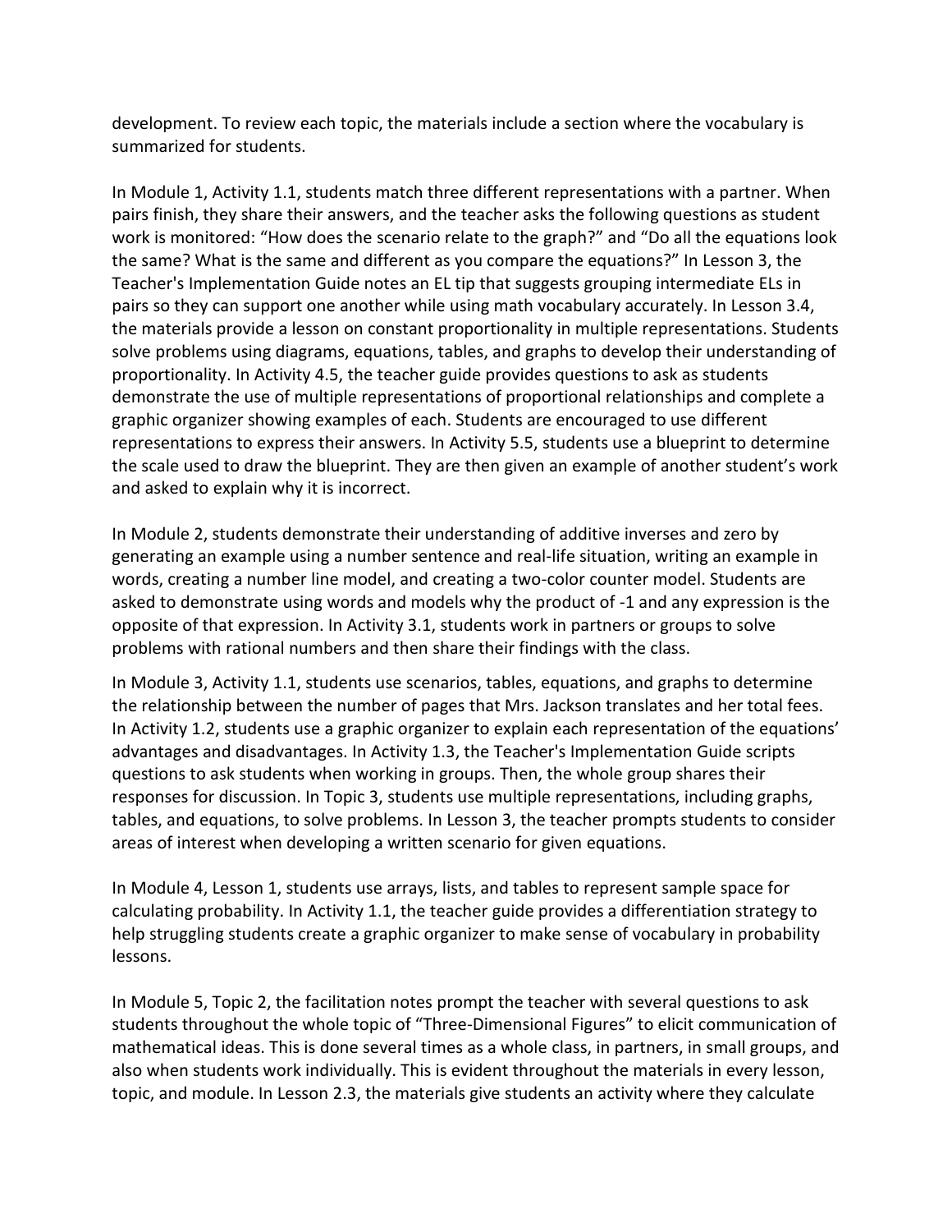development. To review each topic, the materials include a section where the vocabulary is summarized for students.

In Module 1, Activity 1.1, students match three different representations with a partner. When pairs finish, they share their answers, and the teacher asks the following questions as student work is monitored: "How does the scenario relate to the graph?" and "Do all the equations look the same? What is the same and different as you compare the equations?" In Lesson 3, the Teacher's Implementation Guide notes an EL tip that suggests grouping intermediate ELs in pairs so they can support one another while using math vocabulary accurately. In Lesson 3.4, the materials provide a lesson on constant proportionality in multiple representations. Students solve problems using diagrams, equations, tables, and graphs to develop their understanding of proportionality. In Activity 4.5, the teacher guide provides questions to ask as students demonstrate the use of multiple representations of proportional relationships and complete a graphic organizer showing examples of each. Students are encouraged to use different representations to express their answers. In Activity 5.5, students use a blueprint to determine the scale used to draw the blueprint. They are then given an example of another student's work and asked to explain why it is incorrect.

In Module 2, students demonstrate their understanding of additive inverses and zero by generating an example using a number sentence and real-life situation, writing an example in words, creating a number line model, and creating a two-color counter model. Students are asked to demonstrate using words and models why the product of -1 and any expression is the opposite of that expression. In Activity 3.1, students work in partners or groups to solve problems with rational numbers and then share their findings with the class.

In Module 3, Activity 1.1, students use scenarios, tables, equations, and graphs to determine the relationship between the number of pages that Mrs. Jackson translates and her total fees. In Activity 1.2, students use a graphic organizer to explain each representation of the equations' advantages and disadvantages. In Activity 1.3, the Teacher's Implementation Guide scripts questions to ask students when working in groups. Then, the whole group shares their responses for discussion. In Topic 3, students use multiple representations, including graphs, tables, and equations, to solve problems. In Lesson 3, the teacher prompts students to consider areas of interest when developing a written scenario for given equations.

In Module 4, Lesson 1, students use arrays, lists, and tables to represent sample space for calculating probability. In Activity 1.1, the teacher guide provides a differentiation strategy to help struggling students create a graphic organizer to make sense of vocabulary in probability lessons.

In Module 5, Topic 2, the facilitation notes prompt the teacher with several questions to ask students throughout the whole topic of "Three-Dimensional Figures" to elicit communication of mathematical ideas. This is done several times as a whole class, in partners, in small groups, and also when students work individually. This is evident throughout the materials in every lesson, topic, and module. In Lesson 2.3, the materials give students an activity where they calculate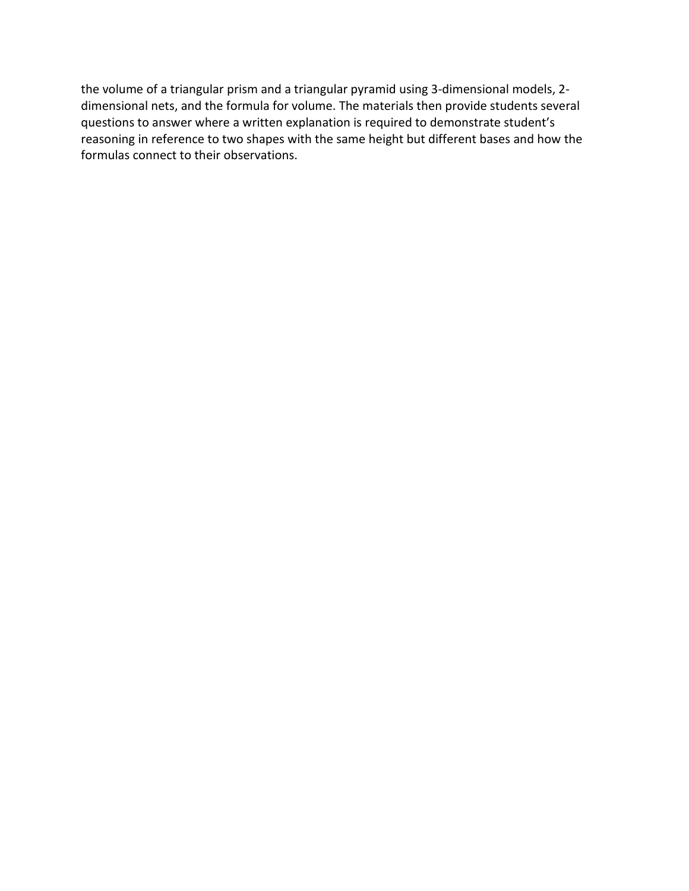the volume of a triangular prism and a triangular pyramid using 3-dimensional models, 2-dimensional nets, and the formula for volume. The materials then provide students several questions to answer where a written explanation is required to demonstrate student's reasoning in reference to two shapes with the same height but different bases and how the formulas connect to their observations.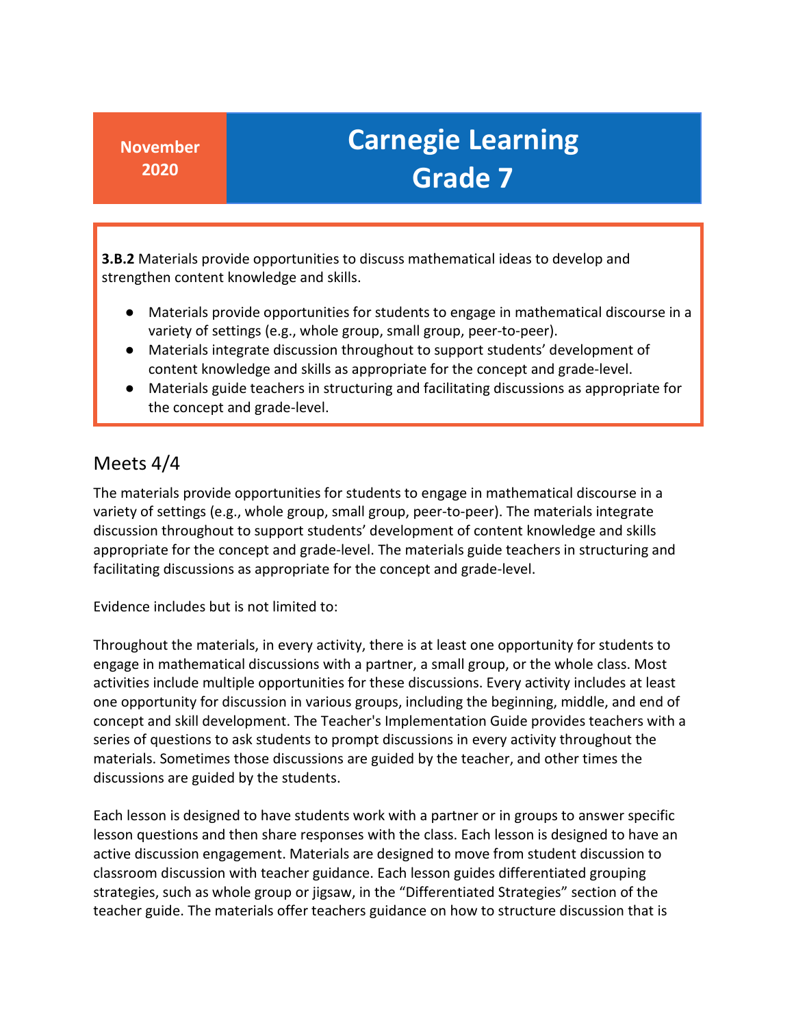**November 2020**

# Carnegie Learning Grade 7

**3.B.2** Materials provide opportunities to discuss mathematical ideas to develop and strengthen content knowledge and skills.

- Materials provide opportunities for students to engage in mathematical discourse in a variety of settings (e.g., whole group, small group, peer-to-peer).
- Materials integrate discussion throughout to support students' development of content knowledge and skills as appropriate for the concept and grade-level.
- Materials guide teachers in structuring and facilitating discussions as appropriate for the concept and grade-level.

## Meets 4/4

The materials provide opportunities for students to engage in mathematical discourse in a variety of settings (e.g., whole group, small group, peer-to-peer). The materials integrate discussion throughout to support students' development of content knowledge and skills appropriate for the concept and grade-level. The materials guide teachers in structuring and facilitating discussions as appropriate for the concept and grade-level.

Evidence includes but is not limited to:

Throughout the materials, in every activity, there is at least one opportunity for students to engage in mathematical discussions with a partner, a small group, or the whole class. Most activities include multiple opportunities for these discussions. Every activity includes at least one opportunity for discussion in various groups, including the beginning, middle, and end of concept and skill development. The Teacher's Implementation Guide provides teachers with a series of questions to ask students to prompt discussions in every activity throughout the materials. Sometimes those discussions are guided by the teacher, and other times the discussions are guided by the students.

Each lesson is designed to have students work with a partner or in groups to answer specific lesson questions and then share responses with the class. Each lesson is designed to have an active discussion engagement. Materials are designed to move from student discussion to classroom discussion with teacher guidance. Each lesson guides differentiated grouping strategies, such as whole group or jigsaw, in the "Differentiated Strategies" section of the teacher guide. The materials offer teachers guidance on how to structure discussion that is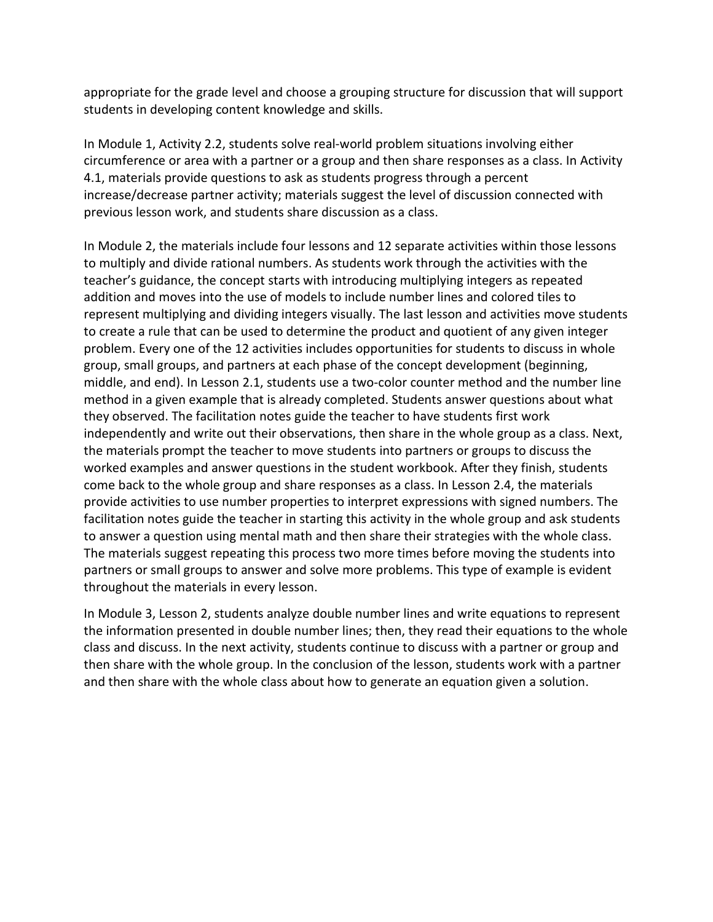appropriate for the grade level and choose a grouping structure for discussion that will support students in developing content knowledge and skills.

In Module 1, Activity 2.2, students solve real-world problem situations involving either circumference or area with a partner or a group and then share responses as a class. In Activity 4.1, materials provide questions to ask as students progress through a percent increase/decrease partner activity; materials suggest the level of discussion connected with previous lesson work, and students share discussion as a class.

In Module 2, the materials include four lessons and 12 separate activities within those lessons to multiply and divide rational numbers. As students work through the activities with the teacher's guidance, the concept starts with introducing multiplying integers as repeated addition and moves into the use of models to include number lines and colored tiles to represent multiplying and dividing integers visually. The last lesson and activities move students to create a rule that can be used to determine the product and quotient of any given integer problem. Every one of the 12 activities includes opportunities for students to discuss in whole group, small groups, and partners at each phase of the concept development (beginning, middle, and end). In Lesson 2.1, students use a two-color counter method and the number line method in a given example that is already completed. Students answer questions about what they observed. The facilitation notes guide the teacher to have students first work independently and write out their observations, then share in the whole group as a class. Next, the materials prompt the teacher to move students into partners or groups to discuss the worked examples and answer questions in the student workbook. After they finish, students come back to the whole group and share responses as a class. In Lesson 2.4, the materials provide activities to use number properties to interpret expressions with signed numbers. The facilitation notes guide the teacher in starting this activity in the whole group and ask students to answer a question using mental math and then share their strategies with the whole class. The materials suggest repeating this process two more times before moving the students into partners or small groups to answer and solve more problems. This type of example is evident throughout the materials in every lesson.

In Module 3, Lesson 2, students analyze double number lines and write equations to represent the information presented in double number lines; then, they read their equations to the whole class and discuss. In the next activity, students continue to discuss with a partner or group and then share with the whole group. In the conclusion of the lesson, students work with a partner and then share with the whole class about how to generate an equation given a solution.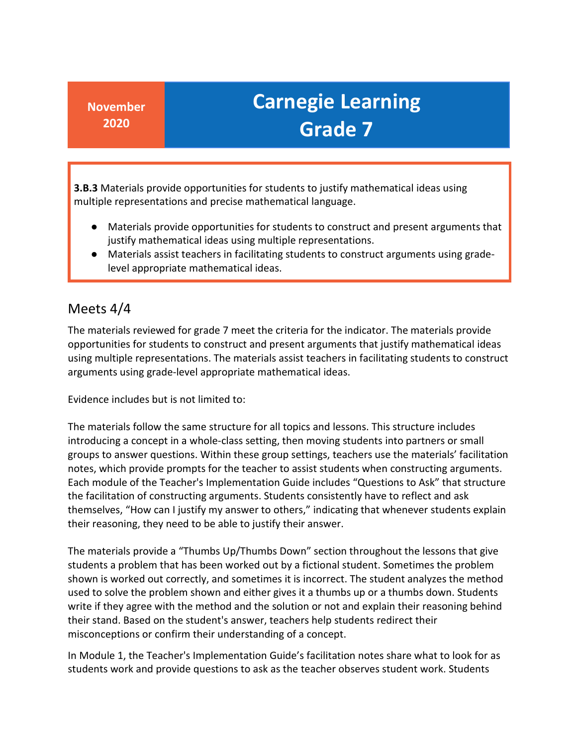**November 2020**

# Carnegie Learning Grade 7

**3.B.3** Materials provide opportunities for students to justify mathematical ideas using multiple representations and precise mathematical language.

- Materials provide opportunities for students to construct and present arguments that justify mathematical ideas using multiple representations.
- Materials assist teachers in facilitating students to construct arguments using grade-level appropriate mathematical ideas.

## Meets 4/4

The materials reviewed for grade 7 meet the criteria for the indicator. The materials provide opportunities for students to construct and present arguments that justify mathematical ideas using multiple representations. The materials assist teachers in facilitating students to construct arguments using grade-level appropriate mathematical ideas.

Evidence includes but is not limited to:

The materials follow the same structure for all topics and lessons. This structure includes introducing a concept in a whole-class setting, then moving students into partners or small groups to answer questions. Within these group settings, teachers use the materials' facilitation notes, which provide prompts for the teacher to assist students when constructing arguments. Each module of the Teacher's Implementation Guide includes "Questions to Ask" that structure the facilitation of constructing arguments. Students consistently have to reflect and ask themselves, "How can I justify my answer to others," indicating that whenever students explain their reasoning, they need to be able to justify their answer.

The materials provide a "Thumbs Up/Thumbs Down" section throughout the lessons that give students a problem that has been worked out by a fictional student. Sometimes the problem shown is worked out correctly, and sometimes it is incorrect. The student analyzes the method used to solve the problem shown and either gives it a thumbs up or a thumbs down. Students write if they agree with the method and the solution or not and explain their reasoning behind their stand. Based on the student's answer, teachers help students redirect their misconceptions or confirm their understanding of a concept.

In Module 1, the Teacher's Implementation Guide's facilitation notes share what to look for as students work and provide questions to ask as the teacher observes student work. Students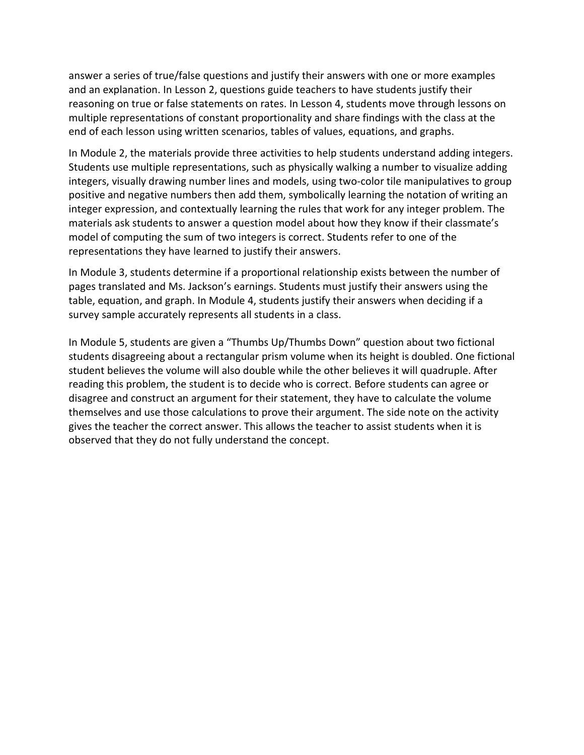answer a series of true/false questions and justify their answers with one or more examples and an explanation. In Lesson 2, questions guide teachers to have students justify their reasoning on true or false statements on rates. In Lesson 4, students move through lessons on multiple representations of constant proportionality and share findings with the class at the end of each lesson using written scenarios, tables of values, equations, and graphs.

In Module 2, the materials provide three activities to help students understand adding integers. Students use multiple representations, such as physically walking a number to visualize adding integers, visually drawing number lines and models, using two-color tile manipulatives to group positive and negative numbers then add them, symbolically learning the notation of writing an integer expression, and contextually learning the rules that work for any integer problem. The materials ask students to answer a question model about how they know if their classmate's model of computing the sum of two integers is correct. Students refer to one of the representations they have learned to justify their answers.

In Module 3, students determine if a proportional relationship exists between the number of pages translated and Ms. Jackson's earnings. Students must justify their answers using the table, equation, and graph. In Module 4, students justify their answers when deciding if a survey sample accurately represents all students in a class.

In Module 5, students are given a "Thumbs Up/Thumbs Down" question about two fictional students disagreeing about a rectangular prism volume when its height is doubled. One fictional student believes the volume will also double while the other believes it will quadruple. After reading this problem, the student is to decide who is correct. Before students can agree or disagree and construct an argument for their statement, they have to calculate the volume themselves and use those calculations to prove their argument. The side note on the activity gives the teacher the correct answer. This allows the teacher to assist students when it is observed that they do not fully understand the concept.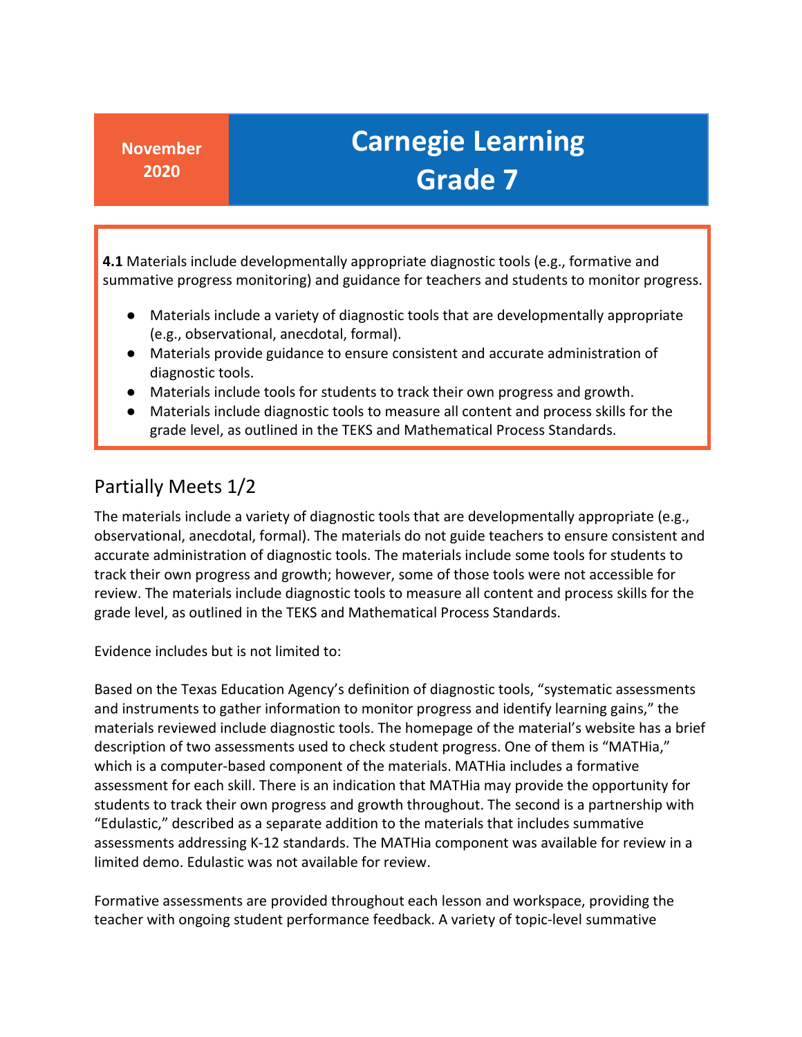**November 2020**

# Carnegie Learning Grade 7

**4.1** Materials include developmentally appropriate diagnostic tools (e.g., formative and summative progress monitoring) and guidance for teachers and students to monitor progress.

- Materials include a variety of diagnostic tools that are developmentally appropriate (e.g., observational, anecdotal, formal).
- Materials provide guidance to ensure consistent and accurate administration of diagnostic tools.
- Materials include tools for students to track their own progress and growth.
- Materials include diagnostic tools to measure all content and process skills for the grade level, as outlined in the TEKS and Mathematical Process Standards.

## Partially Meets 1/2

The materials include a variety of diagnostic tools that are developmentally appropriate (e.g., observational, anecdotal, formal). The materials do not guide teachers to ensure consistent and accurate administration of diagnostic tools. The materials include some tools for students to track their own progress and growth; however, some of those tools were not accessible for review. The materials include diagnostic tools to measure all content and process skills for the grade level, as outlined in the TEKS and Mathematical Process Standards.

Evidence includes but is not limited to:

Based on the Texas Education Agency's definition of diagnostic tools, "systematic assessments and instruments to gather information to monitor progress and identify learning gains," the materials reviewed include diagnostic tools. The homepage of the material's website has a brief description of two assessments used to check student progress. One of them is "MATHia," which is a computer-based component of the materials. MATHia includes a formative assessment for each skill. There is an indication that MATHia may provide the opportunity for students to track their own progress and growth throughout. The second is a partnership with "Edulastic," described as a separate addition to the materials that includes summative assessments addressing K-12 standards. The MATHia component was available for review in a limited demo. Edulastic was not available for review.

Formative assessments are provided throughout each lesson and workspace, providing the teacher with ongoing student performance feedback. A variety of topic-level summative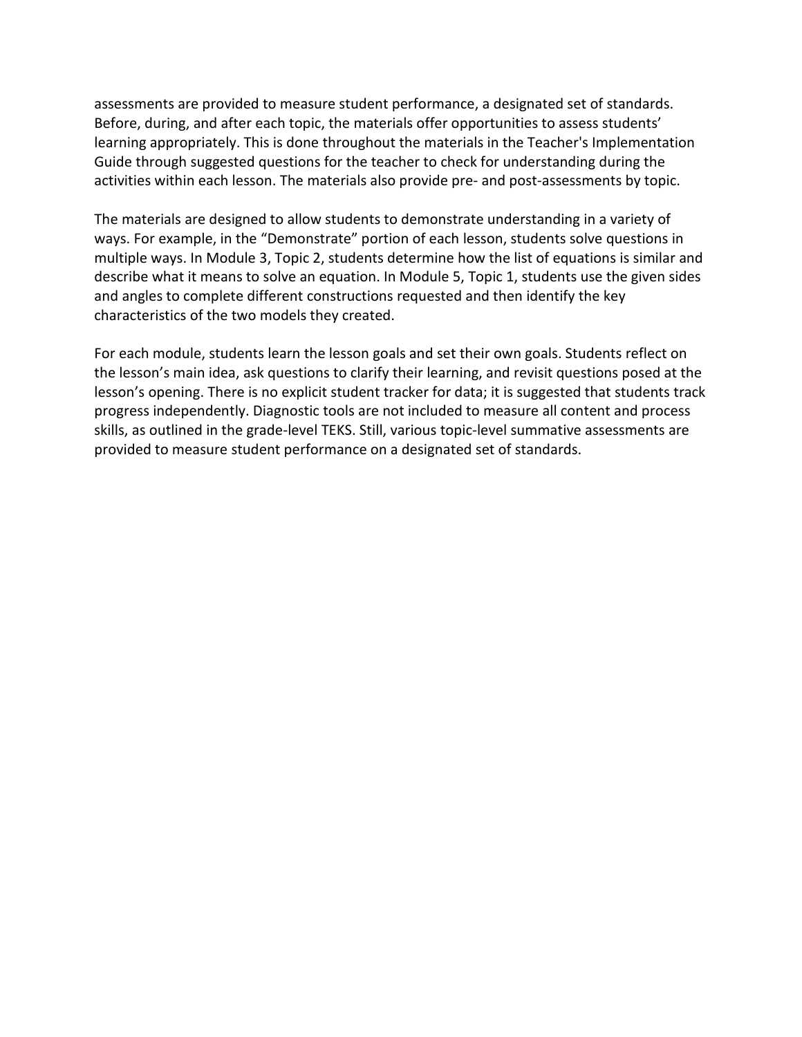assessments are provided to measure student performance, a designated set of standards. Before, during, and after each topic, the materials offer opportunities to assess students' learning appropriately. This is done throughout the materials in the Teacher's Implementation Guide through suggested questions for the teacher to check for understanding during the activities within each lesson. The materials also provide pre- and post-assessments by topic.

The materials are designed to allow students to demonstrate understanding in a variety of ways. For example, in the "Demonstrate" portion of each lesson, students solve questions in multiple ways. In Module 3, Topic 2, students determine how the list of equations is similar and describe what it means to solve an equation. In Module 5, Topic 1, students use the given sides and angles to complete different constructions requested and then identify the key characteristics of the two models they created.

For each module, students learn the lesson goals and set their own goals. Students reflect on the lesson's main idea, ask questions to clarify their learning, and revisit questions posed at the lesson's opening. There is no explicit student tracker for data; it is suggested that students track progress independently. Diagnostic tools are not included to measure all content and process skills, as outlined in the grade-level TEKS. Still, various topic-level summative assessments are provided to measure student performance on a designated set of standards.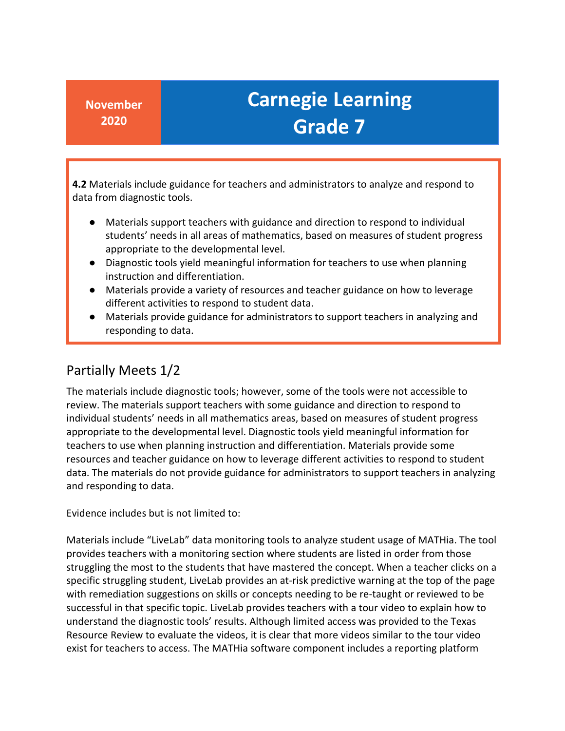| November 2020 | Carnegie Learning Grade 7 |
|---|---|

**4.2** Materials include guidance for teachers and administrators to analyze and respond to data from diagnostic tools.

- Materials support teachers with guidance and direction to respond to individual students' needs in all areas of mathematics, based on measures of student progress appropriate to the developmental level.
- Diagnostic tools yield meaningful information for teachers to use when planning instruction and differentiation.
- Materials provide a variety of resources and teacher guidance on how to leverage different activities to respond to student data.
- Materials provide guidance for administrators to support teachers in analyzing and responding to data.

## Partially Meets 1/2

The materials include diagnostic tools; however, some of the tools were not accessible to review. The materials support teachers with some guidance and direction to respond to individual students' needs in all mathematics areas, based on measures of student progress appropriate to the developmental level. Diagnostic tools yield meaningful information for teachers to use when planning instruction and differentiation. Materials provide some resources and teacher guidance on how to leverage different activities to respond to student data. The materials do not provide guidance for administrators to support teachers in analyzing and responding to data.

Evidence includes but is not limited to:

Materials include "LiveLab" data monitoring tools to analyze student usage of MATHia. The tool provides teachers with a monitoring section where students are listed in order from those struggling the most to the students that have mastered the concept. When a teacher clicks on a specific struggling student, LiveLab provides an at-risk predictive warning at the top of the page with remediation suggestions on skills or concepts needing to be re-taught or reviewed to be successful in that specific topic. LiveLab provides teachers with a tour video to explain how to understand the diagnostic tools' results. Although limited access was provided to the Texas Resource Review to evaluate the videos, it is clear that more videos similar to the tour video exist for teachers to access. The MATHia software component includes a reporting platform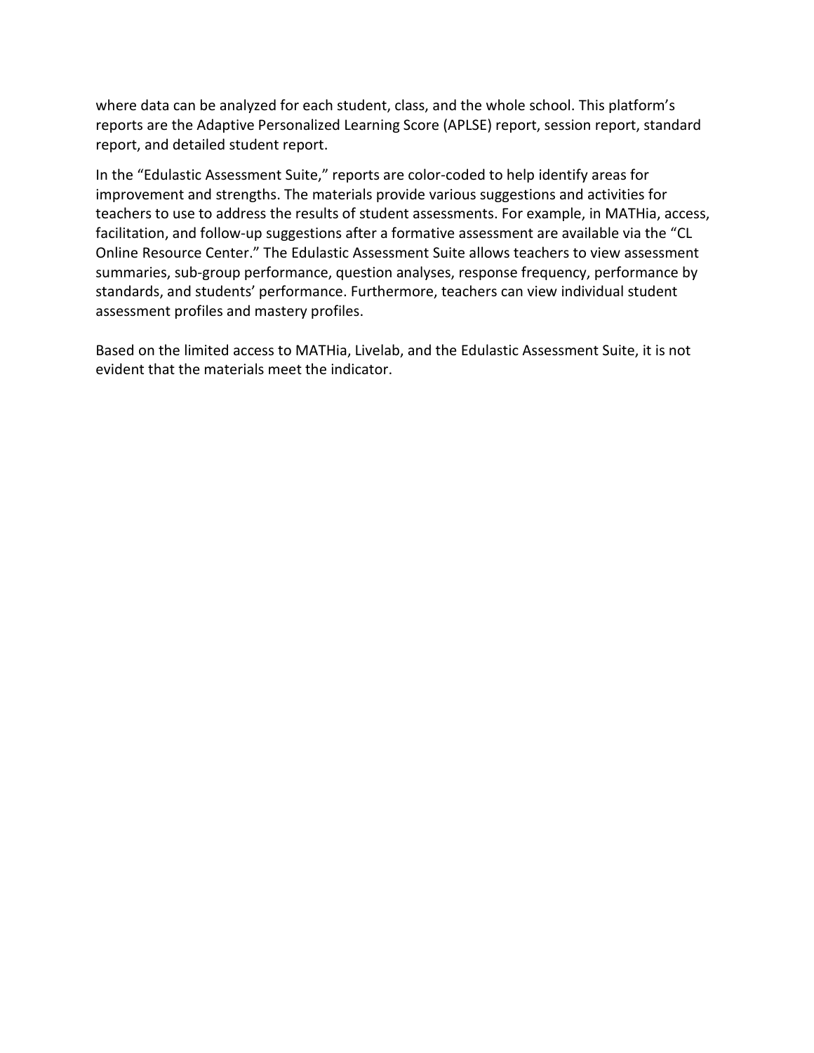where data can be analyzed for each student, class, and the whole school. This platform's reports are the Adaptive Personalized Learning Score (APLSE) report, session report, standard report, and detailed student report.

In the "Edulastic Assessment Suite," reports are color-coded to help identify areas for improvement and strengths. The materials provide various suggestions and activities for teachers to use to address the results of student assessments. For example, in MATHia, access, facilitation, and follow-up suggestions after a formative assessment are available via the "CL Online Resource Center." The Edulastic Assessment Suite allows teachers to view assessment summaries, sub-group performance, question analyses, response frequency, performance by standards, and students' performance. Furthermore, teachers can view individual student assessment profiles and mastery profiles.

Based on the limited access to MATHia, Livelab, and the Edulastic Assessment Suite, it is not evident that the materials meet the indicator.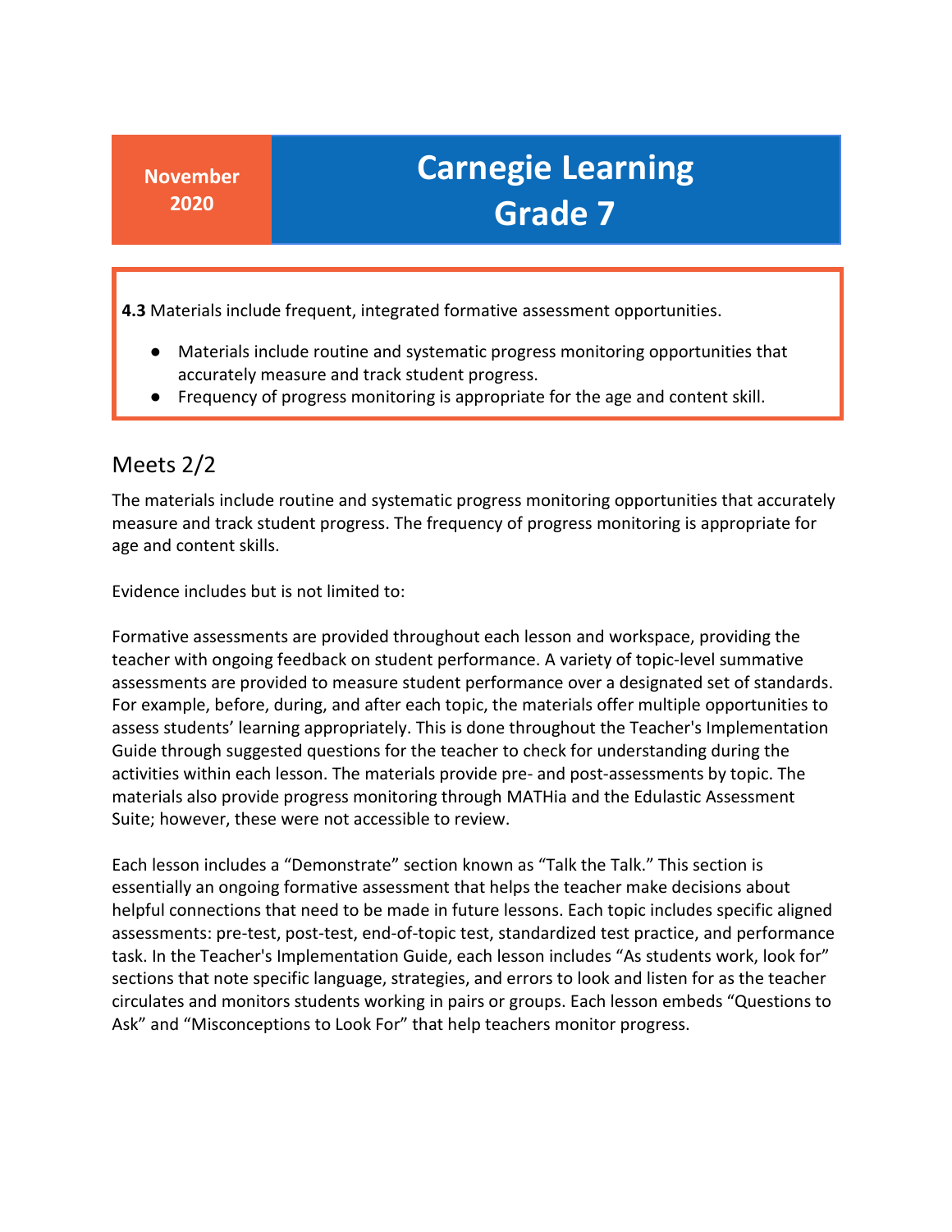**November 2020**

# Carnegie Learning Grade 7

**4.3** Materials include frequent, integrated formative assessment opportunities.

- Materials include routine and systematic progress monitoring opportunities that accurately measure and track student progress.
- Frequency of progress monitoring is appropriate for the age and content skill.

## Meets 2/2

The materials include routine and systematic progress monitoring opportunities that accurately measure and track student progress. The frequency of progress monitoring is appropriate for age and content skills.

Evidence includes but is not limited to:

Formative assessments are provided throughout each lesson and workspace, providing the teacher with ongoing feedback on student performance. A variety of topic-level summative assessments are provided to measure student performance over a designated set of standards. For example, before, during, and after each topic, the materials offer multiple opportunities to assess students' learning appropriately. This is done throughout the Teacher's Implementation Guide through suggested questions for the teacher to check for understanding during the activities within each lesson. The materials provide pre- and post-assessments by topic. The materials also provide progress monitoring through MATHia and the Edulastic Assessment Suite; however, these were not accessible to review.

Each lesson includes a "Demonstrate" section known as "Talk the Talk." This section is essentially an ongoing formative assessment that helps the teacher make decisions about helpful connections that need to be made in future lessons. Each topic includes specific aligned assessments: pre-test, post-test, end-of-topic test, standardized test practice, and performance task. In the Teacher's Implementation Guide, each lesson includes "As students work, look for" sections that note specific language, strategies, and errors to look and listen for as the teacher circulates and monitors students working in pairs or groups. Each lesson embeds "Questions to Ask" and "Misconceptions to Look For" that help teachers monitor progress.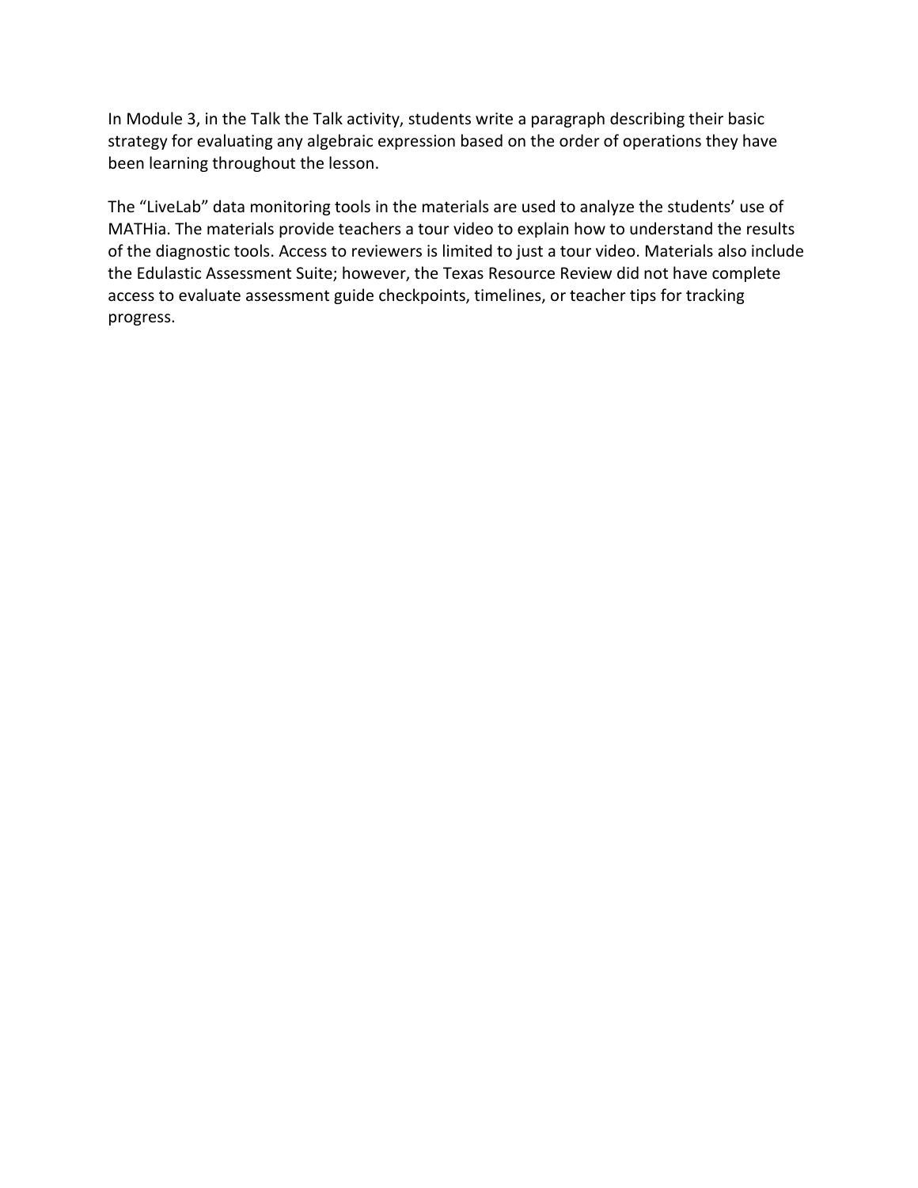In Module 3, in the Talk the Talk activity, students write a paragraph describing their basic strategy for evaluating any algebraic expression based on the order of operations they have been learning throughout the lesson.

The "LiveLab" data monitoring tools in the materials are used to analyze the students' use of MATHia. The materials provide teachers a tour video to explain how to understand the results of the diagnostic tools. Access to reviewers is limited to just a tour video. Materials also include the Edulastic Assessment Suite; however, the Texas Resource Review did not have complete access to evaluate assessment guide checkpoints, timelines, or teacher tips for tracking progress.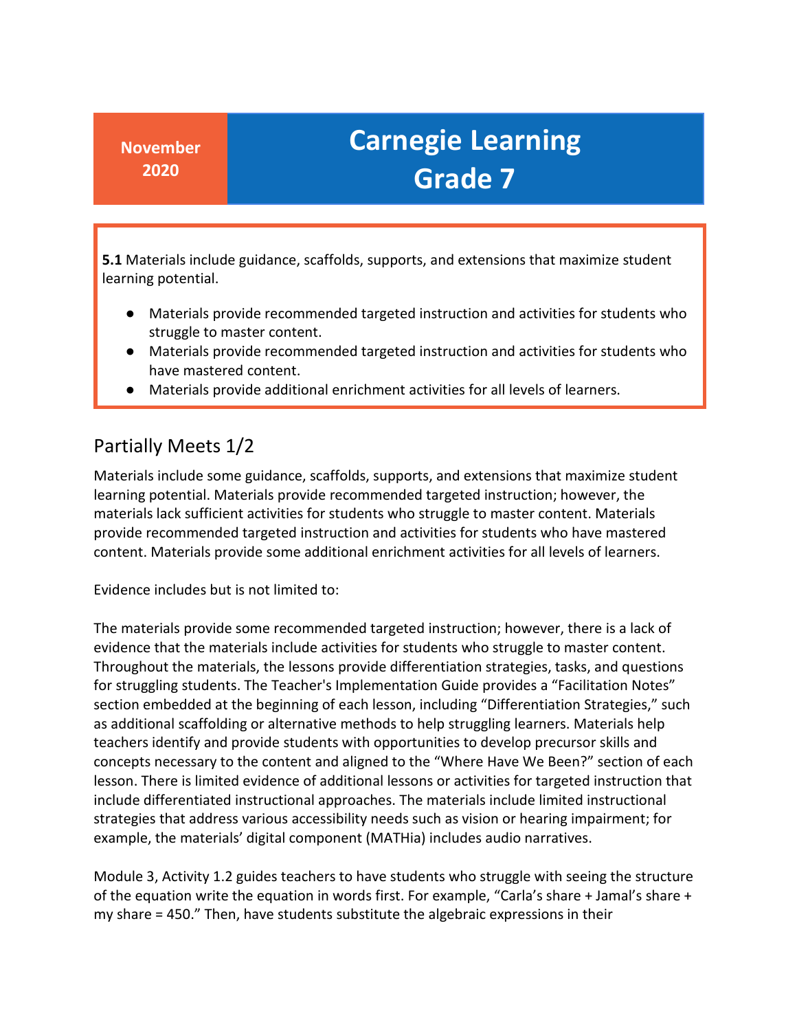November 2020

# Carnegie Learning Grade 7

**5.1** Materials include guidance, scaffolds, supports, and extensions that maximize student learning potential.

- Materials provide recommended targeted instruction and activities for students who struggle to master content.
- Materials provide recommended targeted instruction and activities for students who have mastered content.
- Materials provide additional enrichment activities for all levels of learners.

## Partially Meets 1/2

Materials include some guidance, scaffolds, supports, and extensions that maximize student learning potential. Materials provide recommended targeted instruction; however, the materials lack sufficient activities for students who struggle to master content. Materials provide recommended targeted instruction and activities for students who have mastered content. Materials provide some additional enrichment activities for all levels of learners.

Evidence includes but is not limited to:

The materials provide some recommended targeted instruction; however, there is a lack of evidence that the materials include activities for students who struggle to master content. Throughout the materials, the lessons provide differentiation strategies, tasks, and questions for struggling students. The Teacher's Implementation Guide provides a "Facilitation Notes" section embedded at the beginning of each lesson, including "Differentiation Strategies," such as additional scaffolding or alternative methods to help struggling learners. Materials help teachers identify and provide students with opportunities to develop precursor skills and concepts necessary to the content and aligned to the "Where Have We Been?" section of each lesson. There is limited evidence of additional lessons or activities for targeted instruction that include differentiated instructional approaches. The materials include limited instructional strategies that address various accessibility needs such as vision or hearing impairment; for example, the materials' digital component (MATHia) includes audio narratives.

Module 3, Activity 1.2 guides teachers to have students who struggle with seeing the structure of the equation write the equation in words first. For example, "Carla's share + Jamal's share + my share = 450." Then, have students substitute the algebraic expressions in their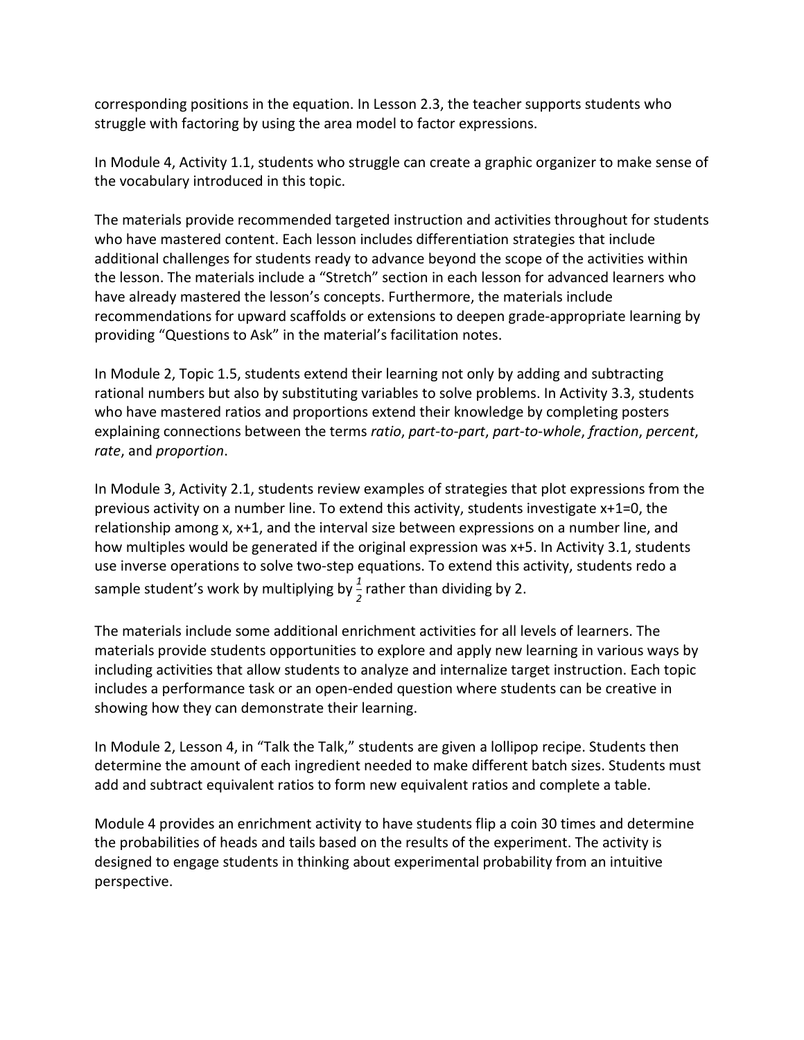corresponding positions in the equation. In Lesson 2.3, the teacher supports students who struggle with factoring by using the area model to factor expressions.

In Module 4, Activity 1.1, students who struggle can create a graphic organizer to make sense of the vocabulary introduced in this topic.

The materials provide recommended targeted instruction and activities throughout for students who have mastered content. Each lesson includes differentiation strategies that include additional challenges for students ready to advance beyond the scope of the activities within the lesson. The materials include a "Stretch" section in each lesson for advanced learners who have already mastered the lesson's concepts. Furthermore, the materials include recommendations for upward scaffolds or extensions to deepen grade-appropriate learning by providing "Questions to Ask" in the material's facilitation notes.

In Module 2, Topic 1.5, students extend their learning not only by adding and subtracting rational numbers but also by substituting variables to solve problems. In Activity 3.3, students who have mastered ratios and proportions extend their knowledge by completing posters explaining connections between the terms *ratio*, *part-to-part*, *part-to-whole*, *fraction*, *percent*, *rate*, and *proportion*.

In Module 3, Activity 2.1, students review examples of strategies that plot expressions from the previous activity on a number line. To extend this activity, students investigate x+1=0, the relationship among x, x+1, and the interval size between expressions on a number line, and how multiples would be generated if the original expression was x+5. In Activity 3.1, students use inverse operations to solve two-step equations. To extend this activity, students redo a sample student's work by multiplying by $\frac{1}{2}$ rather than dividing by 2.

The materials include some additional enrichment activities for all levels of learners. The materials provide students opportunities to explore and apply new learning in various ways by including activities that allow students to analyze and internalize target instruction. Each topic includes a performance task or an open-ended question where students can be creative in showing how they can demonstrate their learning.

In Module 2, Lesson 4, in "Talk the Talk," students are given a lollipop recipe. Students then determine the amount of each ingredient needed to make different batch sizes. Students must add and subtract equivalent ratios to form new equivalent ratios and complete a table.

Module 4 provides an enrichment activity to have students flip a coin 30 times and determine the probabilities of heads and tails based on the results of the experiment. The activity is designed to engage students in thinking about experimental probability from an intuitive perspective.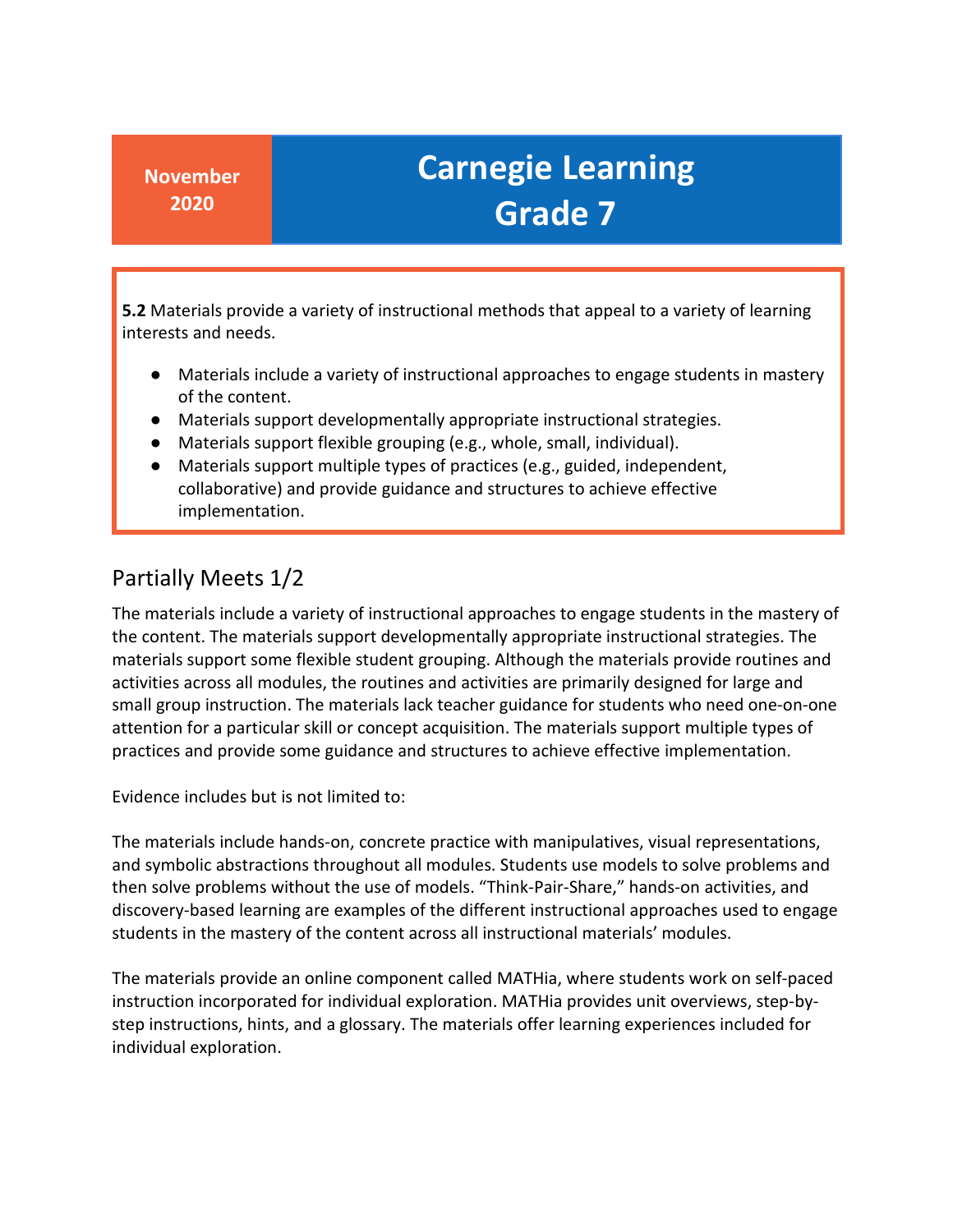| November 2020 | Carnegie Learning Grade 7 |
|---|---|

**5.2** Materials provide a variety of instructional methods that appeal to a variety of learning interests and needs.

- Materials include a variety of instructional approaches to engage students in mastery of the content.
- Materials support developmentally appropriate instructional strategies.
- Materials support flexible grouping (e.g., whole, small, individual).
- Materials support multiple types of practices (e.g., guided, independent, collaborative) and provide guidance and structures to achieve effective implementation.

## Partially Meets 1/2

The materials include a variety of instructional approaches to engage students in the mastery of the content. The materials support developmentally appropriate instructional strategies. The materials support some flexible student grouping. Although the materials provide routines and activities across all modules, the routines and activities are primarily designed for large and small group instruction. The materials lack teacher guidance for students who need one-on-one attention for a particular skill or concept acquisition. The materials support multiple types of practices and provide some guidance and structures to achieve effective implementation.

Evidence includes but is not limited to:

The materials include hands-on, concrete practice with manipulatives, visual representations, and symbolic abstractions throughout all modules. Students use models to solve problems and then solve problems without the use of models. "Think-Pair-Share," hands-on activities, and discovery-based learning are examples of the different instructional approaches used to engage students in the mastery of the content across all instructional materials' modules.

The materials provide an online component called MATHia, where students work on self-paced instruction incorporated for individual exploration. MATHia provides unit overviews, step-by-step instructions, hints, and a glossary. The materials offer learning experiences included for individual exploration.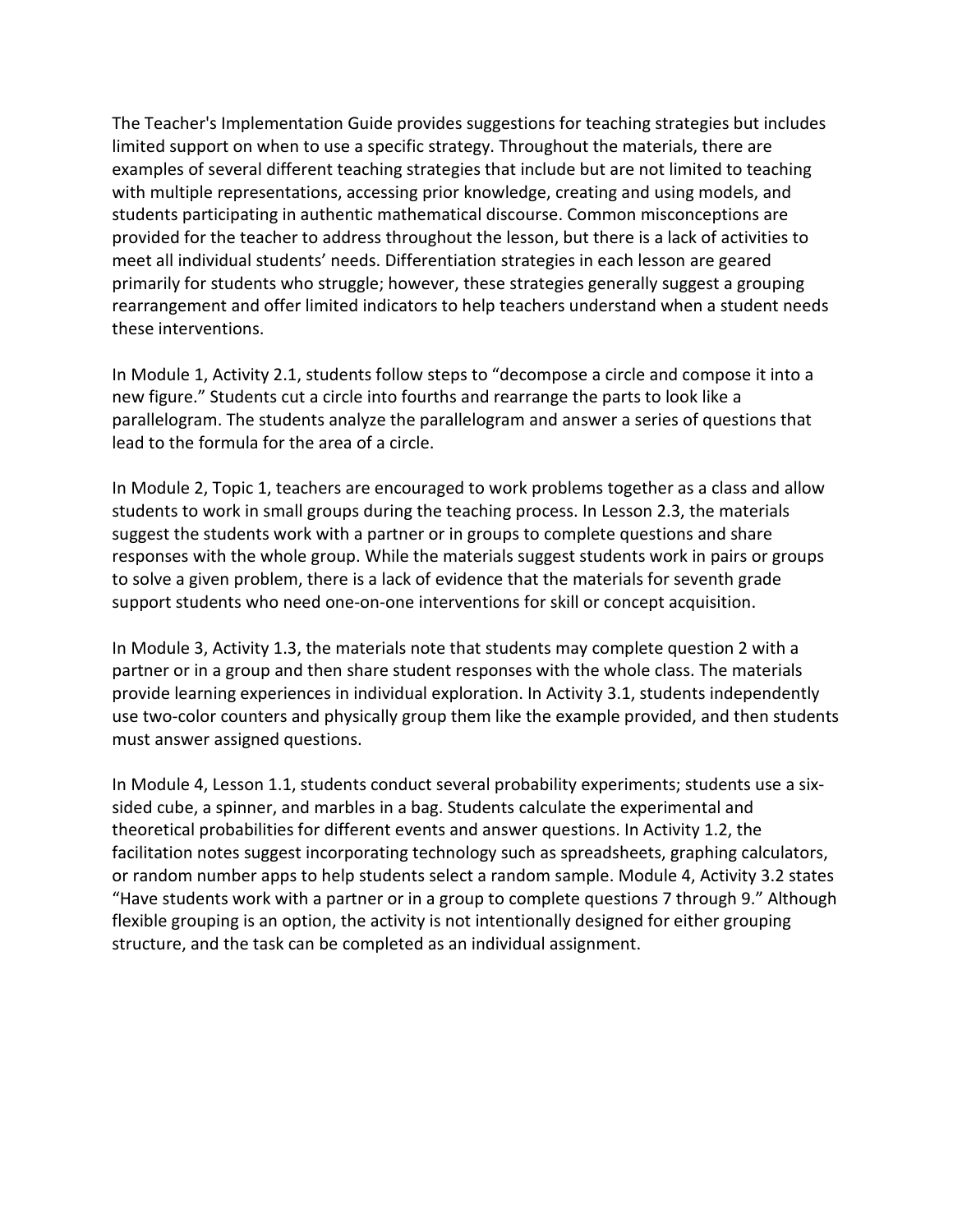The Teacher's Implementation Guide provides suggestions for teaching strategies but includes limited support on when to use a specific strategy. Throughout the materials, there are examples of several different teaching strategies that include but are not limited to teaching with multiple representations, accessing prior knowledge, creating and using models, and students participating in authentic mathematical discourse. Common misconceptions are provided for the teacher to address throughout the lesson, but there is a lack of activities to meet all individual students' needs. Differentiation strategies in each lesson are geared primarily for students who struggle; however, these strategies generally suggest a grouping rearrangement and offer limited indicators to help teachers understand when a student needs these interventions.

In Module 1, Activity 2.1, students follow steps to "decompose a circle and compose it into a new figure." Students cut a circle into fourths and rearrange the parts to look like a parallelogram. The students analyze the parallelogram and answer a series of questions that lead to the formula for the area of a circle.

In Module 2, Topic 1, teachers are encouraged to work problems together as a class and allow students to work in small groups during the teaching process. In Lesson 2.3, the materials suggest the students work with a partner or in groups to complete questions and share responses with the whole group. While the materials suggest students work in pairs or groups to solve a given problem, there is a lack of evidence that the materials for seventh grade support students who need one-on-one interventions for skill or concept acquisition.

In Module 3, Activity 1.3, the materials note that students may complete question 2 with a partner or in a group and then share student responses with the whole class. The materials provide learning experiences in individual exploration. In Activity 3.1, students independently use two-color counters and physically group them like the example provided, and then students must answer assigned questions.

In Module 4, Lesson 1.1, students conduct several probability experiments; students use a six-sided cube, a spinner, and marbles in a bag. Students calculate the experimental and theoretical probabilities for different events and answer questions. In Activity 1.2, the facilitation notes suggest incorporating technology such as spreadsheets, graphing calculators, or random number apps to help students select a random sample. Module 4, Activity 3.2 states "Have students work with a partner or in a group to complete questions 7 through 9." Although flexible grouping is an option, the activity is not intentionally designed for either grouping structure, and the task can be completed as an individual assignment.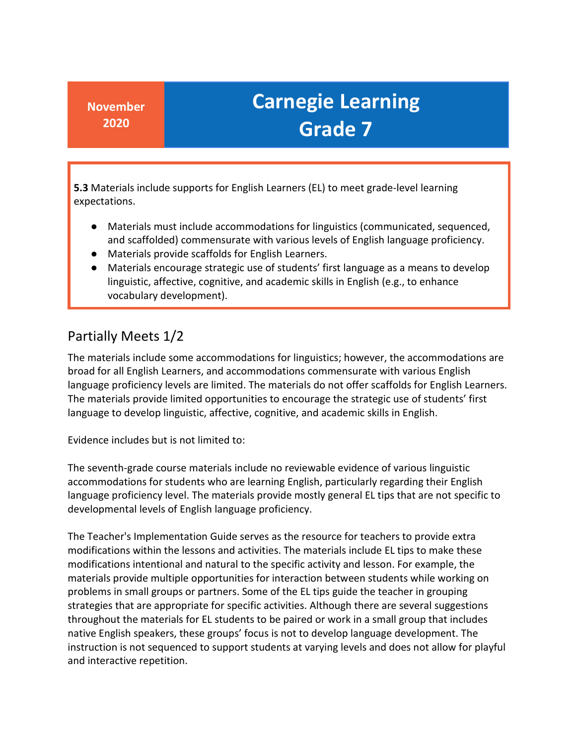**November 2020**

# Carnegie Learning Grade 7

**5.3** Materials include supports for English Learners (EL) to meet grade-level learning expectations.

- Materials must include accommodations for linguistics (communicated, sequenced, and scaffolded) commensurate with various levels of English language proficiency.
- Materials provide scaffolds for English Learners.
- Materials encourage strategic use of students' first language as a means to develop linguistic, affective, cognitive, and academic skills in English (e.g., to enhance vocabulary development).

## Partially Meets 1/2

The materials include some accommodations for linguistics; however, the accommodations are broad for all English Learners, and accommodations commensurate with various English language proficiency levels are limited. The materials do not offer scaffolds for English Learners. The materials provide limited opportunities to encourage the strategic use of students' first language to develop linguistic, affective, cognitive, and academic skills in English.

Evidence includes but is not limited to:

The seventh-grade course materials include no reviewable evidence of various linguistic accommodations for students who are learning English, particularly regarding their English language proficiency level. The materials provide mostly general EL tips that are not specific to developmental levels of English language proficiency.

The Teacher's Implementation Guide serves as the resource for teachers to provide extra modifications within the lessons and activities. The materials include EL tips to make these modifications intentional and natural to the specific activity and lesson. For example, the materials provide multiple opportunities for interaction between students while working on problems in small groups or partners. Some of the EL tips guide the teacher in grouping strategies that are appropriate for specific activities. Although there are several suggestions throughout the materials for EL students to be paired or work in a small group that includes native English speakers, these groups' focus is not to develop language development. The instruction is not sequenced to support students at varying levels and does not allow for playful and interactive repetition.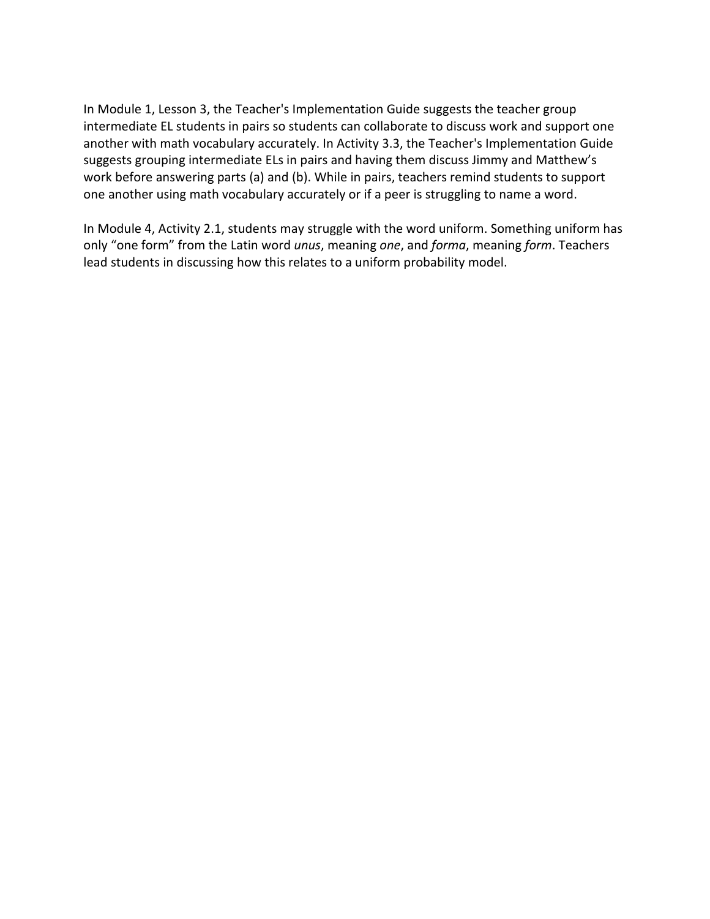In Module 1, Lesson 3, the Teacher's Implementation Guide suggests the teacher group intermediate EL students in pairs so students can collaborate to discuss work and support one another with math vocabulary accurately. In Activity 3.3, the Teacher's Implementation Guide suggests grouping intermediate ELs in pairs and having them discuss Jimmy and Matthew's work before answering parts (a) and (b). While in pairs, teachers remind students to support one another using math vocabulary accurately or if a peer is struggling to name a word.

In Module 4, Activity 2.1, students may struggle with the word uniform. Something uniform has only "one form" from the Latin word *unus*, meaning *one*, and *forma*, meaning *form*. Teachers lead students in discussing how this relates to a uniform probability model.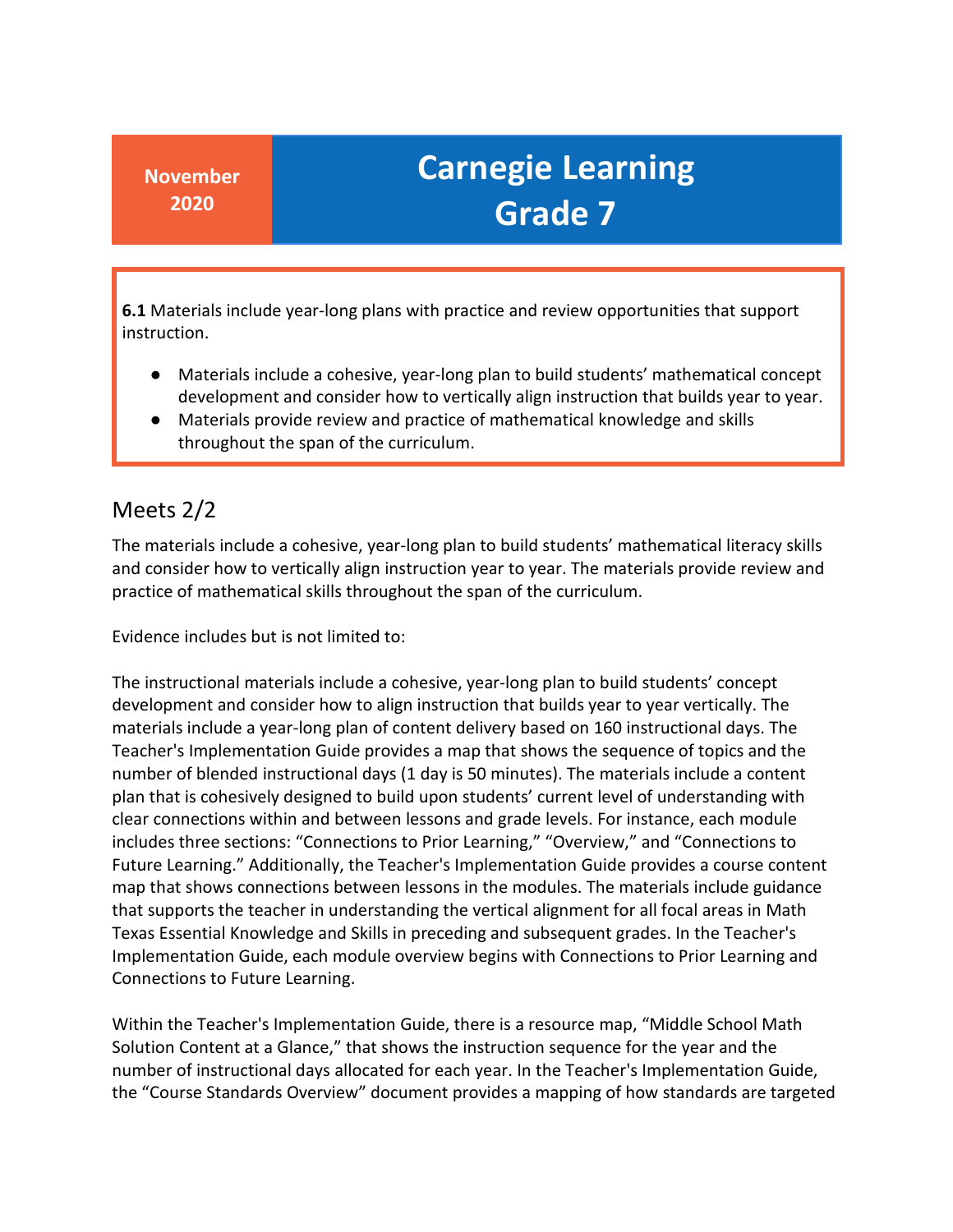| November 2020 | Carnegie Learning Grade 7 |
|---|---|

**6.1** Materials include year-long plans with practice and review opportunities that support instruction.

- Materials include a cohesive, year-long plan to build students' mathematical concept development and consider how to vertically align instruction that builds year to year.
- Materials provide review and practice of mathematical knowledge and skills throughout the span of the curriculum.

## Meets 2/2

The materials include a cohesive, year-long plan to build students' mathematical literacy skills and consider how to vertically align instruction year to year. The materials provide review and practice of mathematical skills throughout the span of the curriculum.

Evidence includes but is not limited to:

The instructional materials include a cohesive, year-long plan to build students' concept development and consider how to align instruction that builds year to year vertically. The materials include a year-long plan of content delivery based on 160 instructional days. The Teacher's Implementation Guide provides a map that shows the sequence of topics and the number of blended instructional days (1 day is 50 minutes). The materials include a content plan that is cohesively designed to build upon students' current level of understanding with clear connections within and between lessons and grade levels. For instance, each module includes three sections: "Connections to Prior Learning," "Overview," and "Connections to Future Learning." Additionally, the Teacher's Implementation Guide provides a course content map that shows connections between lessons in the modules. The materials include guidance that supports the teacher in understanding the vertical alignment for all focal areas in Math Texas Essential Knowledge and Skills in preceding and subsequent grades. In the Teacher's Implementation Guide, each module overview begins with Connections to Prior Learning and Connections to Future Learning.

Within the Teacher's Implementation Guide, there is a resource map, "Middle School Math Solution Content at a Glance," that shows the instruction sequence for the year and the number of instructional days allocated for each year. In the Teacher's Implementation Guide, the "Course Standards Overview" document provides a mapping of how standards are targeted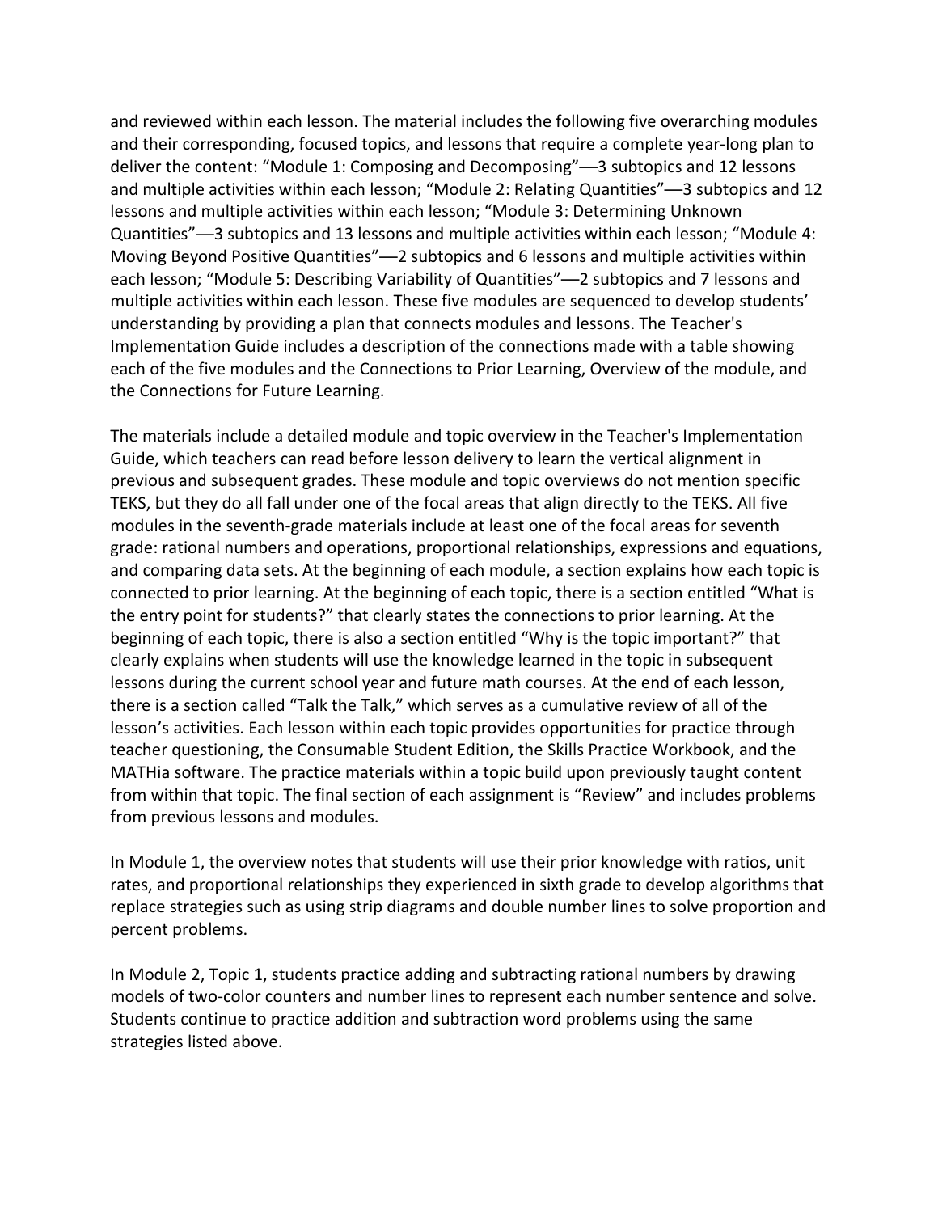and reviewed within each lesson. The material includes the following five overarching modules and their corresponding, focused topics, and lessons that require a complete year-long plan to deliver the content: “Module 1: Composing and Decomposing”—3 subtopics and 12 lessons and multiple activities within each lesson; “Module 2: Relating Quantities”—3 subtopics and 12 lessons and multiple activities within each lesson; “Module 3: Determining Unknown Quantities”—3 subtopics and 13 lessons and multiple activities within each lesson; “Module 4: Moving Beyond Positive Quantities”—2 subtopics and 6 lessons and multiple activities within each lesson; “Module 5: Describing Variability of Quantities”—2 subtopics and 7 lessons and multiple activities within each lesson. These five modules are sequenced to develop students' understanding by providing a plan that connects modules and lessons. The Teacher's Implementation Guide includes a description of the connections made with a table showing each of the five modules and the Connections to Prior Learning, Overview of the module, and the Connections for Future Learning.

The materials include a detailed module and topic overview in the Teacher's Implementation Guide, which teachers can read before lesson delivery to learn the vertical alignment in previous and subsequent grades. These module and topic overviews do not mention specific TEKS, but they do all fall under one of the focal areas that align directly to the TEKS. All five modules in the seventh-grade materials include at least one of the focal areas for seventh grade: rational numbers and operations, proportional relationships, expressions and equations, and comparing data sets. At the beginning of each module, a section explains how each topic is connected to prior learning. At the beginning of each topic, there is a section entitled “What is the entry point for students?” that clearly states the connections to prior learning. At the beginning of each topic, there is also a section entitled “Why is the topic important?” that clearly explains when students will use the knowledge learned in the topic in subsequent lessons during the current school year and future math courses. At the end of each lesson, there is a section called “Talk the Talk,” which serves as a cumulative review of all of the lesson's activities. Each lesson within each topic provides opportunities for practice through teacher questioning, the Consumable Student Edition, the Skills Practice Workbook, and the MATHia software. The practice materials within a topic build upon previously taught content from within that topic. The final section of each assignment is “Review” and includes problems from previous lessons and modules.

In Module 1, the overview notes that students will use their prior knowledge with ratios, unit rates, and proportional relationships they experienced in sixth grade to develop algorithms that replace strategies such as using strip diagrams and double number lines to solve proportion and percent problems.

In Module 2, Topic 1, students practice adding and subtracting rational numbers by drawing models of two-color counters and number lines to represent each number sentence and solve. Students continue to practice addition and subtraction word problems using the same strategies listed above.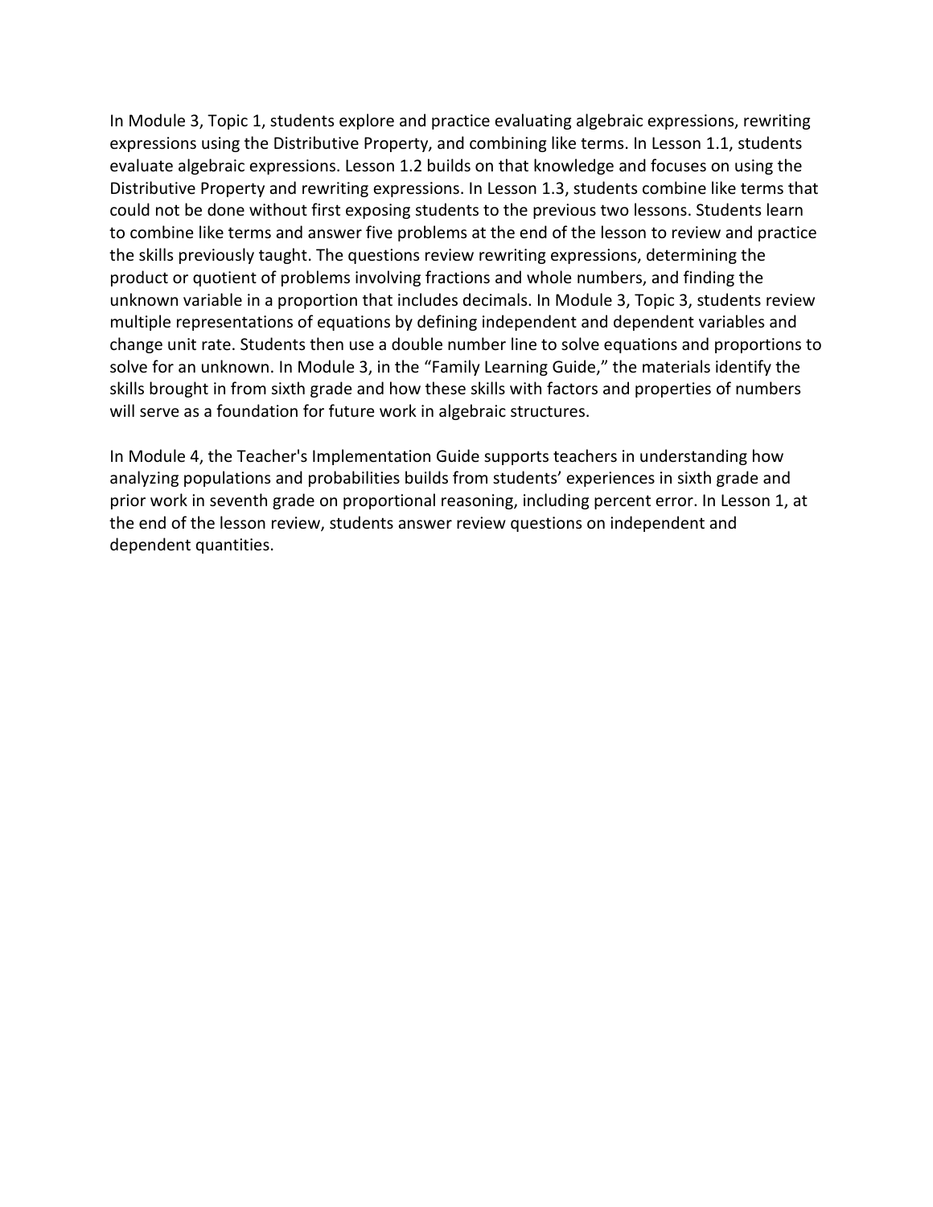In Module 3, Topic 1, students explore and practice evaluating algebraic expressions, rewriting expressions using the Distributive Property, and combining like terms. In Lesson 1.1, students evaluate algebraic expressions. Lesson 1.2 builds on that knowledge and focuses on using the Distributive Property and rewriting expressions. In Lesson 1.3, students combine like terms that could not be done without first exposing students to the previous two lessons. Students learn to combine like terms and answer five problems at the end of the lesson to review and practice the skills previously taught. The questions review rewriting expressions, determining the product or quotient of problems involving fractions and whole numbers, and finding the unknown variable in a proportion that includes decimals. In Module 3, Topic 3, students review multiple representations of equations by defining independent and dependent variables and change unit rate. Students then use a double number line to solve equations and proportions to solve for an unknown. In Module 3, in the “Family Learning Guide,” the materials identify the skills brought in from sixth grade and how these skills with factors and properties of numbers will serve as a foundation for future work in algebraic structures.

In Module 4, the Teacher's Implementation Guide supports teachers in understanding how analyzing populations and probabilities builds from students’ experiences in sixth grade and prior work in seventh grade on proportional reasoning, including percent error. In Lesson 1, at the end of the lesson review, students answer review questions on independent and dependent quantities.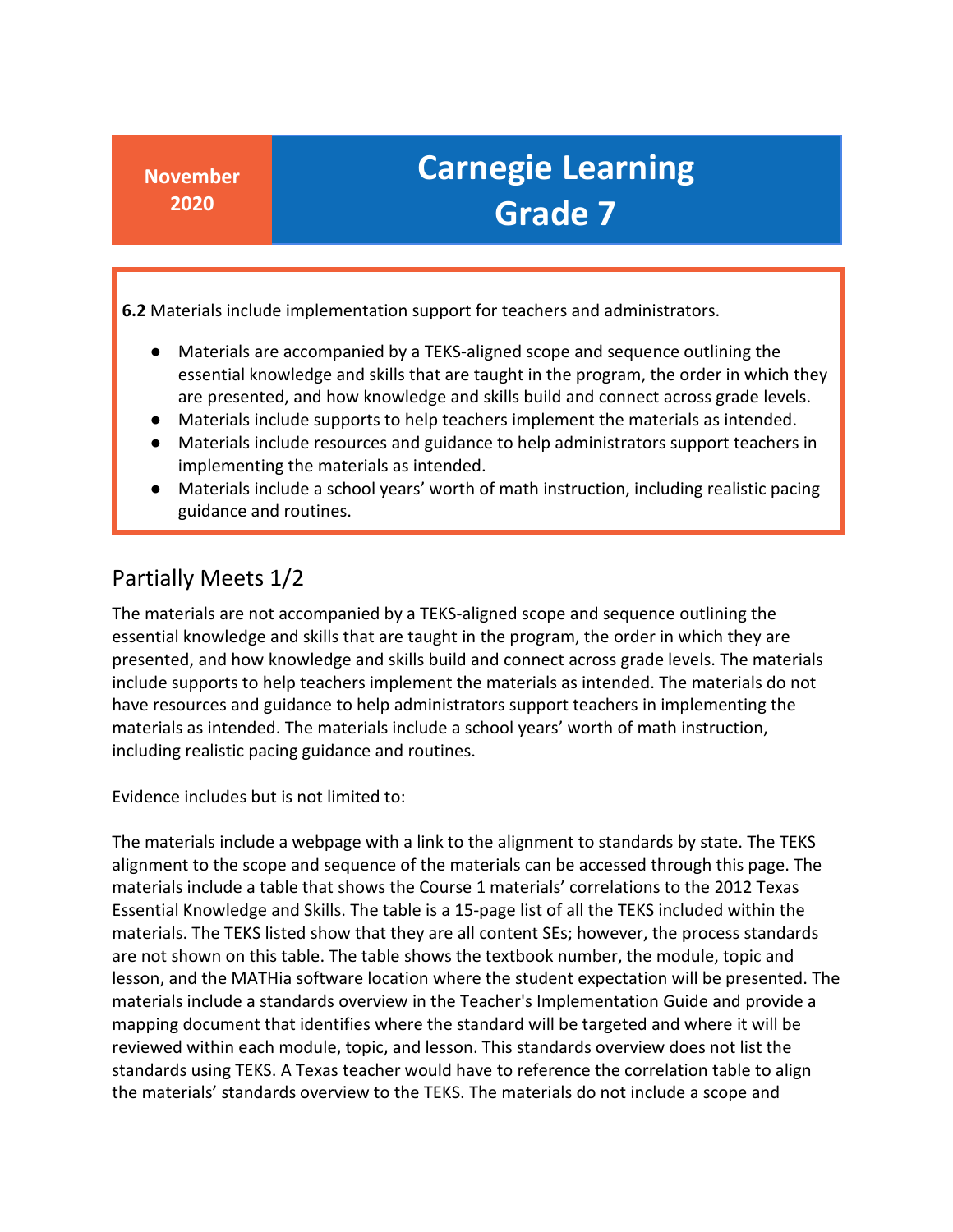| November 2020 | Carnegie Learning Grade 7 |
|---|---|

**6.2** Materials include implementation support for teachers and administrators.

- Materials are accompanied by a TEKS-aligned scope and sequence outlining the essential knowledge and skills that are taught in the program, the order in which they are presented, and how knowledge and skills build and connect across grade levels.
- Materials include supports to help teachers implement the materials as intended.
- Materials include resources and guidance to help administrators support teachers in implementing the materials as intended.
- Materials include a school years' worth of math instruction, including realistic pacing guidance and routines.

## Partially Meets 1/2

The materials are not accompanied by a TEKS-aligned scope and sequence outlining the essential knowledge and skills that are taught in the program, the order in which they are presented, and how knowledge and skills build and connect across grade levels. The materials include supports to help teachers implement the materials as intended. The materials do not have resources and guidance to help administrators support teachers in implementing the materials as intended. The materials include a school years' worth of math instruction, including realistic pacing guidance and routines.

Evidence includes but is not limited to:

The materials include a webpage with a link to the alignment to standards by state. The TEKS alignment to the scope and sequence of the materials can be accessed through this page. The materials include a table that shows the Course 1 materials' correlations to the 2012 Texas Essential Knowledge and Skills. The table is a 15-page list of all the TEKS included within the materials. The TEKS listed show that they are all content SEs; however, the process standards are not shown on this table. The table shows the textbook number, the module, topic and lesson, and the MATHia software location where the student expectation will be presented. The materials include a standards overview in the Teacher's Implementation Guide and provide a mapping document that identifies where the standard will be targeted and where it will be reviewed within each module, topic, and lesson. This standards overview does not list the standards using TEKS. A Texas teacher would have to reference the correlation table to align the materials' standards overview to the TEKS. The materials do not include a scope and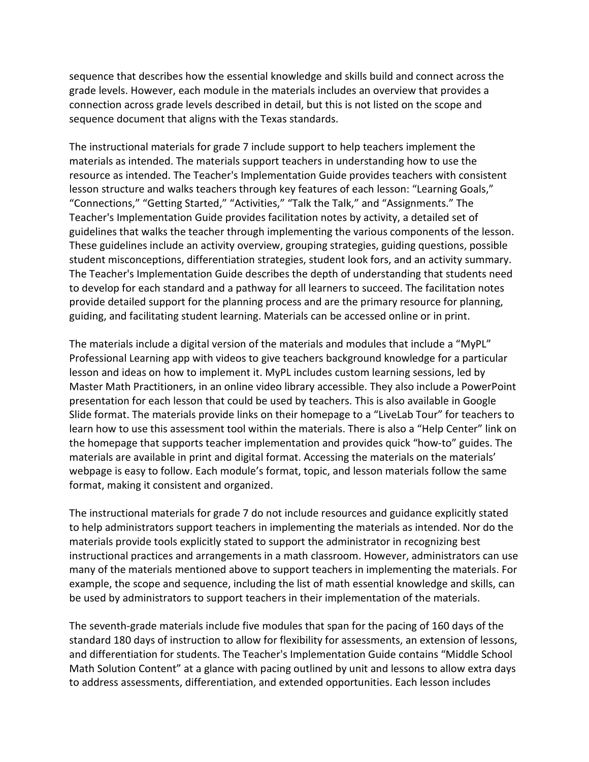sequence that describes how the essential knowledge and skills build and connect across the grade levels. However, each module in the materials includes an overview that provides a connection across grade levels described in detail, but this is not listed on the scope and sequence document that aligns with the Texas standards.

The instructional materials for grade 7 include support to help teachers implement the materials as intended. The materials support teachers in understanding how to use the resource as intended. The Teacher's Implementation Guide provides teachers with consistent lesson structure and walks teachers through key features of each lesson: "Learning Goals," "Connections," "Getting Started," "Activities," "Talk the Talk," and "Assignments." The Teacher's Implementation Guide provides facilitation notes by activity, a detailed set of guidelines that walks the teacher through implementing the various components of the lesson. These guidelines include an activity overview, grouping strategies, guiding questions, possible student misconceptions, differentiation strategies, student look fors, and an activity summary. The Teacher's Implementation Guide describes the depth of understanding that students need to develop for each standard and a pathway for all learners to succeed. The facilitation notes provide detailed support for the planning process and are the primary resource for planning, guiding, and facilitating student learning. Materials can be accessed online or in print.

The materials include a digital version of the materials and modules that include a "MyPL" Professional Learning app with videos to give teachers background knowledge for a particular lesson and ideas on how to implement it. MyPL includes custom learning sessions, led by Master Math Practitioners, in an online video library accessible. They also include a PowerPoint presentation for each lesson that could be used by teachers. This is also available in Google Slide format. The materials provide links on their homepage to a "LiveLab Tour" for teachers to learn how to use this assessment tool within the materials. There is also a "Help Center" link on the homepage that supports teacher implementation and provides quick "how-to" guides. The materials are available in print and digital format. Accessing the materials on the materials' webpage is easy to follow. Each module's format, topic, and lesson materials follow the same format, making it consistent and organized.

The instructional materials for grade 7 do not include resources and guidance explicitly stated to help administrators support teachers in implementing the materials as intended. Nor do the materials provide tools explicitly stated to support the administrator in recognizing best instructional practices and arrangements in a math classroom. However, administrators can use many of the materials mentioned above to support teachers in implementing the materials. For example, the scope and sequence, including the list of math essential knowledge and skills, can be used by administrators to support teachers in their implementation of the materials.

The seventh-grade materials include five modules that span for the pacing of 160 days of the standard 180 days of instruction to allow for flexibility for assessments, an extension of lessons, and differentiation for students. The Teacher's Implementation Guide contains "Middle School Math Solution Content" at a glance with pacing outlined by unit and lessons to allow extra days to address assessments, differentiation, and extended opportunities. Each lesson includes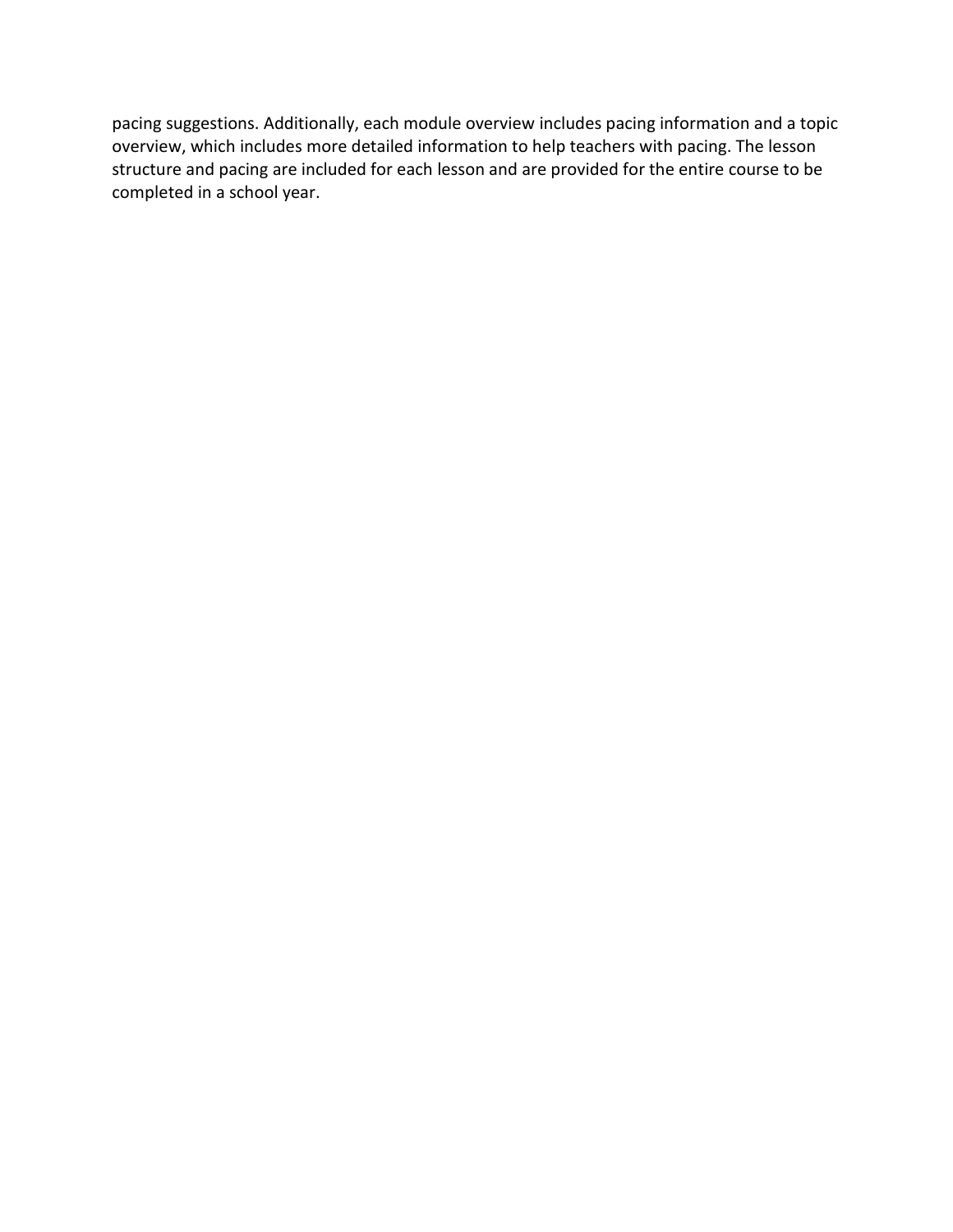pacing suggestions. Additionally, each module overview includes pacing information and a topic overview, which includes more detailed information to help teachers with pacing. The lesson structure and pacing are included for each lesson and are provided for the entire course to be completed in a school year.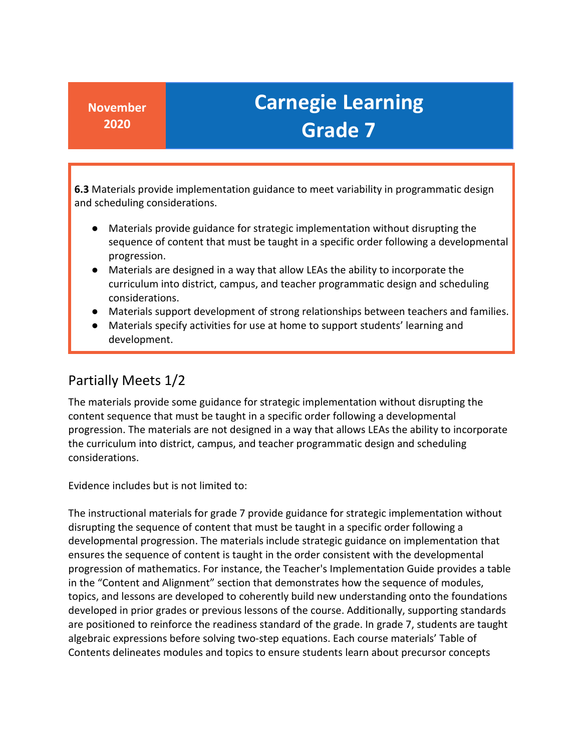| November 2020 | Carnegie Learning Grade 7 |
|---|---|

**6.3** Materials provide implementation guidance to meet variability in programmatic design and scheduling considerations.

- Materials provide guidance for strategic implementation without disrupting the sequence of content that must be taught in a specific order following a developmental progression.
- Materials are designed in a way that allow LEAs the ability to incorporate the curriculum into district, campus, and teacher programmatic design and scheduling considerations.
- Materials support development of strong relationships between teachers and families.
- Materials specify activities for use at home to support students' learning and development.

## Partially Meets 1/2

The materials provide some guidance for strategic implementation without disrupting the content sequence that must be taught in a specific order following a developmental progression. The materials are not designed in a way that allows LEAs the ability to incorporate the curriculum into district, campus, and teacher programmatic design and scheduling considerations.

Evidence includes but is not limited to:

The instructional materials for grade 7 provide guidance for strategic implementation without disrupting the sequence of content that must be taught in a specific order following a developmental progression. The materials include strategic guidance on implementation that ensures the sequence of content is taught in the order consistent with the developmental progression of mathematics. For instance, the Teacher's Implementation Guide provides a table in the "Content and Alignment" section that demonstrates how the sequence of modules, topics, and lessons are developed to coherently build new understanding onto the foundations developed in prior grades or previous lessons of the course. Additionally, supporting standards are positioned to reinforce the readiness standard of the grade. In grade 7, students are taught algebraic expressions before solving two-step equations. Each course materials' Table of Contents delineates modules and topics to ensure students learn about precursor concepts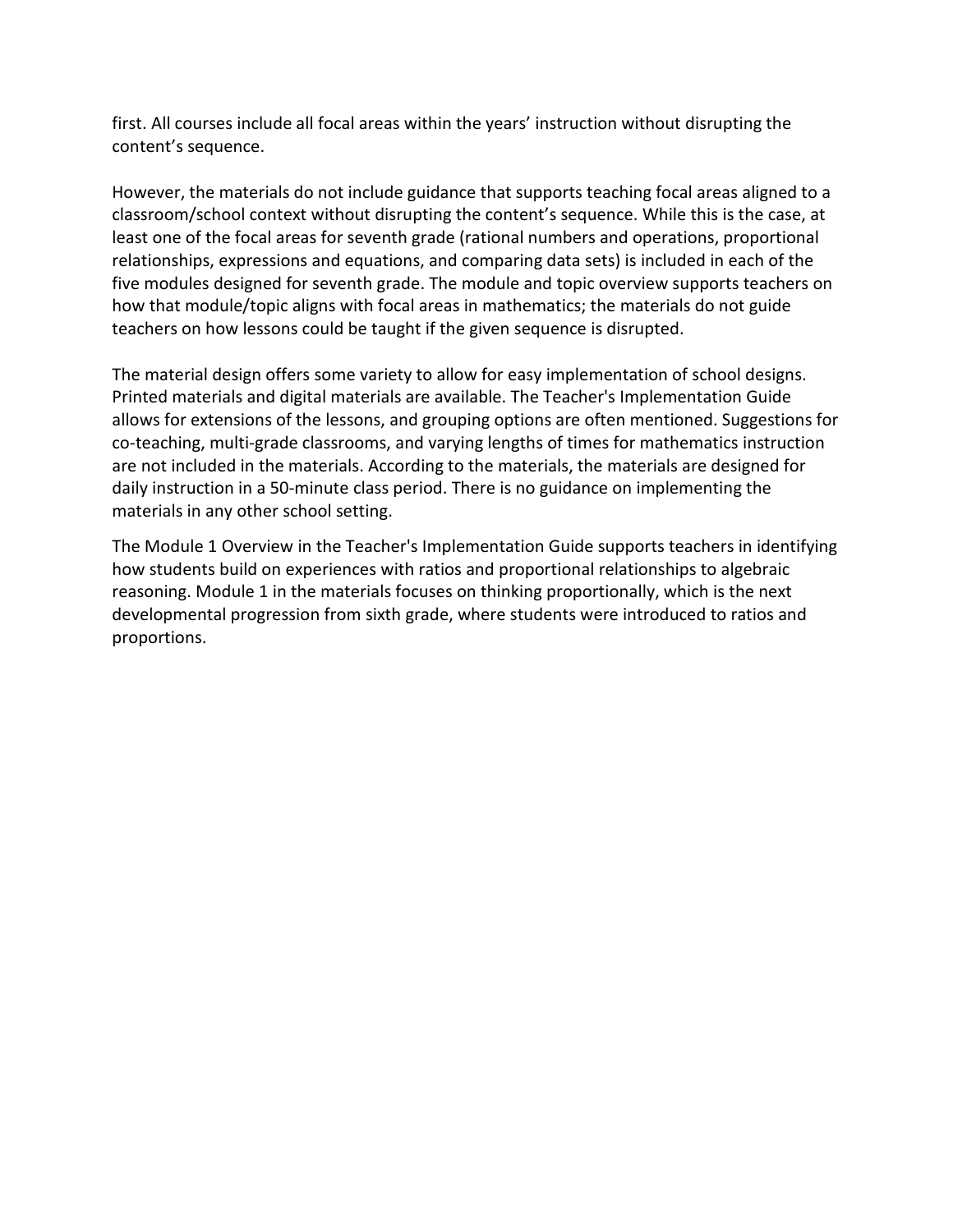first. All courses include all focal areas within the years' instruction without disrupting the content's sequence.

However, the materials do not include guidance that supports teaching focal areas aligned to a classroom/school context without disrupting the content's sequence. While this is the case, at least one of the focal areas for seventh grade (rational numbers and operations, proportional relationships, expressions and equations, and comparing data sets) is included in each of the five modules designed for seventh grade. The module and topic overview supports teachers on how that module/topic aligns with focal areas in mathematics; the materials do not guide teachers on how lessons could be taught if the given sequence is disrupted.

The material design offers some variety to allow for easy implementation of school designs. Printed materials and digital materials are available. The Teacher's Implementation Guide allows for extensions of the lessons, and grouping options are often mentioned. Suggestions for co-teaching, multi-grade classrooms, and varying lengths of times for mathematics instruction are not included in the materials. According to the materials, the materials are designed for daily instruction in a 50-minute class period. There is no guidance on implementing the materials in any other school setting.

The Module 1 Overview in the Teacher's Implementation Guide supports teachers in identifying how students build on experiences with ratios and proportional relationships to algebraic reasoning. Module 1 in the materials focuses on thinking proportionally, which is the next developmental progression from sixth grade, where students were introduced to ratios and proportions.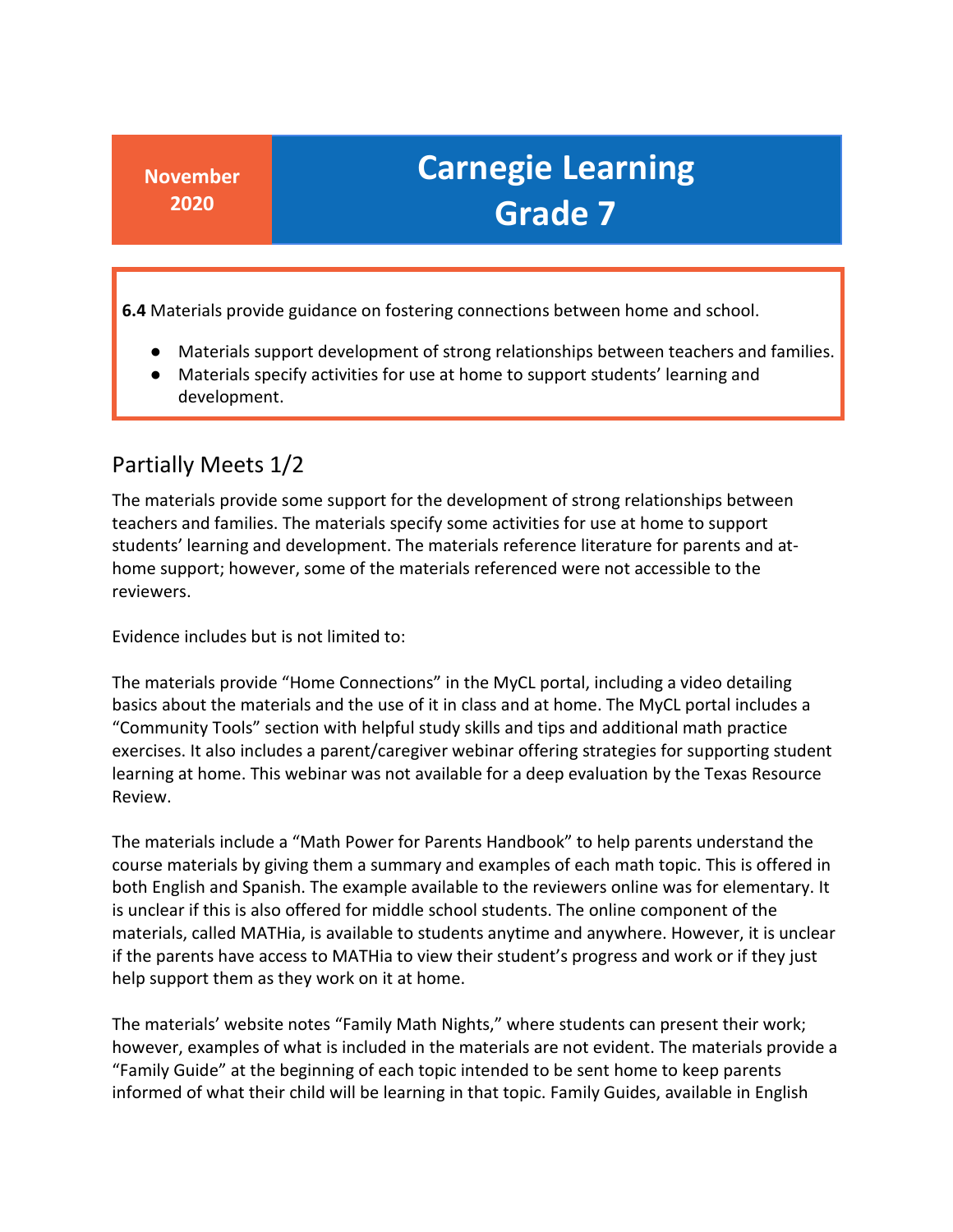**November 2020**

# Carnegie Learning Grade 7

**6.4** Materials provide guidance on fostering connections between home and school.

- Materials support development of strong relationships between teachers and families.
- Materials specify activities for use at home to support students' learning and development.

## Partially Meets 1/2

The materials provide some support for the development of strong relationships between teachers and families. The materials specify some activities for use at home to support students' learning and development. The materials reference literature for parents and at-home support; however, some of the materials referenced were not accessible to the reviewers.

Evidence includes but is not limited to:

The materials provide "Home Connections" in the MyCL portal, including a video detailing basics about the materials and the use of it in class and at home. The MyCL portal includes a "Community Tools" section with helpful study skills and tips and additional math practice exercises. It also includes a parent/caregiver webinar offering strategies for supporting student learning at home. This webinar was not available for a deep evaluation by the Texas Resource Review.

The materials include a "Math Power for Parents Handbook" to help parents understand the course materials by giving them a summary and examples of each math topic. This is offered in both English and Spanish. The example available to the reviewers online was for elementary. It is unclear if this is also offered for middle school students. The online component of the materials, called MATHia, is available to students anytime and anywhere. However, it is unclear if the parents have access to MATHia to view their student's progress and work or if they just help support them as they work on it at home.

The materials' website notes "Family Math Nights," where students can present their work; however, examples of what is included in the materials are not evident. The materials provide a "Family Guide" at the beginning of each topic intended to be sent home to keep parents informed of what their child will be learning in that topic. Family Guides, available in English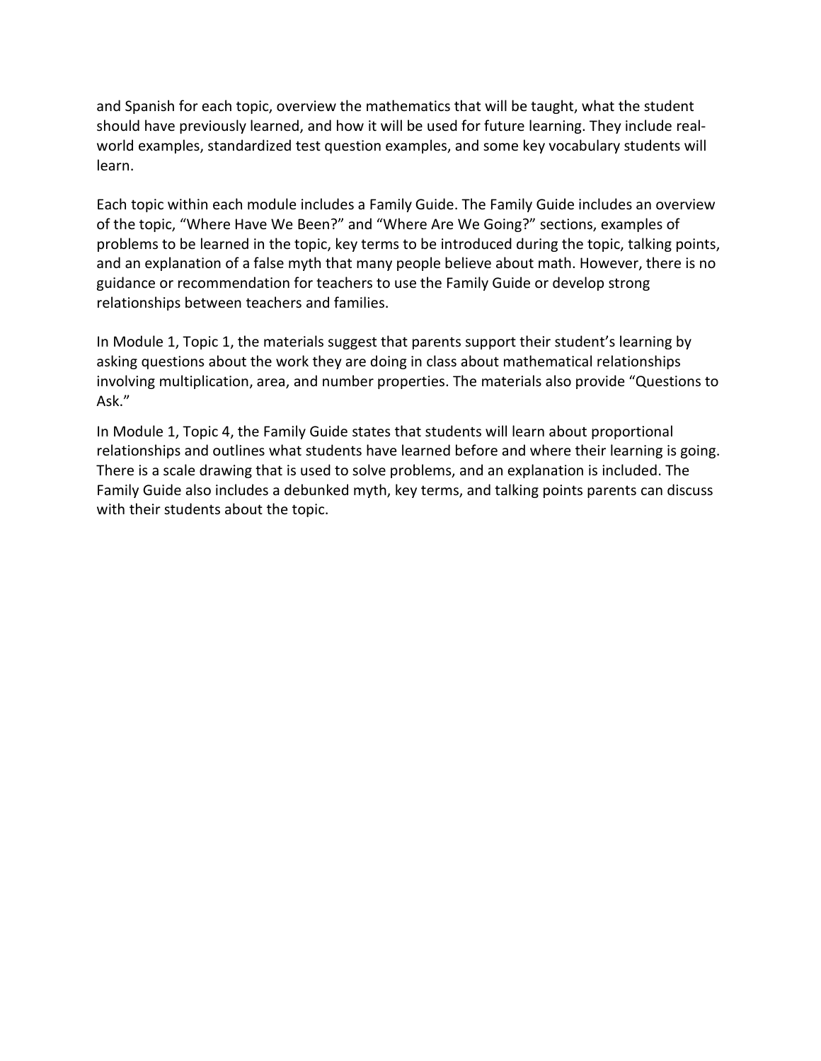and Spanish for each topic, overview the mathematics that will be taught, what the student should have previously learned, and how it will be used for future learning. They include real-world examples, standardized test question examples, and some key vocabulary students will learn.

Each topic within each module includes a Family Guide. The Family Guide includes an overview of the topic, "Where Have We Been?" and "Where Are We Going?" sections, examples of problems to be learned in the topic, key terms to be introduced during the topic, talking points, and an explanation of a false myth that many people believe about math. However, there is no guidance or recommendation for teachers to use the Family Guide or develop strong relationships between teachers and families.

In Module 1, Topic 1, the materials suggest that parents support their student's learning by asking questions about the work they are doing in class about mathematical relationships involving multiplication, area, and number properties. The materials also provide "Questions to Ask."

In Module 1, Topic 4, the Family Guide states that students will learn about proportional relationships and outlines what students have learned before and where their learning is going. There is a scale drawing that is used to solve problems, and an explanation is included. The Family Guide also includes a debunked myth, key terms, and talking points parents can discuss with their students about the topic.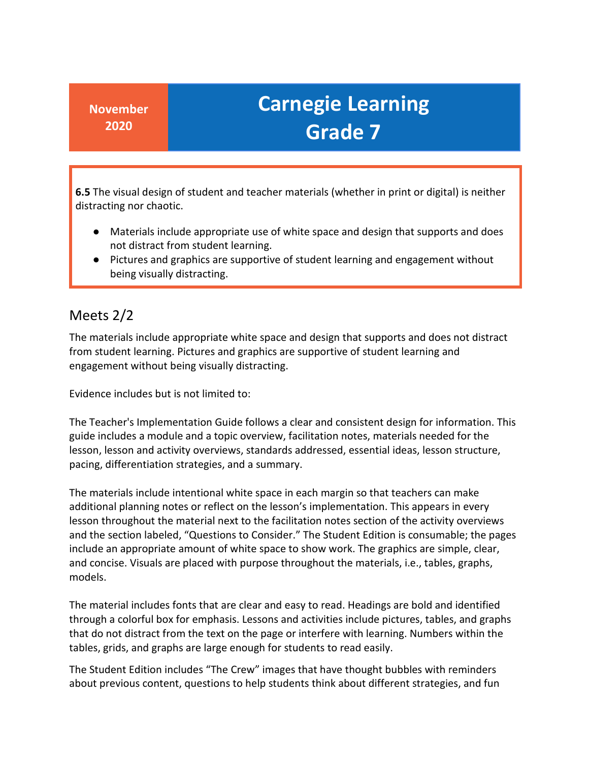**November 2020**

# Carnegie Learning Grade 7

**6.5** The visual design of student and teacher materials (whether in print or digital) is neither distracting nor chaotic.

- Materials include appropriate use of white space and design that supports and does not distract from student learning.
- Pictures and graphics are supportive of student learning and engagement without being visually distracting.

## Meets 2/2

The materials include appropriate white space and design that supports and does not distract from student learning. Pictures and graphics are supportive of student learning and engagement without being visually distracting.

Evidence includes but is not limited to:

The Teacher's Implementation Guide follows a clear and consistent design for information. This guide includes a module and a topic overview, facilitation notes, materials needed for the lesson, lesson and activity overviews, standards addressed, essential ideas, lesson structure, pacing, differentiation strategies, and a summary.

The materials include intentional white space in each margin so that teachers can make additional planning notes or reflect on the lesson's implementation. This appears in every lesson throughout the material next to the facilitation notes section of the activity overviews and the section labeled, "Questions to Consider." The Student Edition is consumable; the pages include an appropriate amount of white space to show work. The graphics are simple, clear, and concise. Visuals are placed with purpose throughout the materials, i.e., tables, graphs, models.

The material includes fonts that are clear and easy to read. Headings are bold and identified through a colorful box for emphasis. Lessons and activities include pictures, tables, and graphs that do not distract from the text on the page or interfere with learning. Numbers within the tables, grids, and graphs are large enough for students to read easily.

The Student Edition includes "The Crew" images that have thought bubbles with reminders about previous content, questions to help students think about different strategies, and fun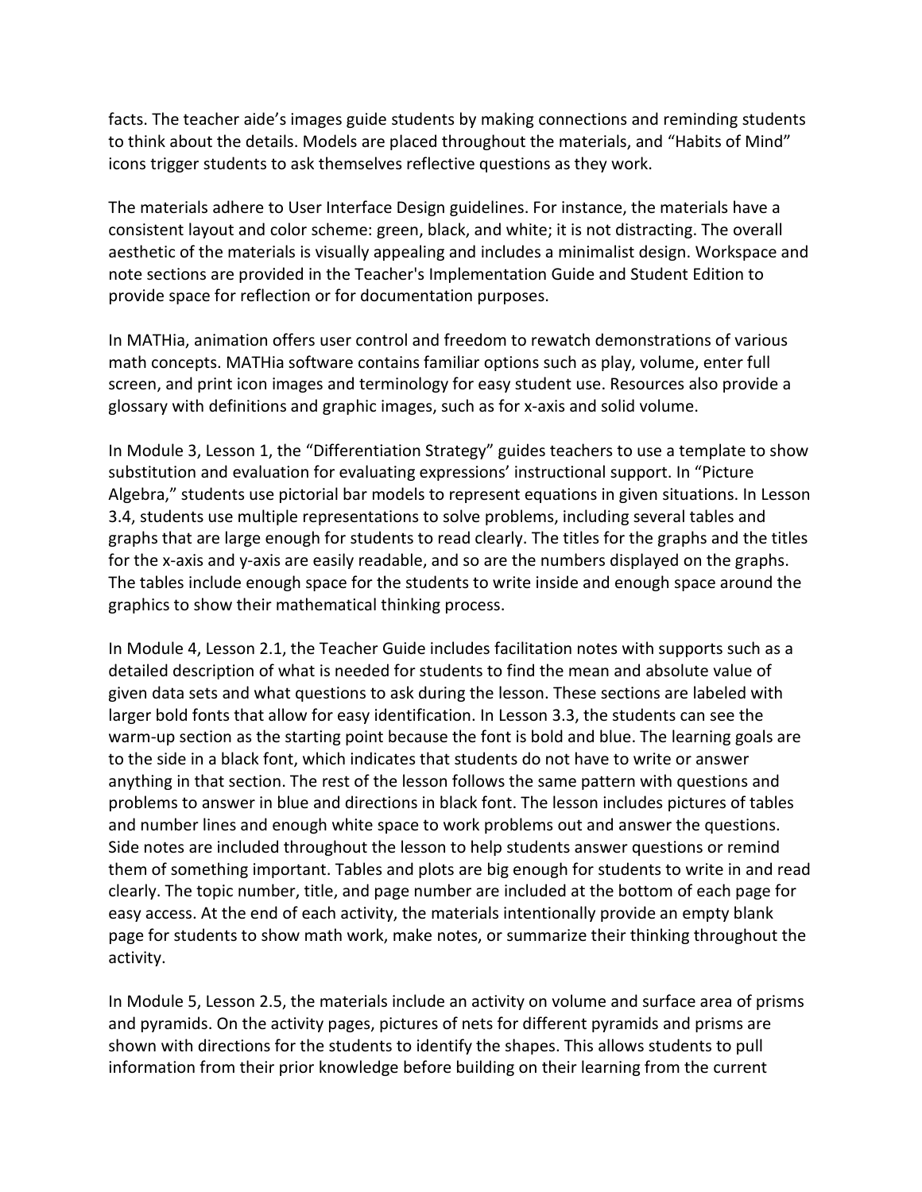facts. The teacher aide's images guide students by making connections and reminding students to think about the details. Models are placed throughout the materials, and "Habits of Mind" icons trigger students to ask themselves reflective questions as they work.

The materials adhere to User Interface Design guidelines. For instance, the materials have a consistent layout and color scheme: green, black, and white; it is not distracting. The overall aesthetic of the materials is visually appealing and includes a minimalist design. Workspace and note sections are provided in the Teacher's Implementation Guide and Student Edition to provide space for reflection or for documentation purposes.

In MATHia, animation offers user control and freedom to rewatch demonstrations of various math concepts. MATHia software contains familiar options such as play, volume, enter full screen, and print icon images and terminology for easy student use. Resources also provide a glossary with definitions and graphic images, such as for x-axis and solid volume.

In Module 3, Lesson 1, the "Differentiation Strategy" guides teachers to use a template to show substitution and evaluation for evaluating expressions' instructional support. In "Picture Algebra," students use pictorial bar models to represent equations in given situations. In Lesson 3.4, students use multiple representations to solve problems, including several tables and graphs that are large enough for students to read clearly. The titles for the graphs and the titles for the x-axis and y-axis are easily readable, and so are the numbers displayed on the graphs. The tables include enough space for the students to write inside and enough space around the graphics to show their mathematical thinking process.

In Module 4, Lesson 2.1, the Teacher Guide includes facilitation notes with supports such as a detailed description of what is needed for students to find the mean and absolute value of given data sets and what questions to ask during the lesson. These sections are labeled with larger bold fonts that allow for easy identification. In Lesson 3.3, the students can see the warm-up section as the starting point because the font is bold and blue. The learning goals are to the side in a black font, which indicates that students do not have to write or answer anything in that section. The rest of the lesson follows the same pattern with questions and problems to answer in blue and directions in black font. The lesson includes pictures of tables and number lines and enough white space to work problems out and answer the questions. Side notes are included throughout the lesson to help students answer questions or remind them of something important. Tables and plots are big enough for students to write in and read clearly. The topic number, title, and page number are included at the bottom of each page for easy access. At the end of each activity, the materials intentionally provide an empty blank page for students to show math work, make notes, or summarize their thinking throughout the activity.

In Module 5, Lesson 2.5, the materials include an activity on volume and surface area of prisms and pyramids. On the activity pages, pictures of nets for different pyramids and prisms are shown with directions for the students to identify the shapes. This allows students to pull information from their prior knowledge before building on their learning from the current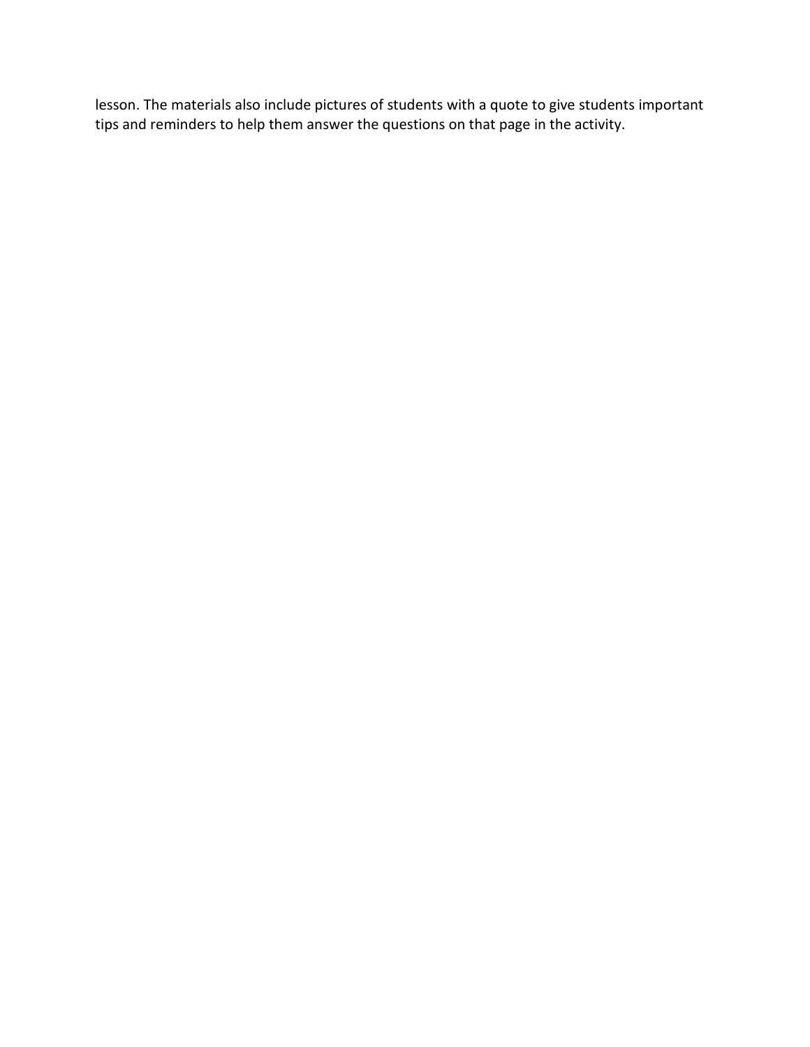lesson. The materials also include pictures of students with a quote to give students important tips and reminders to help them answer the questions on that page in the activity.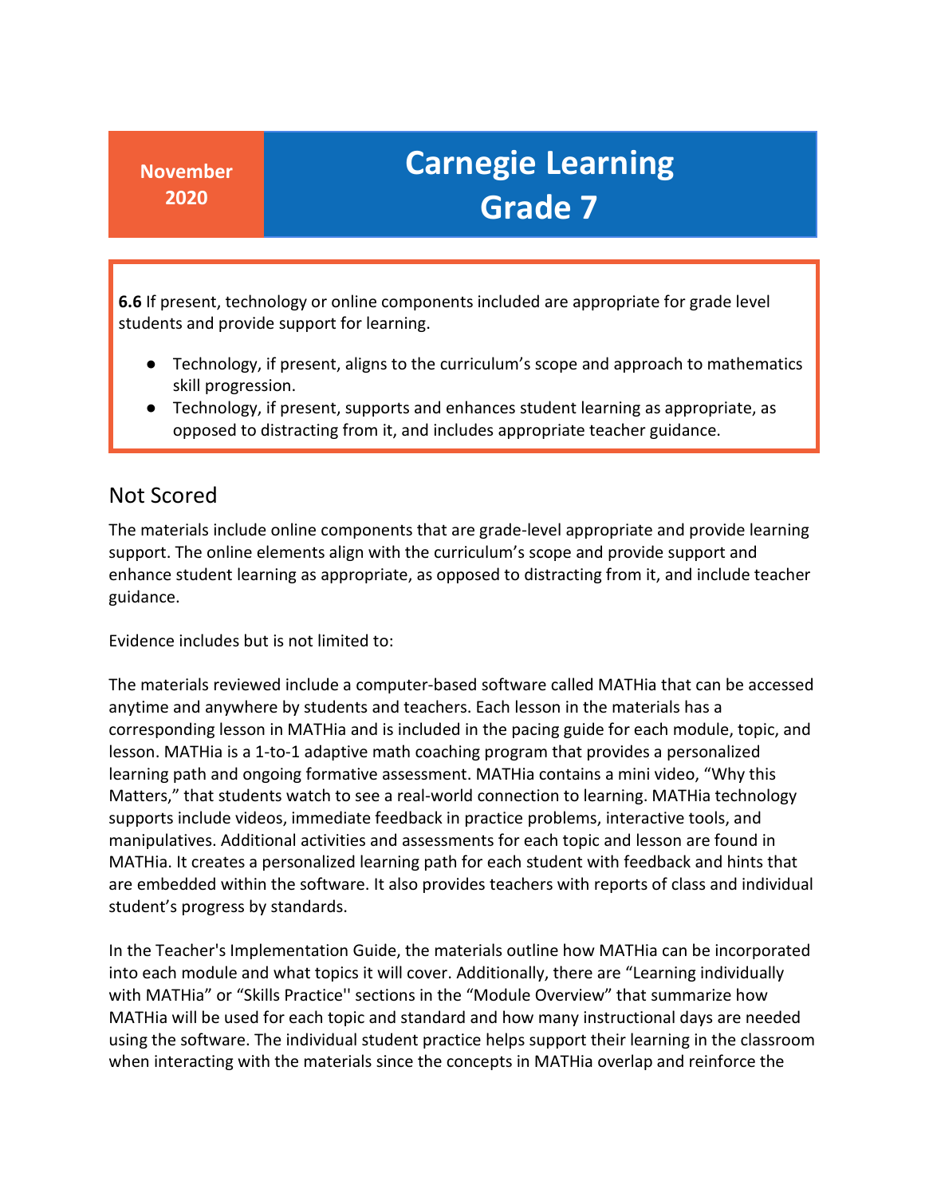**November 2020**

# Carnegie Learning Grade 7

**6.6** If present, technology or online components included are appropriate for grade level students and provide support for learning.

- Technology, if present, aligns to the curriculum's scope and approach to mathematics skill progression.
- Technology, if present, supports and enhances student learning as appropriate, as opposed to distracting from it, and includes appropriate teacher guidance.

## Not Scored

The materials include online components that are grade-level appropriate and provide learning support. The online elements align with the curriculum's scope and provide support and enhance student learning as appropriate, as opposed to distracting from it, and include teacher guidance.

Evidence includes but is not limited to:

The materials reviewed include a computer-based software called MATHia that can be accessed anytime and anywhere by students and teachers. Each lesson in the materials has a corresponding lesson in MATHia and is included in the pacing guide for each module, topic, and lesson. MATHia is a 1-to-1 adaptive math coaching program that provides a personalized learning path and ongoing formative assessment. MATHia contains a mini video, "Why this Matters," that students watch to see a real-world connection to learning. MATHia technology supports include videos, immediate feedback in practice problems, interactive tools, and manipulatives. Additional activities and assessments for each topic and lesson are found in MATHia. It creates a personalized learning path for each student with feedback and hints that are embedded within the software. It also provides teachers with reports of class and individual student's progress by standards.

In the Teacher's Implementation Guide, the materials outline how MATHia can be incorporated into each module and what topics it will cover. Additionally, there are "Learning individually with MATHia" or "Skills Practice'' sections in the "Module Overview" that summarize how MATHia will be used for each topic and standard and how many instructional days are needed using the software. The individual student practice helps support their learning in the classroom when interacting with the materials since the concepts in MATHia overlap and reinforce the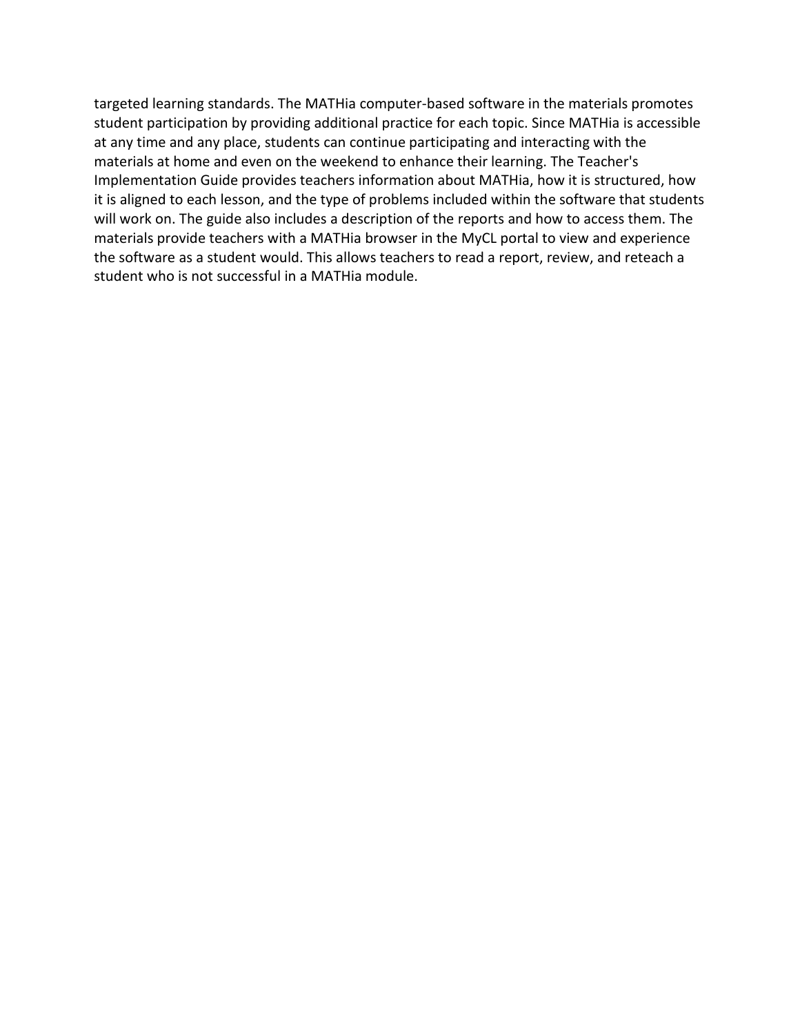targeted learning standards. The MATHia computer-based software in the materials promotes student participation by providing additional practice for each topic. Since MATHia is accessible at any time and any place, students can continue participating and interacting with the materials at home and even on the weekend to enhance their learning. The Teacher's Implementation Guide provides teachers information about MATHia, how it is structured, how it is aligned to each lesson, and the type of problems included within the software that students will work on. The guide also includes a description of the reports and how to access them. The materials provide teachers with a MATHia browser in the MyCL portal to view and experience the software as a student would. This allows teachers to read a report, review, and reteach a student who is not successful in a MATHia module.